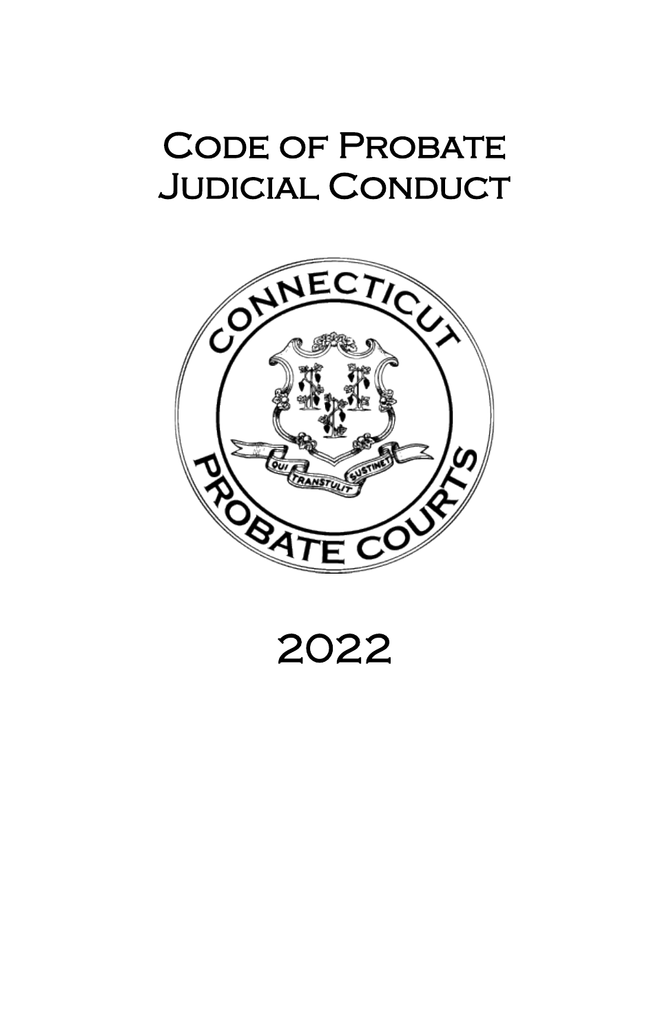# Code of Probate Judicial Conduct

2022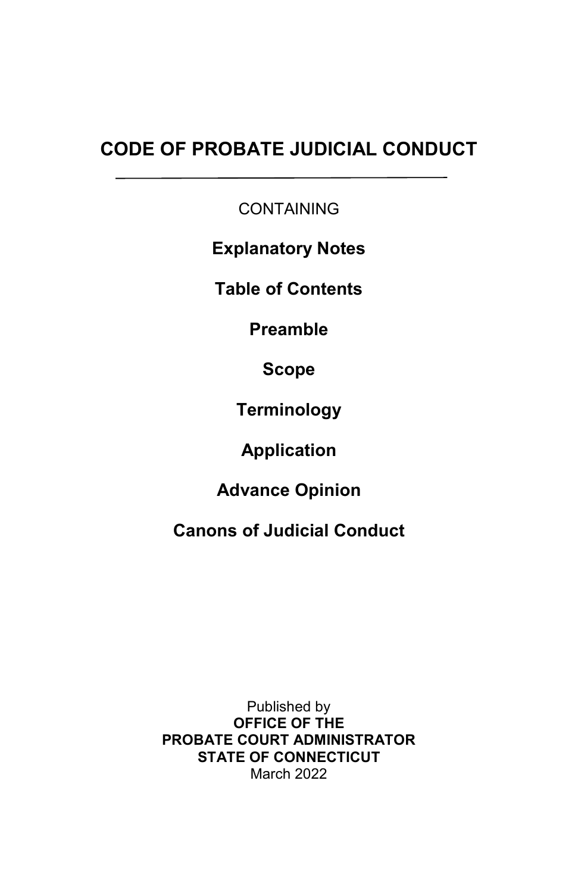# CODE OF PROBATE JUDICIAL CONDUCT

---

CONTAINING

**Explanatory Notes**

**Table of Contents**

**Preamble**

**Scope**

**Terminology**

**Application**

**Advance Opinion**

**Canons of Judicial Conduct**

Published by
**OFFICE OF THE**
**PROBATE COURT ADMINISTRATOR**
**STATE OF CONNECTICUT**
March 2022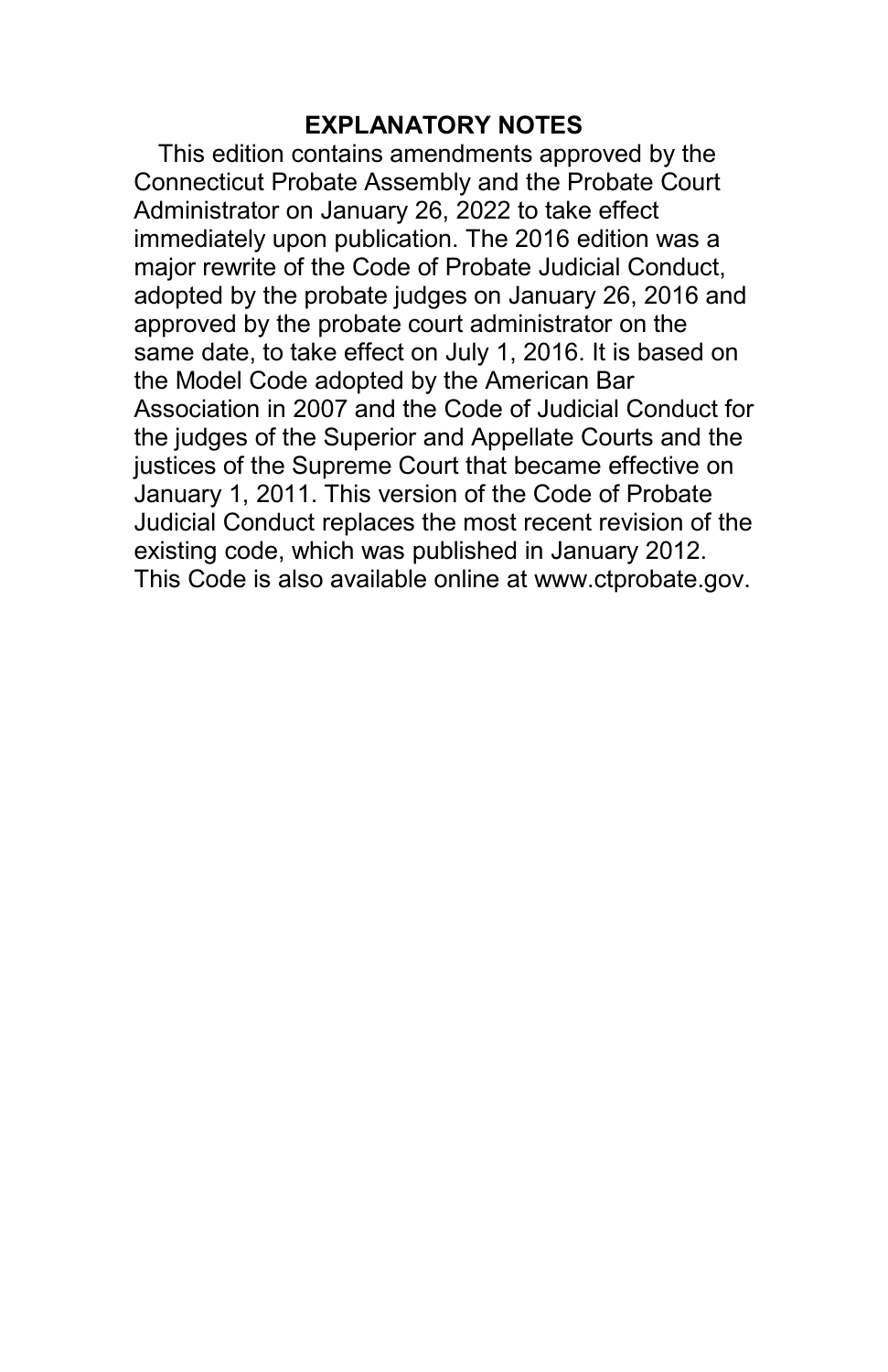## EXPLANATORY NOTES

This edition contains amendments approved by the Connecticut Probate Assembly and the Probate Court Administrator on January 26, 2022 to take effect immediately upon publication. The 2016 edition was a major rewrite of the Code of Probate Judicial Conduct, adopted by the probate judges on January 26, 2016 and approved by the probate court administrator on the same date, to take effect on July 1, 2016. It is based on the Model Code adopted by the American Bar Association in 2007 and the Code of Judicial Conduct for the judges of the Superior and Appellate Courts and the justices of the Supreme Court that became effective on January 1, 2011. This version of the Code of Probate Judicial Conduct replaces the most recent revision of the existing code, which was published in January 2012. This Code is also available online at www.ctprobate.gov.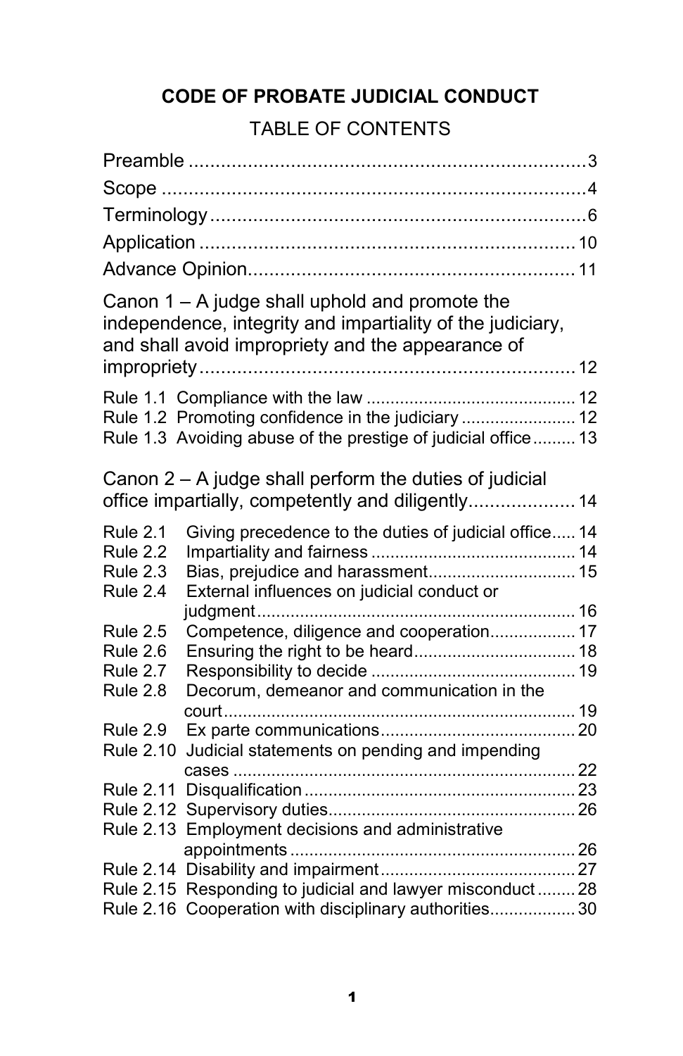# CODE OF PROBATE JUDICIAL CONDUCT

## TABLE OF CONTENTS

Preamble .......................................................................... 3

Scope .............................................................................. 4

Terminology ..................................................................... 6

Application ...................................................................... 10

Advance Opinion............................................................ 11

Canon 1 – A judge shall uphold and promote the independence, integrity and impartiality of the judiciary, and shall avoid impropriety and the appearance of impropriety ...................................................................... 12

Rule 1.1 Compliance with the law ........................................... 12
Rule 1.2 Promoting confidence in the judiciary ........................ 12
Rule 1.3 Avoiding abuse of the prestige of judicial office ......... 13

Canon 2 – A judge shall perform the duties of judicial office impartially, competently and diligently.................... 14

Rule 2.1 Giving precedence to the duties of judicial office..... 14
Rule 2.2 Impartiality and fairness .......................................... 14
Rule 2.3 Bias, prejudice and harassment.............................. 15
Rule 2.4 External influences on judicial conduct or judgment................................................................. 16
Rule 2.5 Competence, diligence and cooperation................. 17
Rule 2.6 Ensuring the right to be heard................................. 18
Rule 2.7 Responsibility to decide .......................................... 19
Rule 2.8 Decorum, demeanor and communication in the court......................................................................... 19
Rule 2.9 Ex parte communications........................................ 20
Rule 2.10 Judicial statements on pending and impending cases ...................................................................... 22
Rule 2.11 Disqualification ........................................................ 23
Rule 2.12 Supervisory duties................................................... 26
Rule 2.13 Employment decisions and administrative appointments ........................................................... 26
Rule 2.14 Disability and impairment ........................................ 27
Rule 2.15 Responding to judicial and lawyer misconduct ........ 28
Rule 2.16 Cooperation with disciplinary authorities................. 30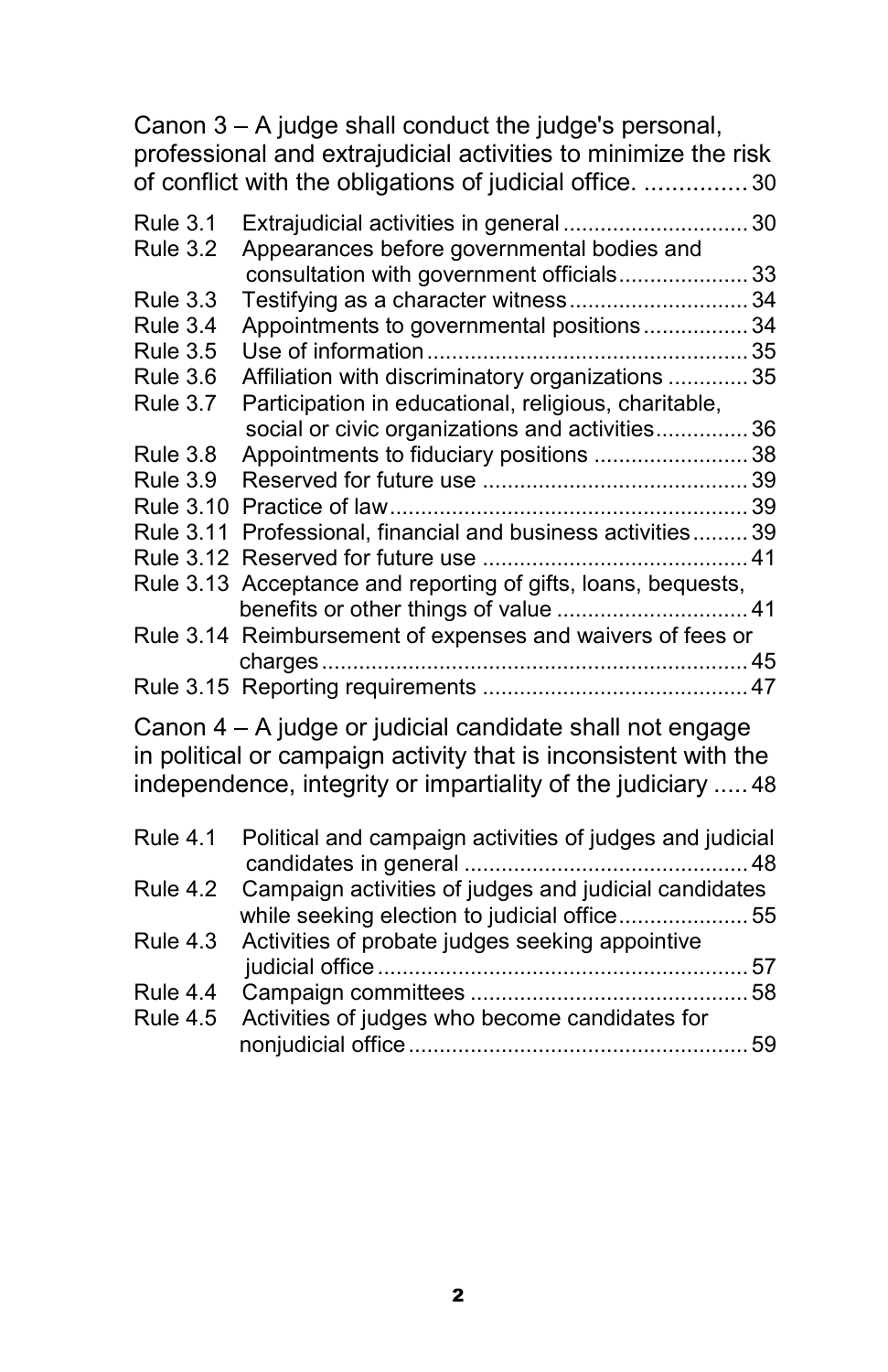Canon 3 – A judge shall conduct the judge's personal, professional and extrajudicial activities to minimize the risk of conflict with the obligations of judicial office. ............... 30

| | | |
|---|---|---|
| Rule 3.1 | Extrajudicial activities in general | 30 |
| Rule 3.2 | Appearances before governmental bodies and consultation with government officials | 33 |
| Rule 3.3 | Testifying as a character witness | 34 |
| Rule 3.4 | Appointments to governmental positions | 34 |
| Rule 3.5 | Use of information | 35 |
| Rule 3.6 | Affiliation with discriminatory organizations | 35 |
| Rule 3.7 | Participation in educational, religious, charitable, social or civic organizations and activities | 36 |
| Rule 3.8 | Appointments to fiduciary positions | 38 |
| Rule 3.9 | Reserved for future use | 39 |
| Rule 3.10 | Practice of law | 39 |
| Rule 3.11 | Professional, financial and business activities | 39 |
| Rule 3.12 | Reserved for future use | 41 |
| Rule 3.13 | Acceptance and reporting of gifts, loans, bequests, benefits or other things of value | 41 |
| Rule 3.14 | Reimbursement of expenses and waivers of fees or charges | 45 |
| Rule 3.15 | Reporting requirements | 47 |

Canon 4 – A judge or judicial candidate shall not engage in political or campaign activity that is inconsistent with the independence, integrity or impartiality of the judiciary ..... 48

| | | |
|---|---|---|
| Rule 4.1 | Political and campaign activities of judges and judicial candidates in general | 48 |
| Rule 4.2 | Campaign activities of judges and judicial candidates while seeking election to judicial office | 55 |
| Rule 4.3 | Activities of probate judges seeking appointive judicial office | 57 |
| Rule 4.4 | Campaign committees | 58 |
| Rule 4.5 | Activities of judges who become candidates for nonjudicial office | 59 |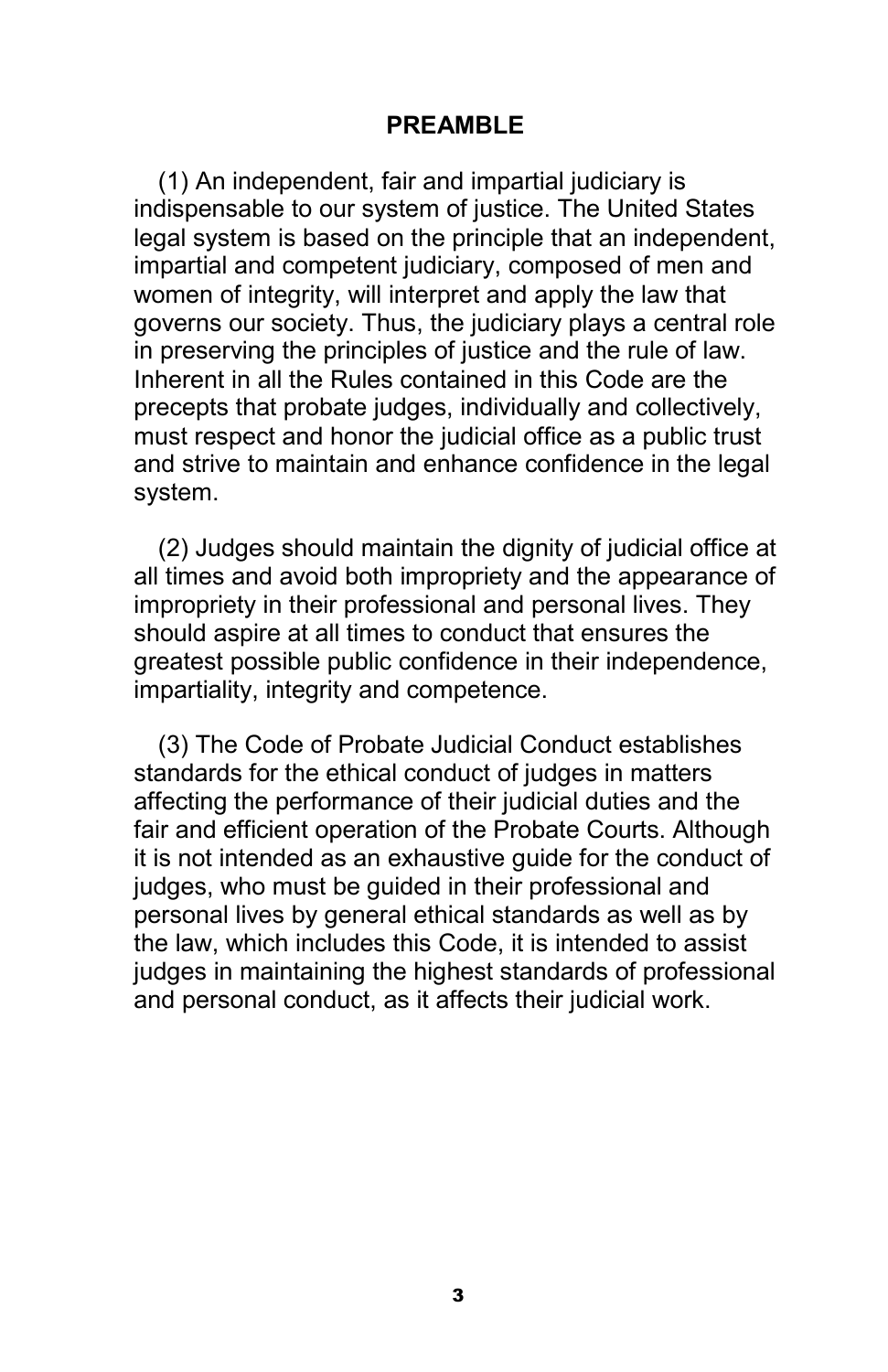## PREAMBLE

(1) An independent, fair and impartial judiciary is indispensable to our system of justice. The United States legal system is based on the principle that an independent, impartial and competent judiciary, composed of men and women of integrity, will interpret and apply the law that governs our society. Thus, the judiciary plays a central role in preserving the principles of justice and the rule of law. Inherent in all the Rules contained in this Code are the precepts that probate judges, individually and collectively, must respect and honor the judicial office as a public trust and strive to maintain and enhance confidence in the legal system.

(2) Judges should maintain the dignity of judicial office at all times and avoid both impropriety and the appearance of impropriety in their professional and personal lives. They should aspire at all times to conduct that ensures the greatest possible public confidence in their independence, impartiality, integrity and competence.

(3) The Code of Probate Judicial Conduct establishes standards for the ethical conduct of judges in matters affecting the performance of their judicial duties and the fair and efficient operation of the Probate Courts. Although it is not intended as an exhaustive guide for the conduct of judges, who must be guided in their professional and personal lives by general ethical standards as well as by the law, which includes this Code, it is intended to assist judges in maintaining the highest standards of professional and personal conduct, as it affects their judicial work.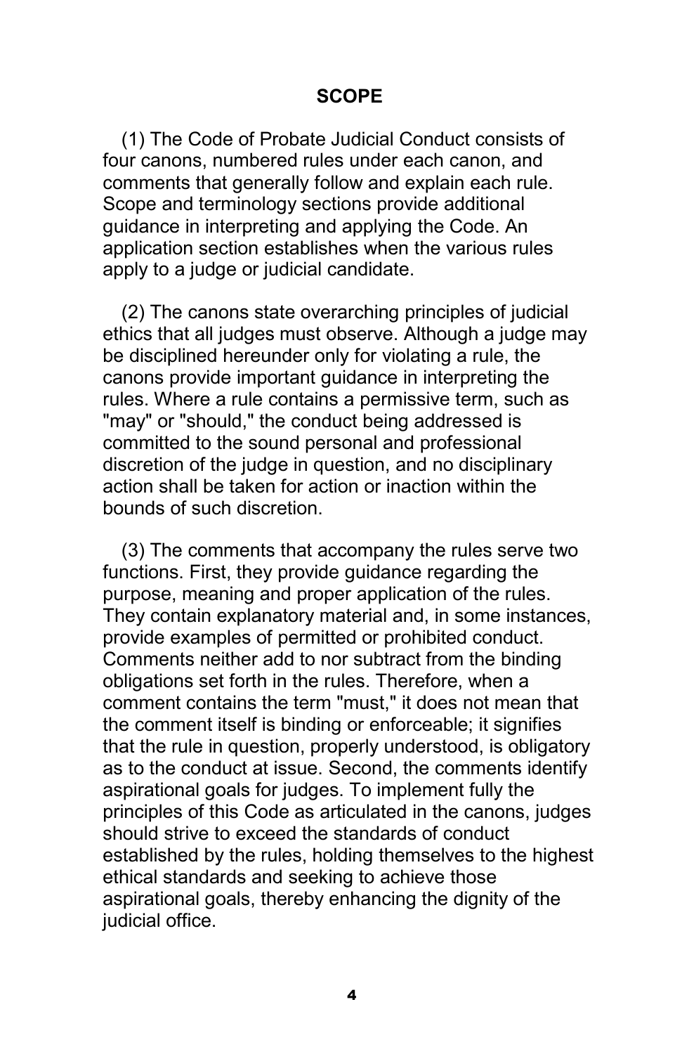## SCOPE

(1) The Code of Probate Judicial Conduct consists of four canons, numbered rules under each canon, and comments that generally follow and explain each rule. Scope and terminology sections provide additional guidance in interpreting and applying the Code. An application section establishes when the various rules apply to a judge or judicial candidate.

(2) The canons state overarching principles of judicial ethics that all judges must observe. Although a judge may be disciplined hereunder only for violating a rule, the canons provide important guidance in interpreting the rules. Where a rule contains a permissive term, such as "may" or "should," the conduct being addressed is committed to the sound personal and professional discretion of the judge in question, and no disciplinary action shall be taken for action or inaction within the bounds of such discretion.

(3) The comments that accompany the rules serve two functions. First, they provide guidance regarding the purpose, meaning and proper application of the rules. They contain explanatory material and, in some instances, provide examples of permitted or prohibited conduct. Comments neither add to nor subtract from the binding obligations set forth in the rules. Therefore, when a comment contains the term "must," it does not mean that the comment itself is binding or enforceable; it signifies that the rule in question, properly understood, is obligatory as to the conduct at issue. Second, the comments identify aspirational goals for judges. To implement fully the principles of this Code as articulated in the canons, judges should strive to exceed the standards of conduct established by the rules, holding themselves to the highest ethical standards and seeking to achieve those aspirational goals, thereby enhancing the dignity of the judicial office.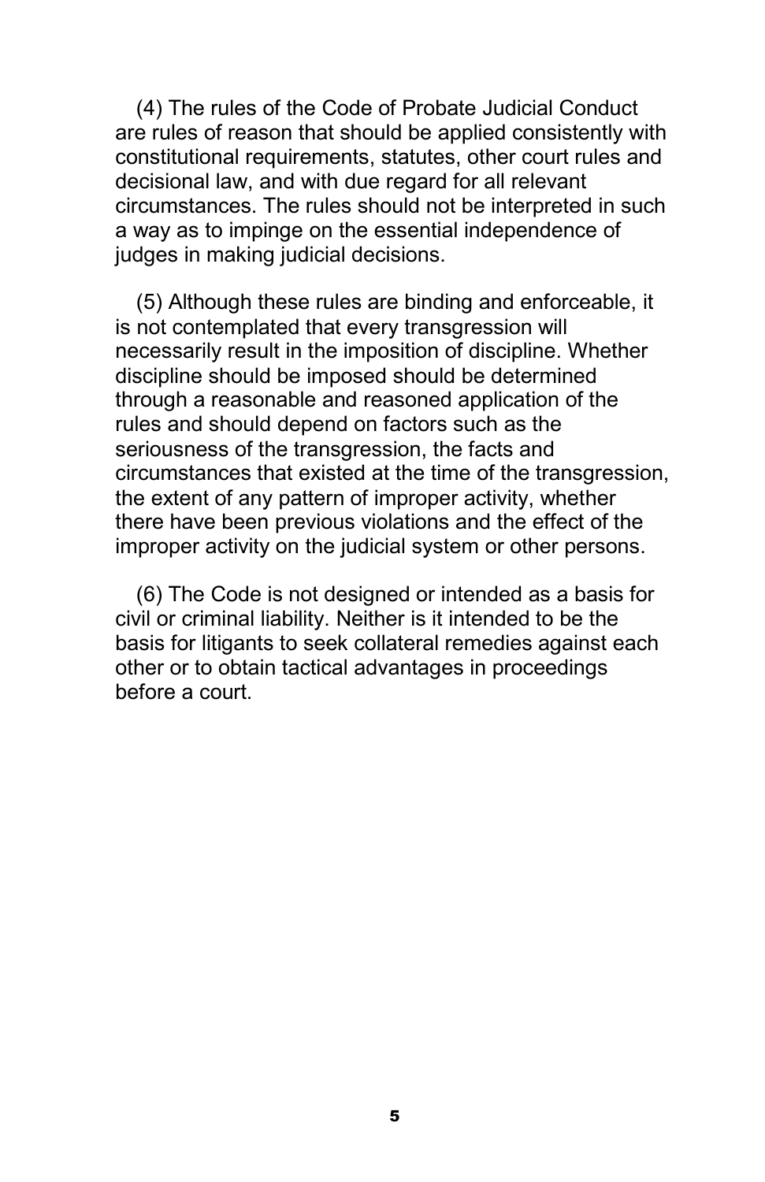(4) The rules of the Code of Probate Judicial Conduct are rules of reason that should be applied consistently with constitutional requirements, statutes, other court rules and decisional law, and with due regard for all relevant circumstances. The rules should not be interpreted in such a way as to impinge on the essential independence of judges in making judicial decisions.

(5) Although these rules are binding and enforceable, it is not contemplated that every transgression will necessarily result in the imposition of discipline. Whether discipline should be imposed should be determined through a reasonable and reasoned application of the rules and should depend on factors such as the seriousness of the transgression, the facts and circumstances that existed at the time of the transgression, the extent of any pattern of improper activity, whether there have been previous violations and the effect of the improper activity on the judicial system or other persons.

(6) The Code is not designed or intended as a basis for civil or criminal liability. Neither is it intended to be the basis for litigants to seek collateral remedies against each other or to obtain tactical advantages in proceedings before a court.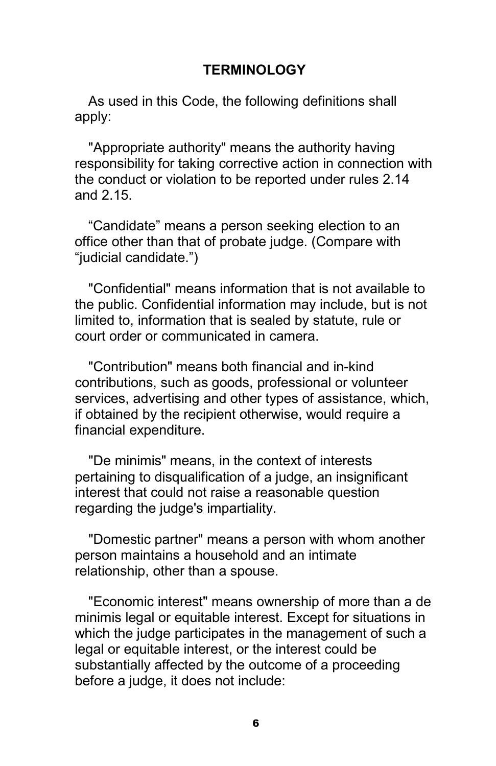## TERMINOLOGY

As used in this Code, the following definitions shall apply:

"Appropriate authority" means the authority having responsibility for taking corrective action in connection with the conduct or violation to be reported under rules 2.14 and 2.15.

“Candidate” means a person seeking election to an office other than that of probate judge. (Compare with “judicial candidate.”)

"Confidential" means information that is not available to the public. Confidential information may include, but is not limited to, information that is sealed by statute, rule or court order or communicated in camera.

"Contribution" means both financial and in-kind contributions, such as goods, professional or volunteer services, advertising and other types of assistance, which, if obtained by the recipient otherwise, would require a financial expenditure.

"De minimis" means, in the context of interests pertaining to disqualification of a judge, an insignificant interest that could not raise a reasonable question regarding the judge's impartiality.

"Domestic partner" means a person with whom another person maintains a household and an intimate relationship, other than a spouse.

"Economic interest" means ownership of more than a de minimis legal or equitable interest. Except for situations in which the judge participates in the management of such a legal or equitable interest, or the interest could be substantially affected by the outcome of a proceeding before a judge, it does not include: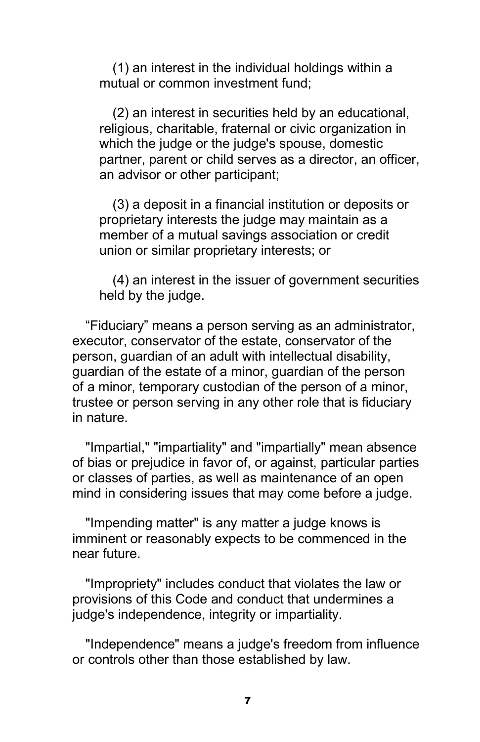(1) an interest in the individual holdings within a mutual or common investment fund;

(2) an interest in securities held by an educational, religious, charitable, fraternal or civic organization in which the judge or the judge's spouse, domestic partner, parent or child serves as a director, an officer, an advisor or other participant;

(3) a deposit in a financial institution or deposits or proprietary interests the judge may maintain as a member of a mutual savings association or credit union or similar proprietary interests; or

(4) an interest in the issuer of government securities held by the judge.

“Fiduciary” means a person serving as an administrator, executor, conservator of the estate, conservator of the person, guardian of an adult with intellectual disability, guardian of the estate of a minor, guardian of the person of a minor, temporary custodian of the person of a minor, trustee or person serving in any other role that is fiduciary in nature.

"Impartial," "impartiality" and "impartially" mean absence of bias or prejudice in favor of, or against, particular parties or classes of parties, as well as maintenance of an open mind in considering issues that may come before a judge.

"Impending matter" is any matter a judge knows is imminent or reasonably expects to be commenced in the near future.

"Impropriety" includes conduct that violates the law or provisions of this Code and conduct that undermines a judge's independence, integrity or impartiality.

"Independence" means a judge's freedom from influence or controls other than those established by law.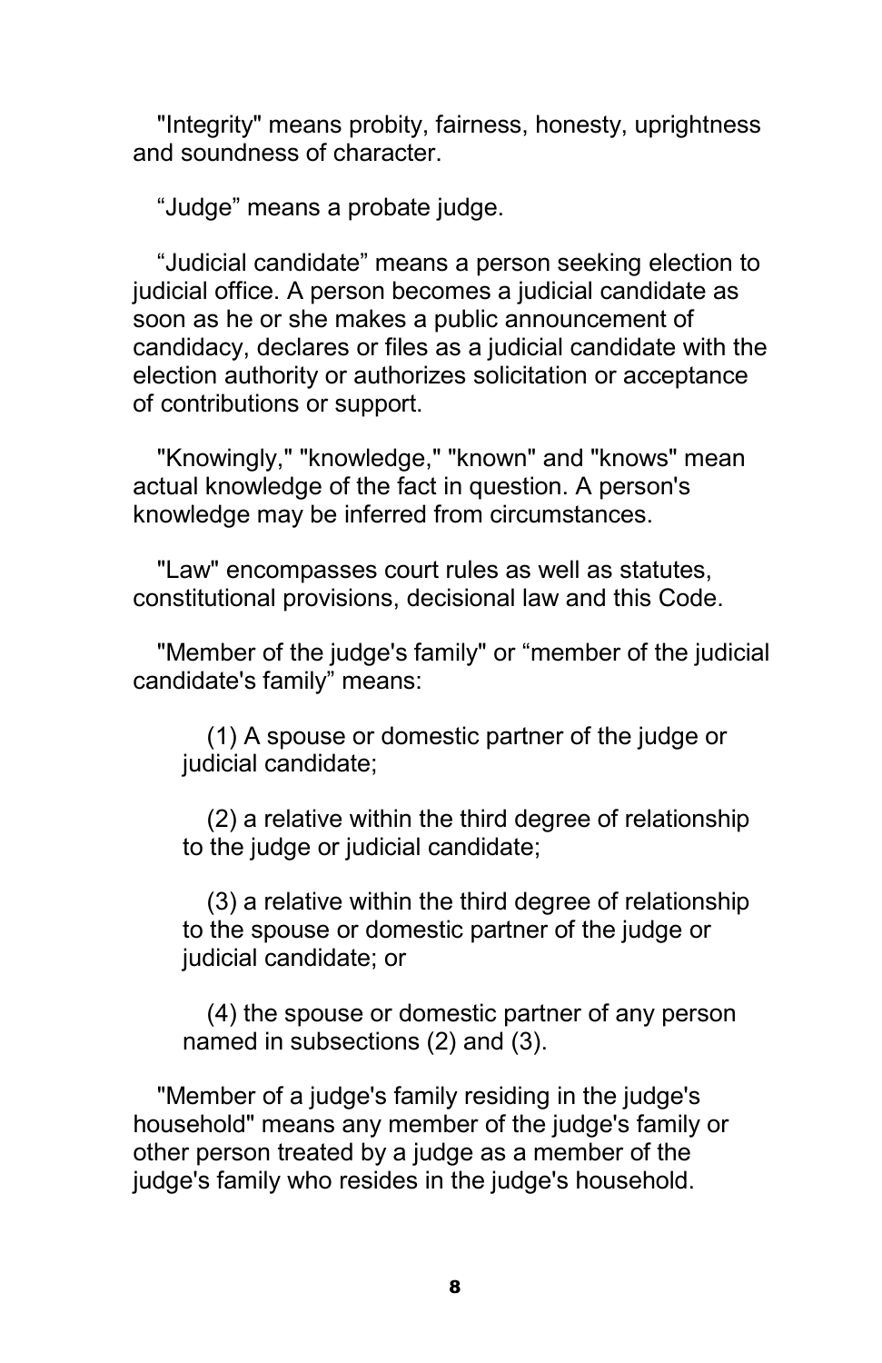"Integrity" means probity, fairness, honesty, uprightness and soundness of character.

“Judge” means a probate judge.

“Judicial candidate” means a person seeking election to judicial office. A person becomes a judicial candidate as soon as he or she makes a public announcement of candidacy, declares or files as a judicial candidate with the election authority or authorizes solicitation or acceptance of contributions or support.

"Knowingly," "knowledge," "known" and "knows" mean actual knowledge of the fact in question. A person's knowledge may be inferred from circumstances.

"Law" encompasses court rules as well as statutes, constitutional provisions, decisional law and this Code.

"Member of the judge's family" or “member of the judicial candidate's family” means:

(1) A spouse or domestic partner of the judge or judicial candidate;

(2) a relative within the third degree of relationship to the judge or judicial candidate;

(3) a relative within the third degree of relationship to the spouse or domestic partner of the judge or judicial candidate; or

(4) the spouse or domestic partner of any person named in subsections (2) and (3).

"Member of a judge's family residing in the judge's household" means any member of the judge's family or other person treated by a judge as a member of the judge's family who resides in the judge's household.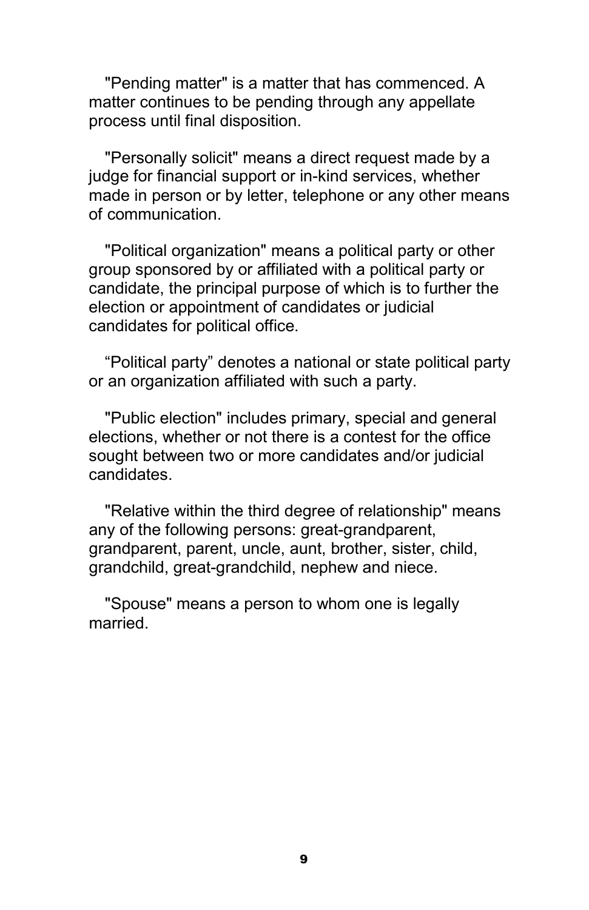"Pending matter" is a matter that has commenced. A matter continues to be pending through any appellate process until final disposition.

"Personally solicit" means a direct request made by a judge for financial support or in-kind services, whether made in person or by letter, telephone or any other means of communication.

"Political organization" means a political party or other group sponsored by or affiliated with a political party or candidate, the principal purpose of which is to further the election or appointment of candidates or judicial candidates for political office.

“Political party” denotes a national or state political party or an organization affiliated with such a party.

"Public election" includes primary, special and general elections, whether or not there is a contest for the office sought between two or more candidates and/or judicial candidates.

"Relative within the third degree of relationship" means any of the following persons: great-grandparent, grandparent, parent, uncle, aunt, brother, sister, child, grandchild, great-grandchild, nephew and niece.

"Spouse" means a person to whom one is legally married.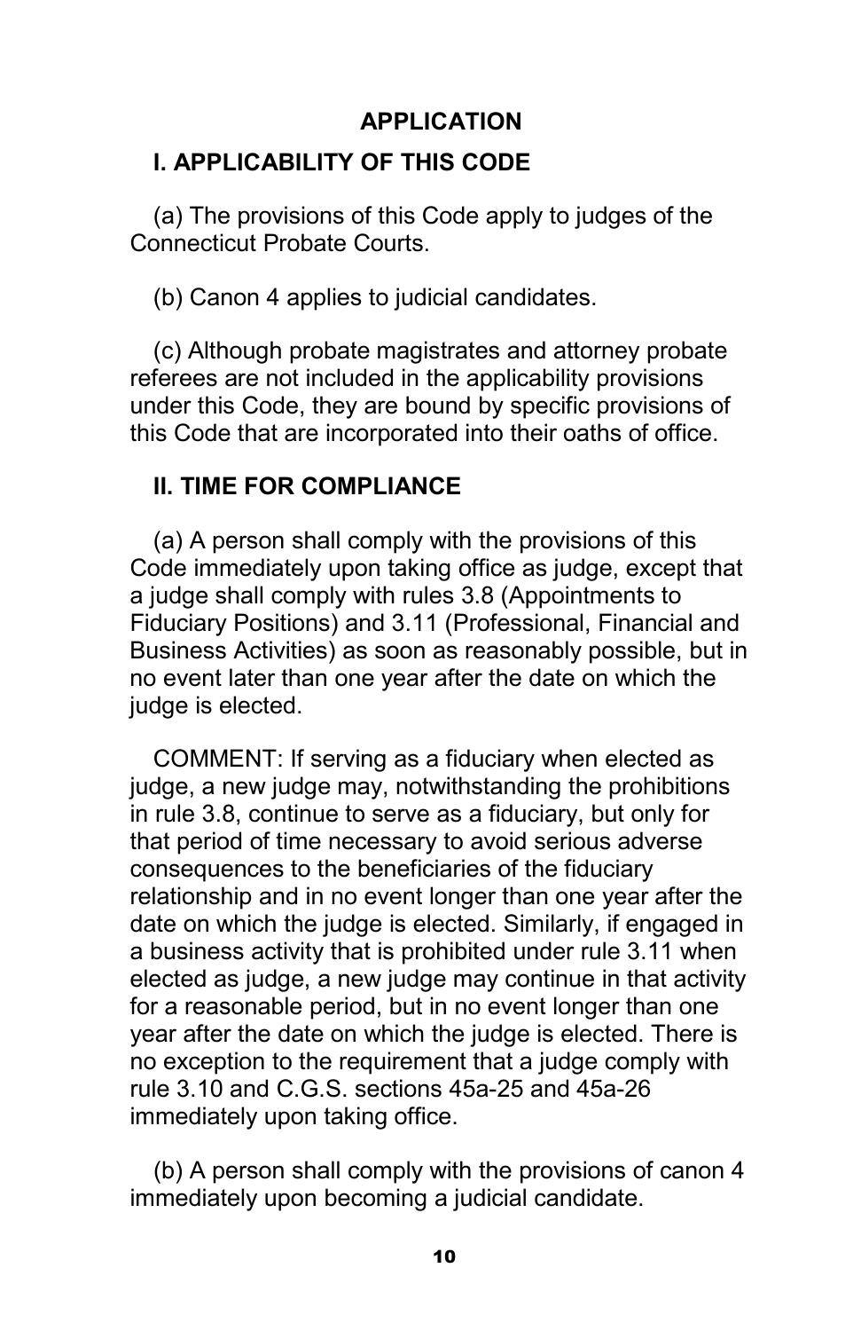# APPLICATION

## I. APPLICABILITY OF THIS CODE

(a) The provisions of this Code apply to judges of the Connecticut Probate Courts.

(b) Canon 4 applies to judicial candidates.

(c) Although probate magistrates and attorney probate referees are not included in the applicability provisions under this Code, they are bound by specific provisions of this Code that are incorporated into their oaths of office.

## II. TIME FOR COMPLIANCE

(a) A person shall comply with the provisions of this Code immediately upon taking office as judge, except that a judge shall comply with rules 3.8 (Appointments to Fiduciary Positions) and 3.11 (Professional, Financial and Business Activities) as soon as reasonably possible, but in no event later than one year after the date on which the judge is elected.

COMMENT: If serving as a fiduciary when elected as judge, a new judge may, notwithstanding the prohibitions in rule 3.8, continue to serve as a fiduciary, but only for that period of time necessary to avoid serious adverse consequences to the beneficiaries of the fiduciary relationship and in no event longer than one year after the date on which the judge is elected. Similarly, if engaged in a business activity that is prohibited under rule 3.11 when elected as judge, a new judge may continue in that activity for a reasonable period, but in no event longer than one year after the date on which the judge is elected. There is no exception to the requirement that a judge comply with rule 3.10 and C.G.S. sections 45a-25 and 45a-26 immediately upon taking office.

(b) A person shall comply with the provisions of canon 4 immediately upon becoming a judicial candidate.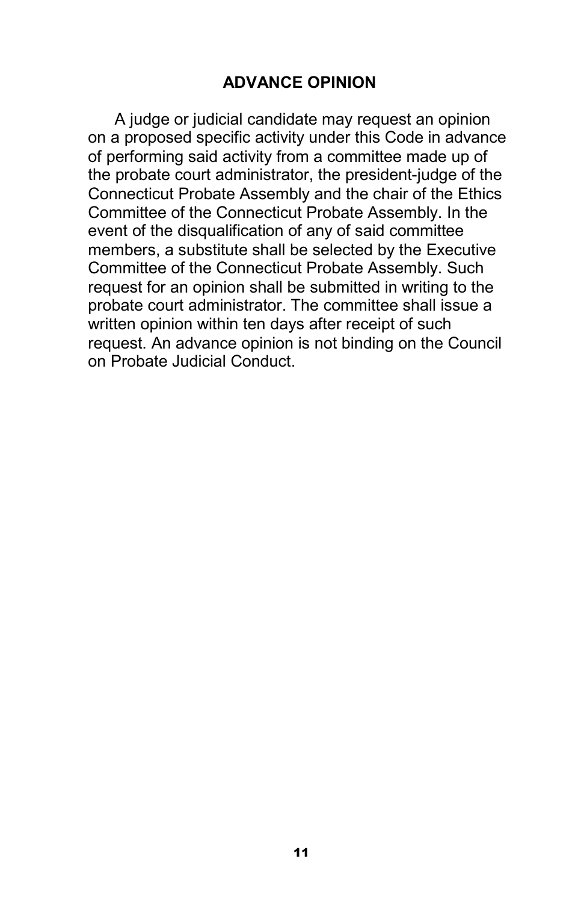## ADVANCE OPINION

A judge or judicial candidate may request an opinion on a proposed specific activity under this Code in advance of performing said activity from a committee made up of the probate court administrator, the president-judge of the Connecticut Probate Assembly and the chair of the Ethics Committee of the Connecticut Probate Assembly. In the event of the disqualification of any of said committee members, a substitute shall be selected by the Executive Committee of the Connecticut Probate Assembly. Such request for an opinion shall be submitted in writing to the probate court administrator. The committee shall issue a written opinion within ten days after receipt of such request. An advance opinion is not binding on the Council on Probate Judicial Conduct.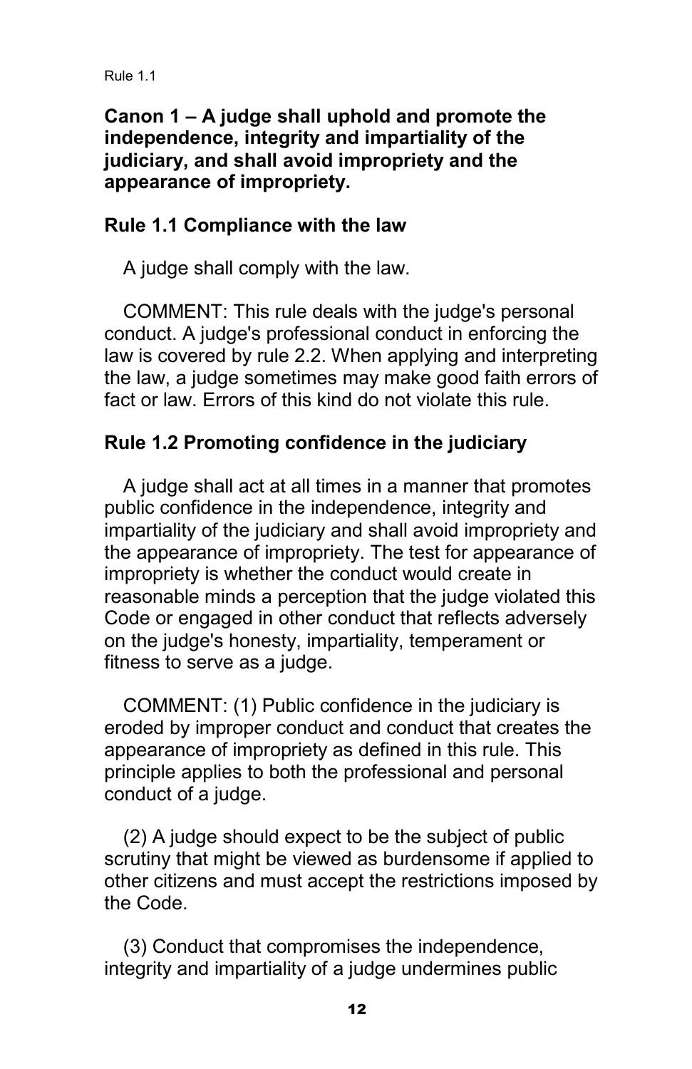**Canon 1 – A judge shall uphold and promote the independence, integrity and impartiality of the judiciary, and shall avoid impropriety and the appearance of impropriety.**

**Rule 1.1 Compliance with the law**

A judge shall comply with the law.

COMMENT: This rule deals with the judge's personal conduct. A judge's professional conduct in enforcing the law is covered by rule 2.2. When applying and interpreting the law, a judge sometimes may make good faith errors of fact or law. Errors of this kind do not violate this rule.

**Rule 1.2 Promoting confidence in the judiciary**

A judge shall act at all times in a manner that promotes public confidence in the independence, integrity and impartiality of the judiciary and shall avoid impropriety and the appearance of impropriety. The test for appearance of impropriety is whether the conduct would create in reasonable minds a perception that the judge violated this Code or engaged in other conduct that reflects adversely on the judge's honesty, impartiality, temperament or fitness to serve as a judge.

COMMENT: (1) Public confidence in the judiciary is eroded by improper conduct and conduct that creates the appearance of impropriety as defined in this rule. This principle applies to both the professional and personal conduct of a judge.

(2) A judge should expect to be the subject of public scrutiny that might be viewed as burdensome if applied to other citizens and must accept the restrictions imposed by the Code.

(3) Conduct that compromises the independence, integrity and impartiality of a judge undermines public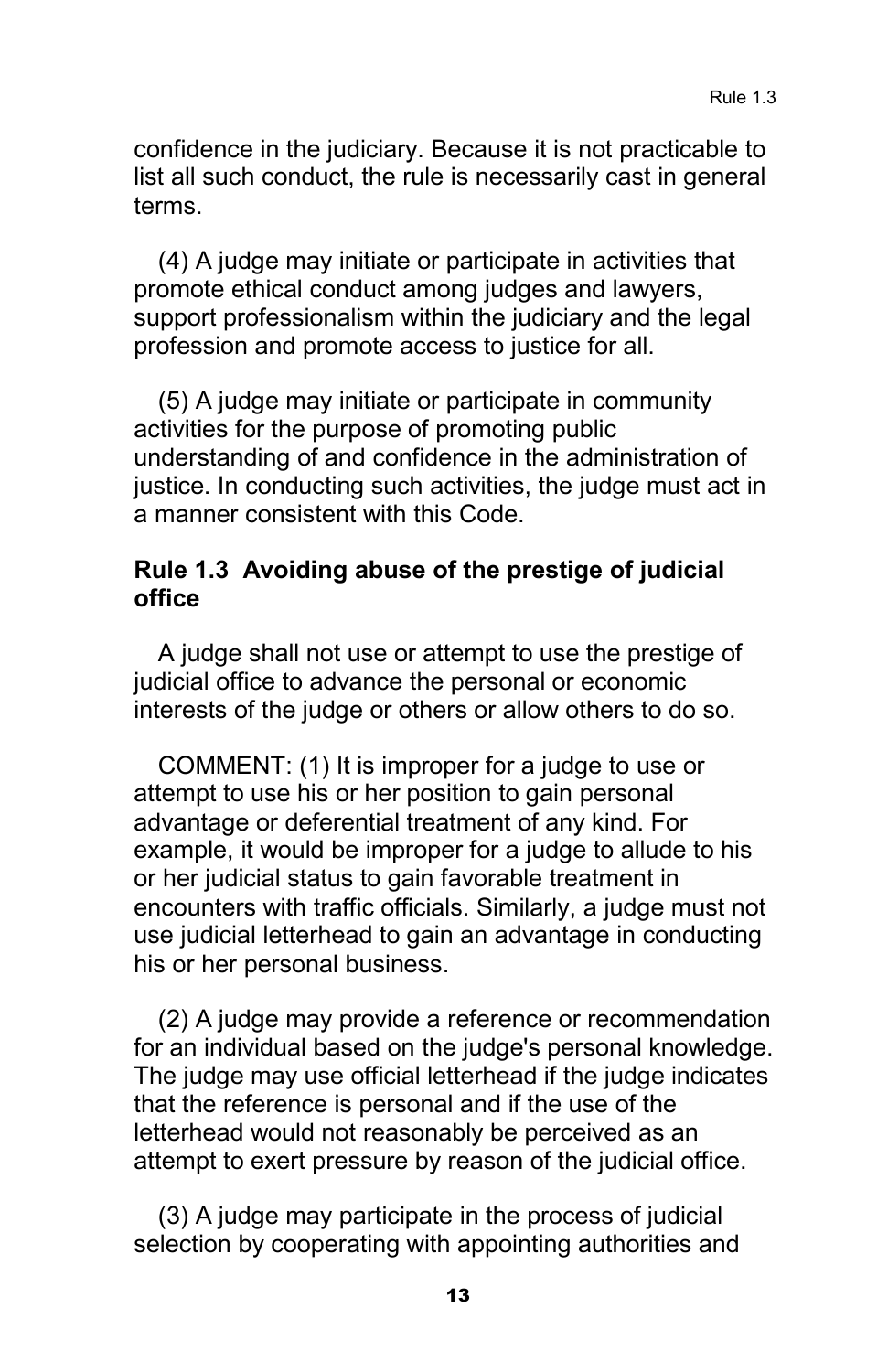confidence in the judiciary. Because it is not practicable to list all such conduct, the rule is necessarily cast in general terms.

(4) A judge may initiate or participate in activities that promote ethical conduct among judges and lawyers, support professionalism within the judiciary and the legal profession and promote access to justice for all.

(5) A judge may initiate or participate in community activities for the purpose of promoting public understanding of and confidence in the administration of justice. In conducting such activities, the judge must act in a manner consistent with this Code.

### Rule 1.3 Avoiding abuse of the prestige of judicial office

A judge shall not use or attempt to use the prestige of judicial office to advance the personal or economic interests of the judge or others or allow others to do so.

COMMENT: (1) It is improper for a judge to use or attempt to use his or her position to gain personal advantage or deferential treatment of any kind. For example, it would be improper for a judge to allude to his or her judicial status to gain favorable treatment in encounters with traffic officials. Similarly, a judge must not use judicial letterhead to gain an advantage in conducting his or her personal business.

(2) A judge may provide a reference or recommendation for an individual based on the judge's personal knowledge. The judge may use official letterhead if the judge indicates that the reference is personal and if the use of the letterhead would not reasonably be perceived as an attempt to exert pressure by reason of the judicial office.

(3) A judge may participate in the process of judicial selection by cooperating with appointing authorities and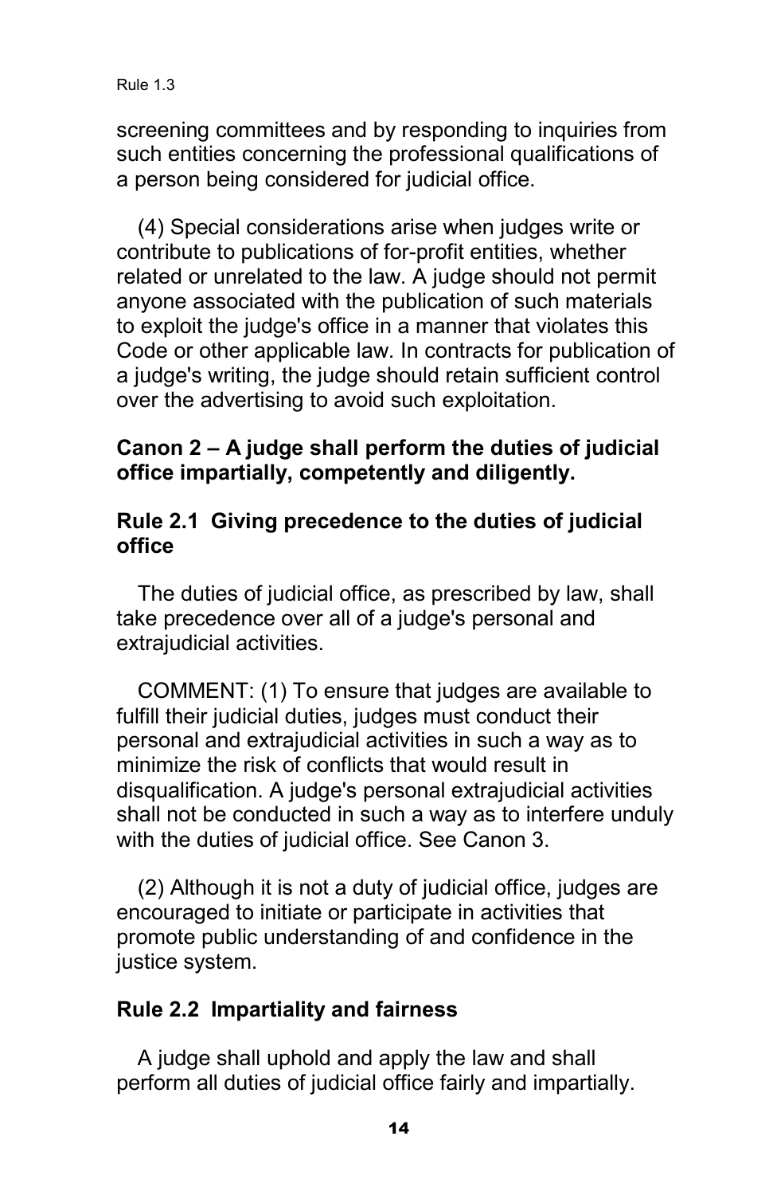screening committees and by responding to inquiries from such entities concerning the professional qualifications of a person being considered for judicial office.

(4) Special considerations arise when judges write or contribute to publications of for-profit entities, whether related or unrelated to the law. A judge should not permit anyone associated with the publication of such materials to exploit the judge's office in a manner that violates this Code or other applicable law. In contracts for publication of a judge's writing, the judge should retain sufficient control over the advertising to avoid such exploitation.

## Canon 2 – A judge shall perform the duties of judicial office impartially, competently and diligently.

### Rule 2.1 Giving precedence to the duties of judicial office

The duties of judicial office, as prescribed by law, shall take precedence over all of a judge's personal and extrajudicial activities.

COMMENT: (1) To ensure that judges are available to fulfill their judicial duties, judges must conduct their personal and extrajudicial activities in such a way as to minimize the risk of conflicts that would result in disqualification. A judge's personal extrajudicial activities shall not be conducted in such a way as to interfere unduly with the duties of judicial office. See Canon 3.

(2) Although it is not a duty of judicial office, judges are encouraged to initiate or participate in activities that promote public understanding of and confidence in the justice system.

### Rule 2.2 Impartiality and fairness

A judge shall uphold and apply the law and shall perform all duties of judicial office fairly and impartially.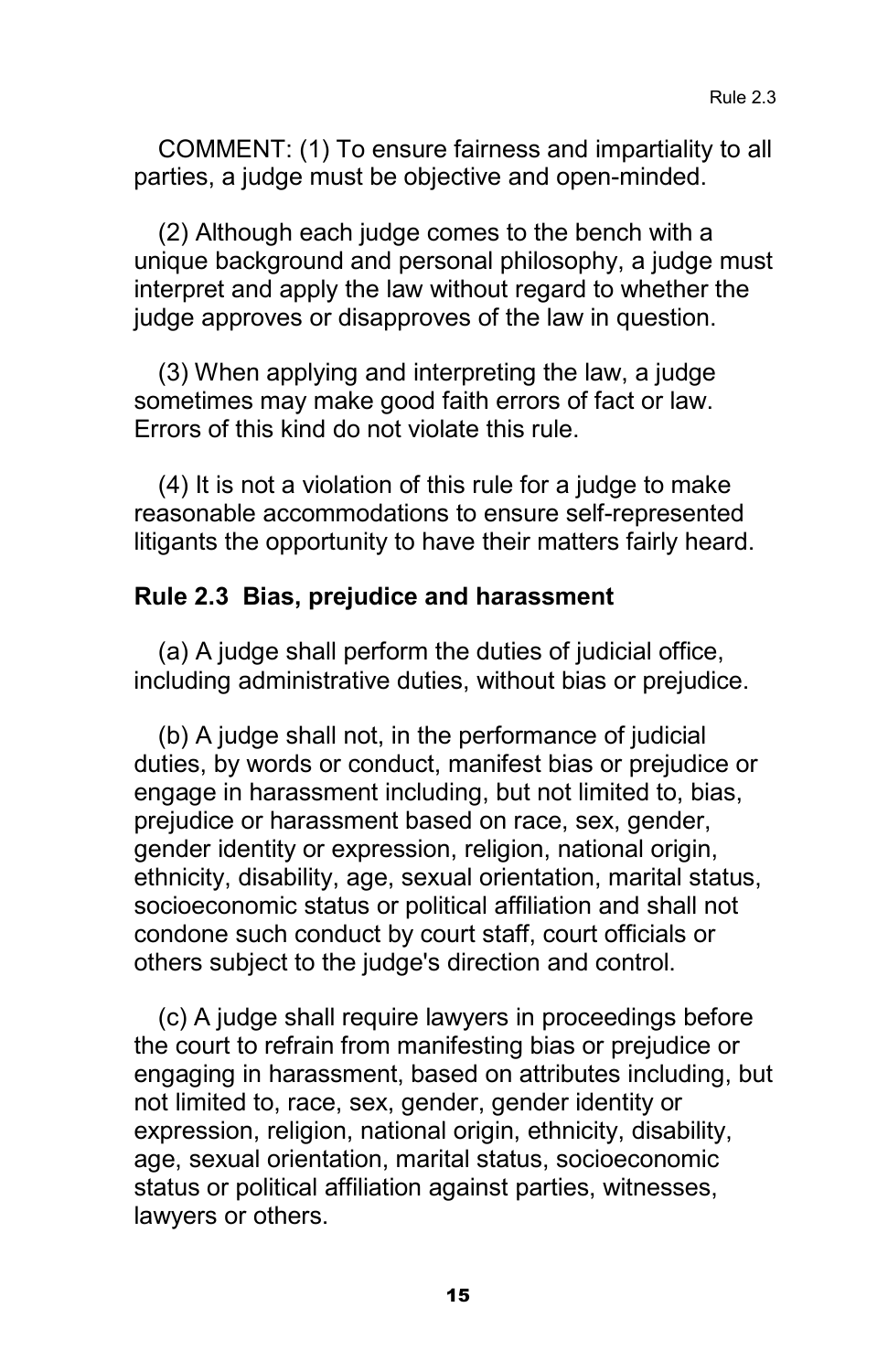COMMENT: (1) To ensure fairness and impartiality to all parties, a judge must be objective and open-minded.

(2) Although each judge comes to the bench with a unique background and personal philosophy, a judge must interpret and apply the law without regard to whether the judge approves or disapproves of the law in question.

(3) When applying and interpreting the law, a judge sometimes may make good faith errors of fact or law. Errors of this kind do not violate this rule.

(4) It is not a violation of this rule for a judge to make reasonable accommodations to ensure self-represented litigants the opportunity to have their matters fairly heard.

**Rule 2.3 Bias, prejudice and harassment**

(a) A judge shall perform the duties of judicial office, including administrative duties, without bias or prejudice.

(b) A judge shall not, in the performance of judicial duties, by words or conduct, manifest bias or prejudice or engage in harassment including, but not limited to, bias, prejudice or harassment based on race, sex, gender, gender identity or expression, religion, national origin, ethnicity, disability, age, sexual orientation, marital status, socioeconomic status or political affiliation and shall not condone such conduct by court staff, court officials or others subject to the judge's direction and control.

(c) A judge shall require lawyers in proceedings before the court to refrain from manifesting bias or prejudice or engaging in harassment, based on attributes including, but not limited to, race, sex, gender, gender identity or expression, religion, national origin, ethnicity, disability, age, sexual orientation, marital status, socioeconomic status or political affiliation against parties, witnesses, lawyers or others.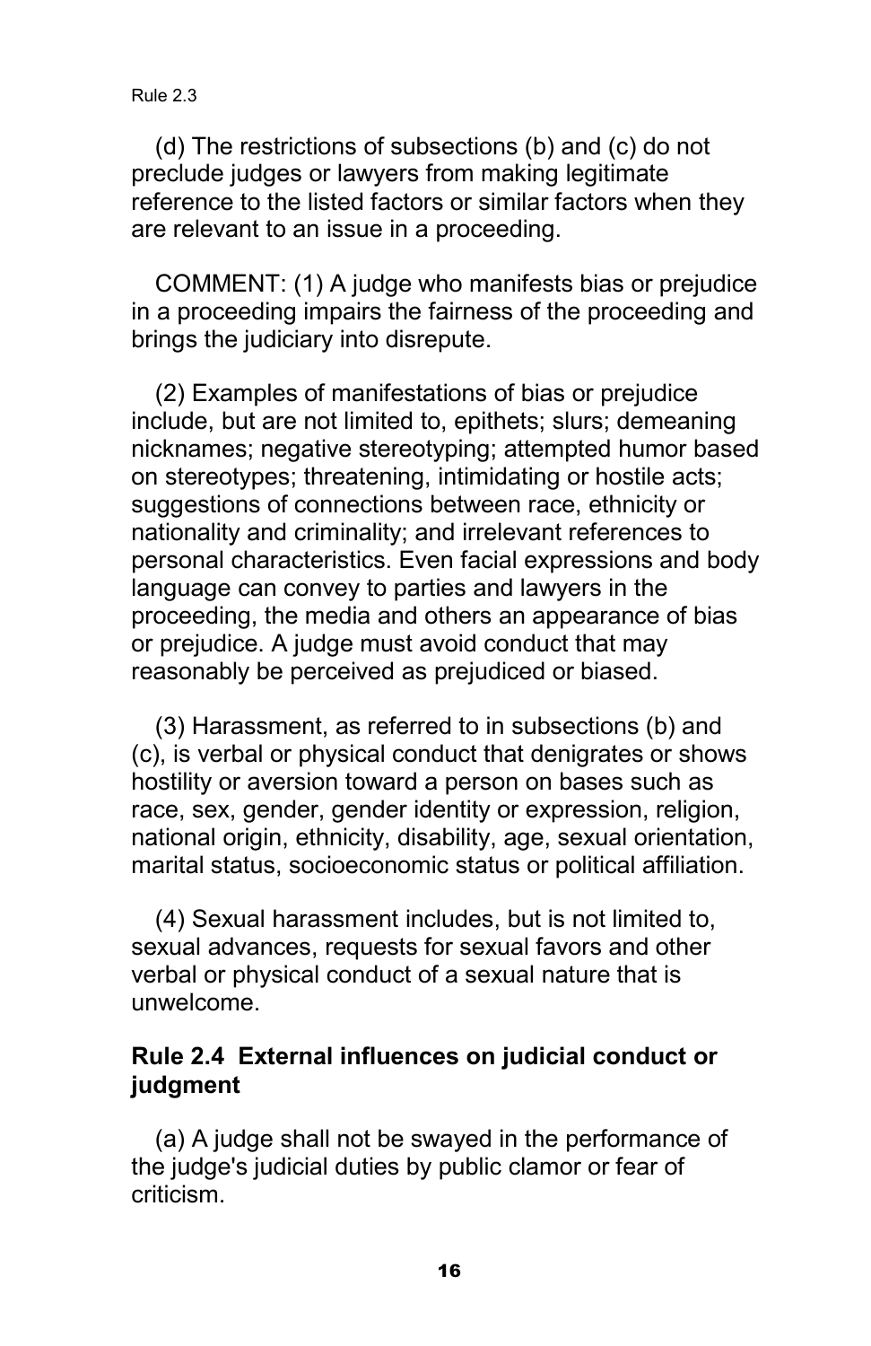(d) The restrictions of subsections (b) and (c) do not preclude judges or lawyers from making legitimate reference to the listed factors or similar factors when they are relevant to an issue in a proceeding.

COMMENT: (1) A judge who manifests bias or prejudice in a proceeding impairs the fairness of the proceeding and brings the judiciary into disrepute.

(2) Examples of manifestations of bias or prejudice include, but are not limited to, epithets; slurs; demeaning nicknames; negative stereotyping; attempted humor based on stereotypes; threatening, intimidating or hostile acts; suggestions of connections between race, ethnicity or nationality and criminality; and irrelevant references to personal characteristics. Even facial expressions and body language can convey to parties and lawyers in the proceeding, the media and others an appearance of bias or prejudice. A judge must avoid conduct that may reasonably be perceived as prejudiced or biased.

(3) Harassment, as referred to in subsections (b) and (c), is verbal or physical conduct that denigrates or shows hostility or aversion toward a person on bases such as race, sex, gender, gender identity or expression, religion, national origin, ethnicity, disability, age, sexual orientation, marital status, socioeconomic status or political affiliation.

(4) Sexual harassment includes, but is not limited to, sexual advances, requests for sexual favors and other verbal or physical conduct of a sexual nature that is unwelcome.

## Rule 2.4 External influences on judicial conduct or judgment

(a) A judge shall not be swayed in the performance of the judge's judicial duties by public clamor or fear of criticism.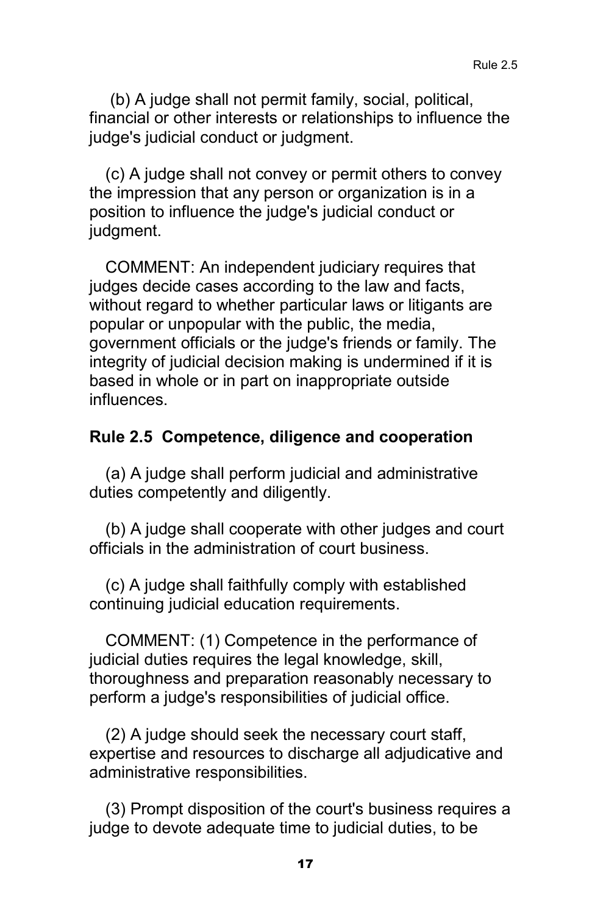(b) A judge shall not permit family, social, political, financial or other interests or relationships to influence the judge's judicial conduct or judgment.

(c) A judge shall not convey or permit others to convey the impression that any person or organization is in a position to influence the judge's judicial conduct or judgment.

COMMENT: An independent judiciary requires that judges decide cases according to the law and facts, without regard to whether particular laws or litigants are popular or unpopular with the public, the media, government officials or the judge's friends or family. The integrity of judicial decision making is undermined if it is based in whole or in part on inappropriate outside influences.

**Rule 2.5 Competence, diligence and cooperation**

(a) A judge shall perform judicial and administrative duties competently and diligently.

(b) A judge shall cooperate with other judges and court officials in the administration of court business.

(c) A judge shall faithfully comply with established continuing judicial education requirements.

COMMENT: (1) Competence in the performance of judicial duties requires the legal knowledge, skill, thoroughness and preparation reasonably necessary to perform a judge's responsibilities of judicial office.

(2) A judge should seek the necessary court staff, expertise and resources to discharge all adjudicative and administrative responsibilities.

(3) Prompt disposition of the court's business requires a judge to devote adequate time to judicial duties, to be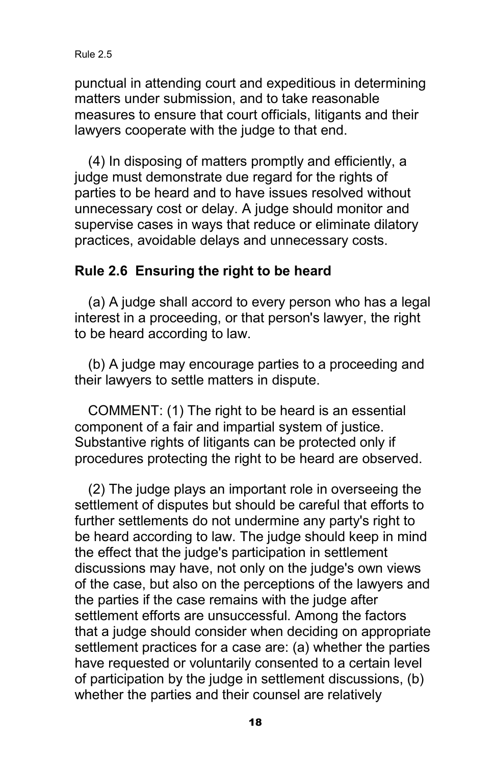punctual in attending court and expeditious in determining matters under submission, and to take reasonable measures to ensure that court officials, litigants and their lawyers cooperate with the judge to that end.

(4) In disposing of matters promptly and efficiently, a judge must demonstrate due regard for the rights of parties to be heard and to have issues resolved without unnecessary cost or delay. A judge should monitor and supervise cases in ways that reduce or eliminate dilatory practices, avoidable delays and unnecessary costs.

## Rule 2.6 Ensuring the right to be heard

(a) A judge shall accord to every person who has a legal interest in a proceeding, or that person's lawyer, the right to be heard according to law.

(b) A judge may encourage parties to a proceeding and their lawyers to settle matters in dispute.

COMMENT: (1) The right to be heard is an essential component of a fair and impartial system of justice. Substantive rights of litigants can be protected only if procedures protecting the right to be heard are observed.

(2) The judge plays an important role in overseeing the settlement of disputes but should be careful that efforts to further settlements do not undermine any party's right to be heard according to law. The judge should keep in mind the effect that the judge's participation in settlement discussions may have, not only on the judge's own views of the case, but also on the perceptions of the lawyers and the parties if the case remains with the judge after settlement efforts are unsuccessful. Among the factors that a judge should consider when deciding on appropriate settlement practices for a case are: (a) whether the parties have requested or voluntarily consented to a certain level of participation by the judge in settlement discussions, (b) whether the parties and their counsel are relatively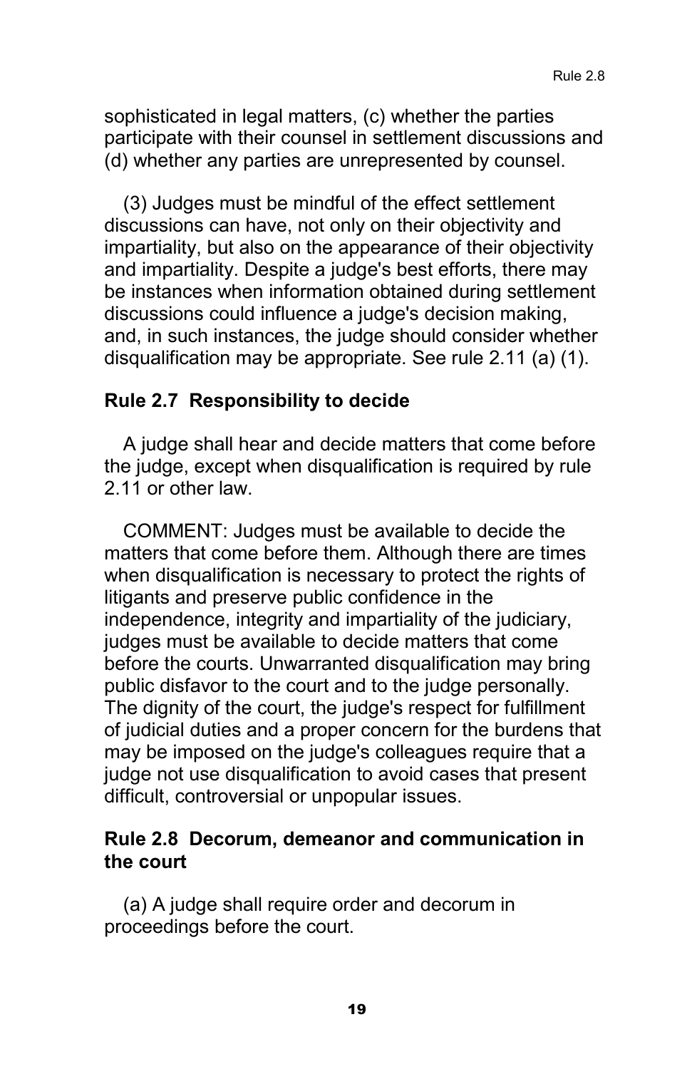sophisticated in legal matters, (c) whether the parties participate with their counsel in settlement discussions and (d) whether any parties are unrepresented by counsel.

(3) Judges must be mindful of the effect settlement discussions can have, not only on their objectivity and impartiality, but also on the appearance of their objectivity and impartiality. Despite a judge's best efforts, there may be instances when information obtained during settlement discussions could influence a judge's decision making, and, in such instances, the judge should consider whether disqualification may be appropriate. See rule 2.11 (a) (1).

### Rule 2.7 Responsibility to decide

A judge shall hear and decide matters that come before the judge, except when disqualification is required by rule 2.11 or other law.

COMMENT: Judges must be available to decide the matters that come before them. Although there are times when disqualification is necessary to protect the rights of litigants and preserve public confidence in the independence, integrity and impartiality of the judiciary, judges must be available to decide matters that come before the courts. Unwarranted disqualification may bring public disfavor to the court and to the judge personally. The dignity of the court, the judge's respect for fulfillment of judicial duties and a proper concern for the burdens that may be imposed on the judge's colleagues require that a judge not use disqualification to avoid cases that present difficult, controversial or unpopular issues.

### Rule 2.8 Decorum, demeanor and communication in the court

(a) A judge shall require order and decorum in proceedings before the court.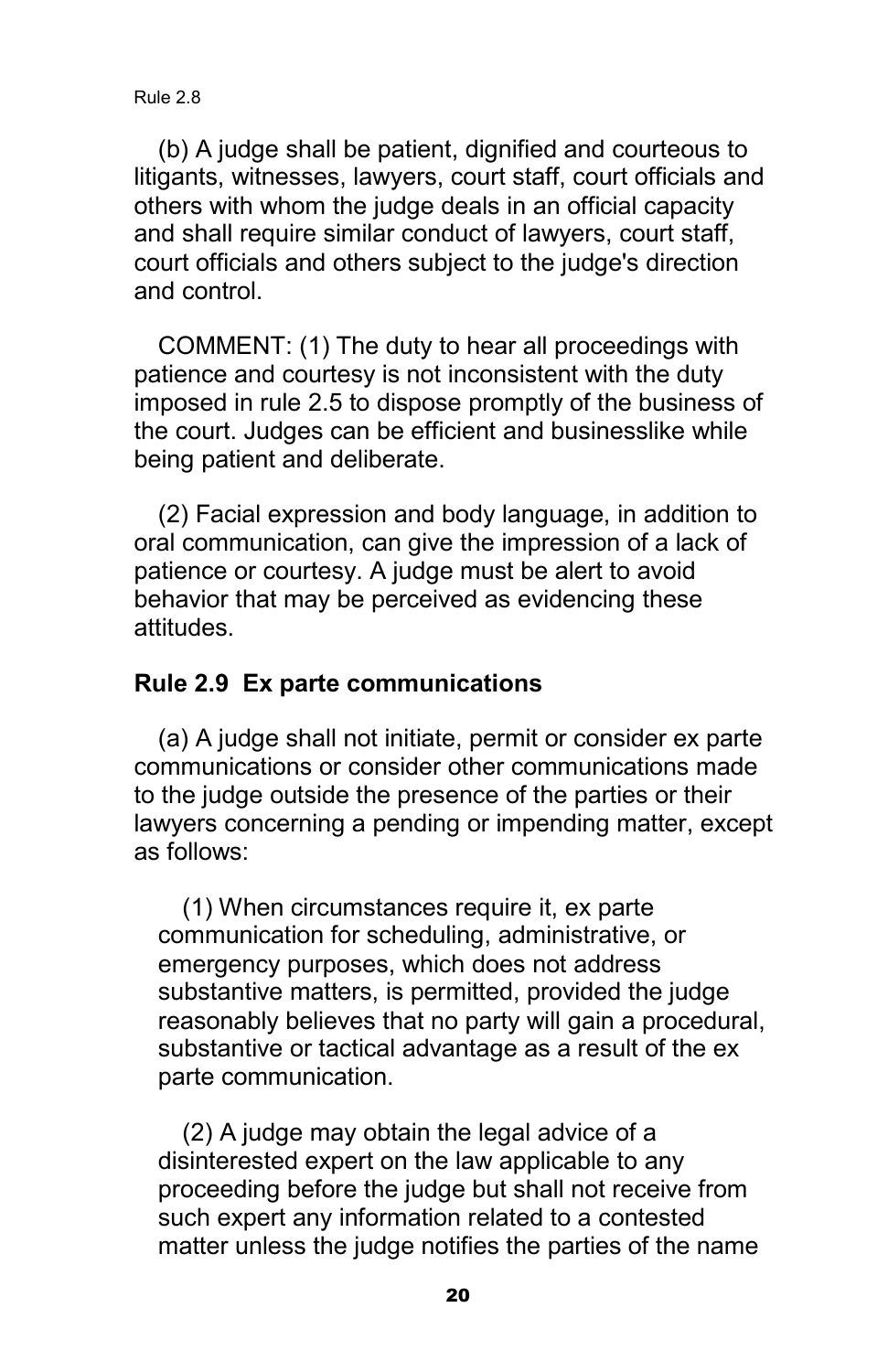(b) A judge shall be patient, dignified and courteous to litigants, witnesses, lawyers, court staff, court officials and others with whom the judge deals in an official capacity and shall require similar conduct of lawyers, court staff, court officials and others subject to the judge's direction and control.

COMMENT: (1) The duty to hear all proceedings with patience and courtesy is not inconsistent with the duty imposed in rule 2.5 to dispose promptly of the business of the court. Judges can be efficient and businesslike while being patient and deliberate.

(2) Facial expression and body language, in addition to oral communication, can give the impression of a lack of patience or courtesy. A judge must be alert to avoid behavior that may be perceived as evidencing these attitudes.

### Rule 2.9 Ex parte communications

(a) A judge shall not initiate, permit or consider ex parte communications or consider other communications made to the judge outside the presence of the parties or their lawyers concerning a pending or impending matter, except as follows:

(1) When circumstances require it, ex parte communication for scheduling, administrative, or emergency purposes, which does not address substantive matters, is permitted, provided the judge reasonably believes that no party will gain a procedural, substantive or tactical advantage as a result of the ex parte communication.

(2) A judge may obtain the legal advice of a disinterested expert on the law applicable to any proceeding before the judge but shall not receive from such expert any information related to a contested matter unless the judge notifies the parties of the name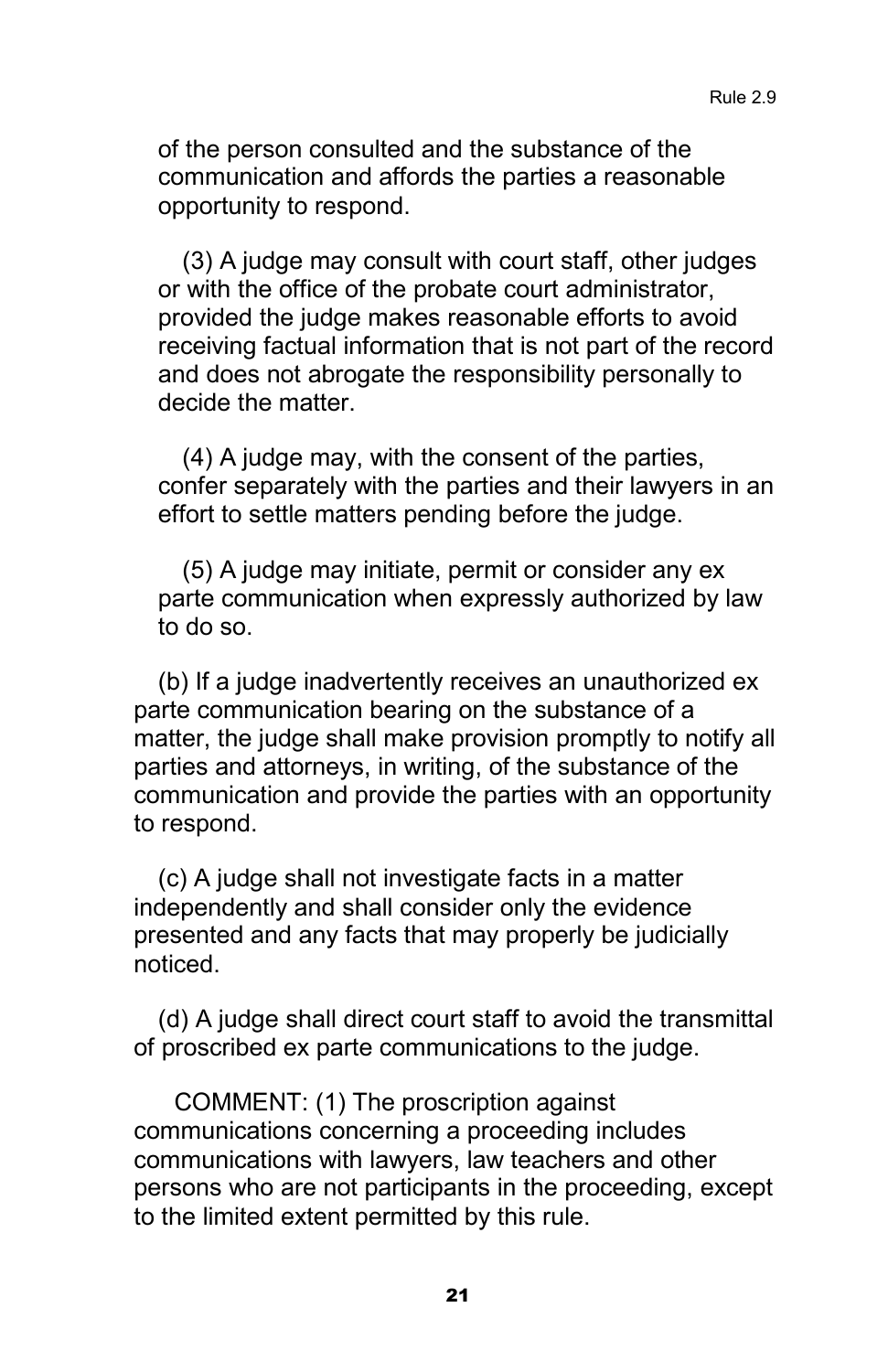of the person consulted and the substance of the communication and affords the parties a reasonable opportunity to respond.

(3) A judge may consult with court staff, other judges or with the office of the probate court administrator, provided the judge makes reasonable efforts to avoid receiving factual information that is not part of the record and does not abrogate the responsibility personally to decide the matter.

(4) A judge may, with the consent of the parties, confer separately with the parties and their lawyers in an effort to settle matters pending before the judge.

(5) A judge may initiate, permit or consider any ex parte communication when expressly authorized by law to do so.

(b) If a judge inadvertently receives an unauthorized ex parte communication bearing on the substance of a matter, the judge shall make provision promptly to notify all parties and attorneys, in writing, of the substance of the communication and provide the parties with an opportunity to respond.

(c) A judge shall not investigate facts in a matter independently and shall consider only the evidence presented and any facts that may properly be judicially noticed.

(d) A judge shall direct court staff to avoid the transmittal of proscribed ex parte communications to the judge.

COMMENT: (1) The proscription against communications concerning a proceeding includes communications with lawyers, law teachers and other persons who are not participants in the proceeding, except to the limited extent permitted by this rule.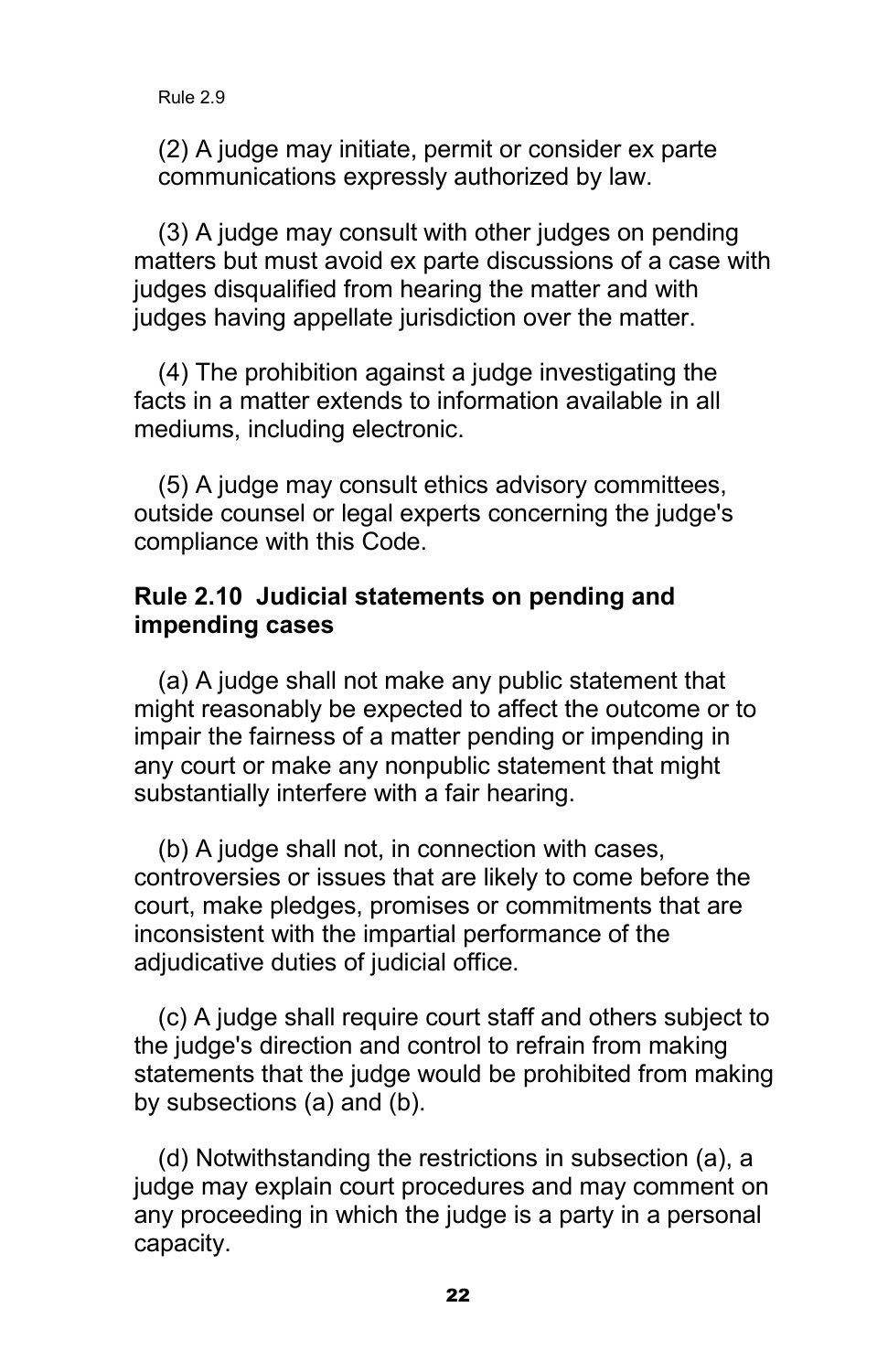(2) A judge may initiate, permit or consider ex parte communications expressly authorized by law.

(3) A judge may consult with other judges on pending matters but must avoid ex parte discussions of a case with judges disqualified from hearing the matter and with judges having appellate jurisdiction over the matter.

(4) The prohibition against a judge investigating the facts in a matter extends to information available in all mediums, including electronic.

(5) A judge may consult ethics advisory committees, outside counsel or legal experts concerning the judge's compliance with this Code.

### Rule 2.10 Judicial statements on pending and impending cases

(a) A judge shall not make any public statement that might reasonably be expected to affect the outcome or to impair the fairness of a matter pending or impending in any court or make any nonpublic statement that might substantially interfere with a fair hearing.

(b) A judge shall not, in connection with cases, controversies or issues that are likely to come before the court, make pledges, promises or commitments that are inconsistent with the impartial performance of the adjudicative duties of judicial office.

(c) A judge shall require court staff and others subject to the judge's direction and control to refrain from making statements that the judge would be prohibited from making by subsections (a) and (b).

(d) Notwithstanding the restrictions in subsection (a), a judge may explain court procedures and may comment on any proceeding in which the judge is a party in a personal capacity.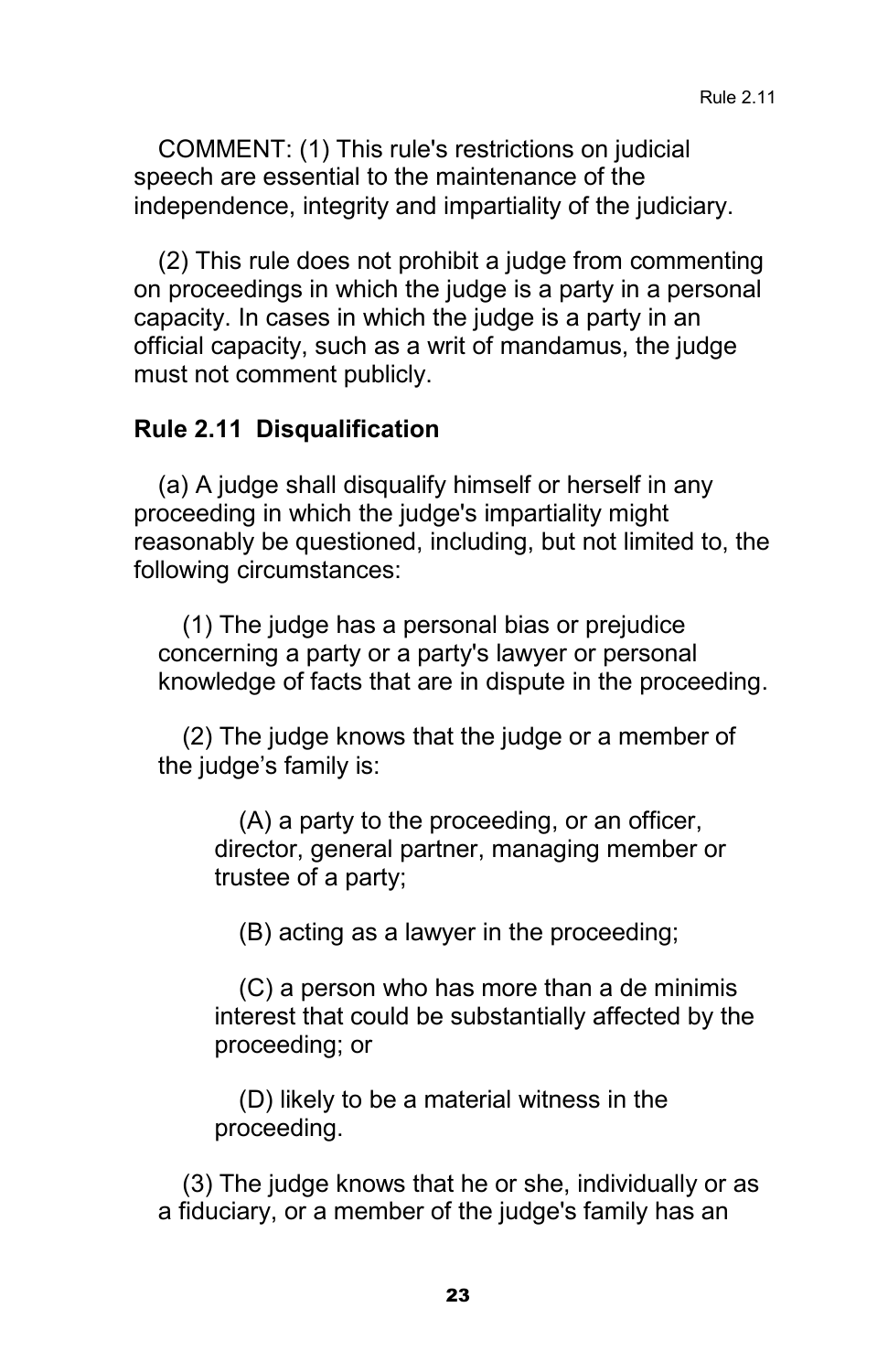COMMENT: (1) This rule's restrictions on judicial speech are essential to the maintenance of the independence, integrity and impartiality of the judiciary.

(2) This rule does not prohibit a judge from commenting on proceedings in which the judge is a party in a personal capacity. In cases in which the judge is a party in an official capacity, such as a writ of mandamus, the judge must not comment publicly.

### Rule 2.11 Disqualification

(a) A judge shall disqualify himself or herself in any proceeding in which the judge's impartiality might reasonably be questioned, including, but not limited to, the following circumstances:

(1) The judge has a personal bias or prejudice concerning a party or a party's lawyer or personal knowledge of facts that are in dispute in the proceeding.

(2) The judge knows that the judge or a member of the judge's family is:

(A) a party to the proceeding, or an officer, director, general partner, managing member or trustee of a party;

(B) acting as a lawyer in the proceeding;

(C) a person who has more than a de minimis interest that could be substantially affected by the proceeding; or

(D) likely to be a material witness in the proceeding.

(3) The judge knows that he or she, individually or as a fiduciary, or a member of the judge's family has an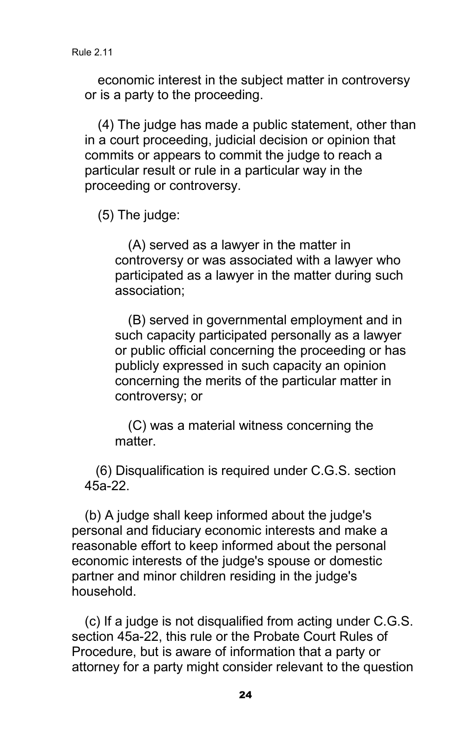economic interest in the subject matter in controversy or is a party to the proceeding.

(4) The judge has made a public statement, other than in a court proceeding, judicial decision or opinion that commits or appears to commit the judge to reach a particular result or rule in a particular way in the proceeding or controversy.

(5) The judge:

(A) served as a lawyer in the matter in controversy or was associated with a lawyer who participated as a lawyer in the matter during such association;

(B) served in governmental employment and in such capacity participated personally as a lawyer or public official concerning the proceeding or has publicly expressed in such capacity an opinion concerning the merits of the particular matter in controversy; or

(C) was a material witness concerning the matter.

(6) Disqualification is required under C.G.S. section 45a-22.

(b) A judge shall keep informed about the judge's personal and fiduciary economic interests and make a reasonable effort to keep informed about the personal economic interests of the judge's spouse or domestic partner and minor children residing in the judge's household.

(c) If a judge is not disqualified from acting under C.G.S. section 45a-22, this rule or the Probate Court Rules of Procedure, but is aware of information that a party or attorney for a party might consider relevant to the question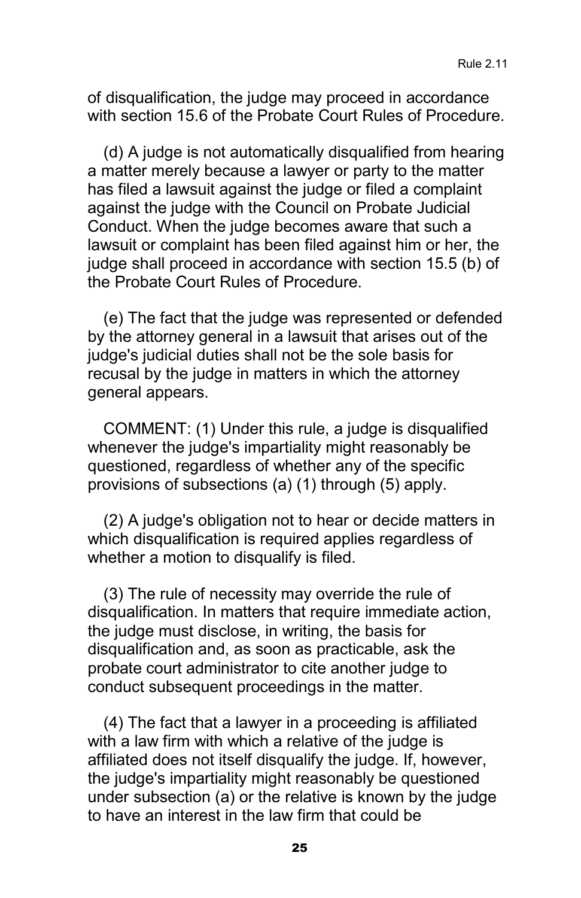of disqualification, the judge may proceed in accordance with section 15.6 of the Probate Court Rules of Procedure.

(d) A judge is not automatically disqualified from hearing a matter merely because a lawyer or party to the matter has filed a lawsuit against the judge or filed a complaint against the judge with the Council on Probate Judicial Conduct. When the judge becomes aware that such a lawsuit or complaint has been filed against him or her, the judge shall proceed in accordance with section 15.5 (b) of the Probate Court Rules of Procedure.

(e) The fact that the judge was represented or defended by the attorney general in a lawsuit that arises out of the judge's judicial duties shall not be the sole basis for recusal by the judge in matters in which the attorney general appears.

COMMENT: (1) Under this rule, a judge is disqualified whenever the judge's impartiality might reasonably be questioned, regardless of whether any of the specific provisions of subsections (a) (1) through (5) apply.

(2) A judge's obligation not to hear or decide matters in which disqualification is required applies regardless of whether a motion to disqualify is filed.

(3) The rule of necessity may override the rule of disqualification. In matters that require immediate action, the judge must disclose, in writing, the basis for disqualification and, as soon as practicable, ask the probate court administrator to cite another judge to conduct subsequent proceedings in the matter.

(4) The fact that a lawyer in a proceeding is affiliated with a law firm with which a relative of the judge is affiliated does not itself disqualify the judge. If, however, the judge's impartiality might reasonably be questioned under subsection (a) or the relative is known by the judge to have an interest in the law firm that could be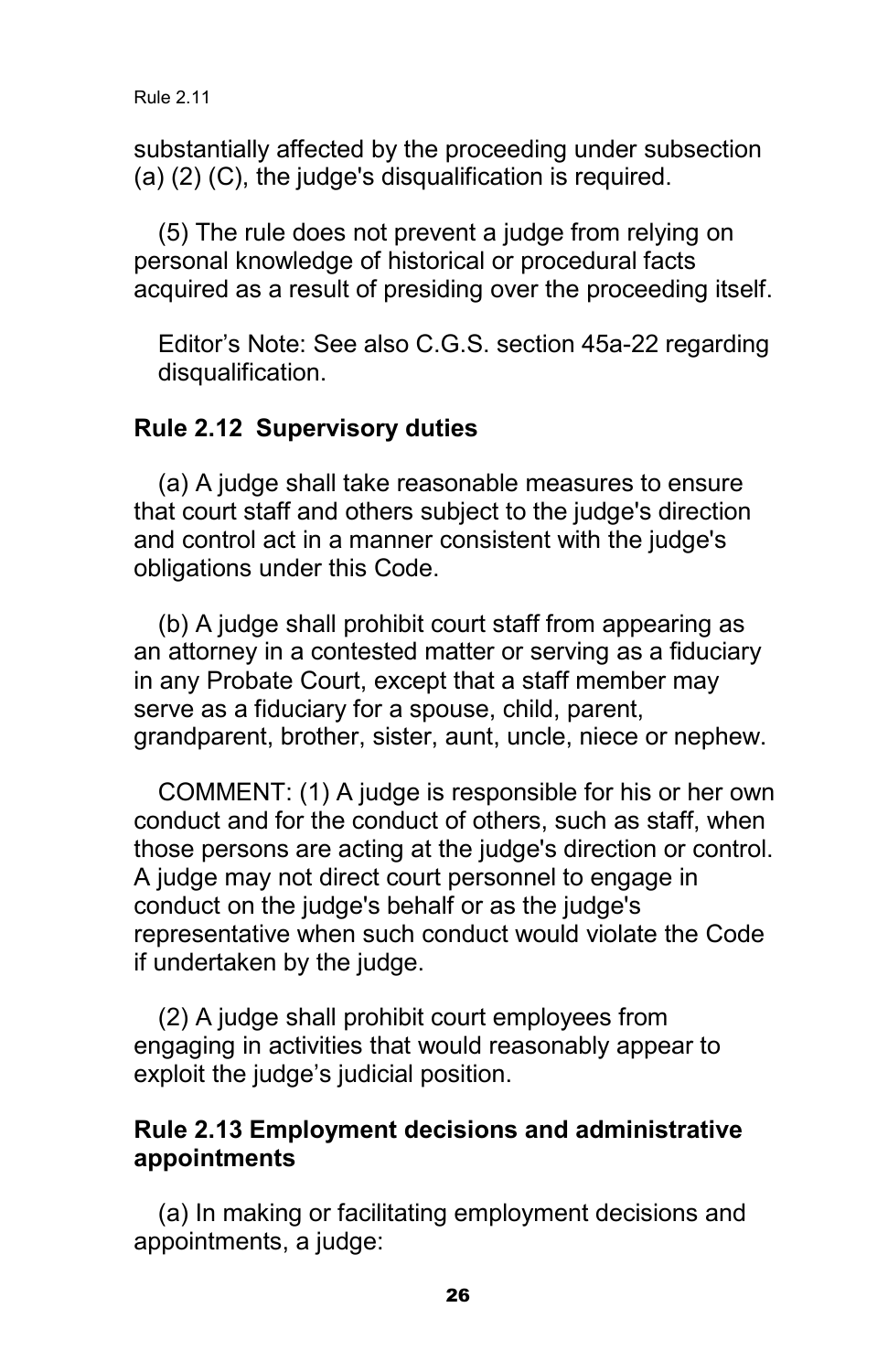substantially affected by the proceeding under subsection (a) (2) (C), the judge's disqualification is required.

(5) The rule does not prevent a judge from relying on personal knowledge of historical or procedural facts acquired as a result of presiding over the proceeding itself.

Editor's Note: See also C.G.S. section 45a-22 regarding disqualification.

### Rule 2.12 Supervisory duties

(a) A judge shall take reasonable measures to ensure that court staff and others subject to the judge's direction and control act in a manner consistent with the judge's obligations under this Code.

(b) A judge shall prohibit court staff from appearing as an attorney in a contested matter or serving as a fiduciary in any Probate Court, except that a staff member may serve as a fiduciary for a spouse, child, parent, grandparent, brother, sister, aunt, uncle, niece or nephew.

COMMENT: (1) A judge is responsible for his or her own conduct and for the conduct of others, such as staff, when those persons are acting at the judge's direction or control. A judge may not direct court personnel to engage in conduct on the judge's behalf or as the judge's representative when such conduct would violate the Code if undertaken by the judge.

(2) A judge shall prohibit court employees from engaging in activities that would reasonably appear to exploit the judge's judicial position.

### Rule 2.13 Employment decisions and administrative appointments

(a) In making or facilitating employment decisions and appointments, a judge: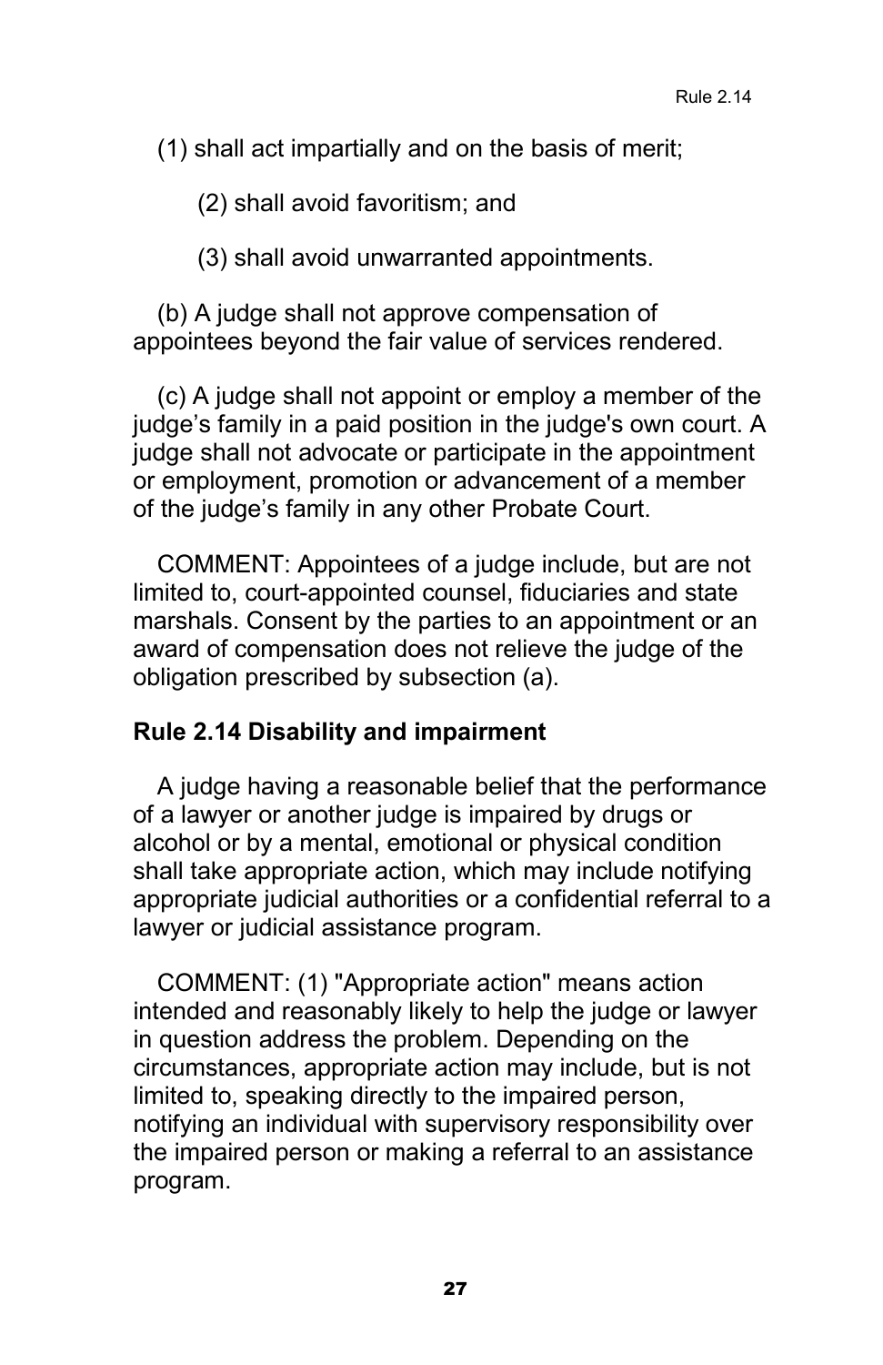(1) shall act impartially and on the basis of merit;

(2) shall avoid favoritism; and

(3) shall avoid unwarranted appointments.

(b) A judge shall not approve compensation of appointees beyond the fair value of services rendered.

(c) A judge shall not appoint or employ a member of the judge's family in a paid position in the judge's own court. A judge shall not advocate or participate in the appointment or employment, promotion or advancement of a member of the judge's family in any other Probate Court.

COMMENT: Appointees of a judge include, but are not limited to, court-appointed counsel, fiduciaries and state marshals. Consent by the parties to an appointment or an award of compensation does not relieve the judge of the obligation prescribed by subsection (a).

**Rule 2.14 Disability and impairment**

A judge having a reasonable belief that the performance of a lawyer or another judge is impaired by drugs or alcohol or by a mental, emotional or physical condition shall take appropriate action, which may include notifying appropriate judicial authorities or a confidential referral to a lawyer or judicial assistance program.

COMMENT: (1) "Appropriate action" means action intended and reasonably likely to help the judge or lawyer in question address the problem. Depending on the circumstances, appropriate action may include, but is not limited to, speaking directly to the impaired person, notifying an individual with supervisory responsibility over the impaired person or making a referral to an assistance program.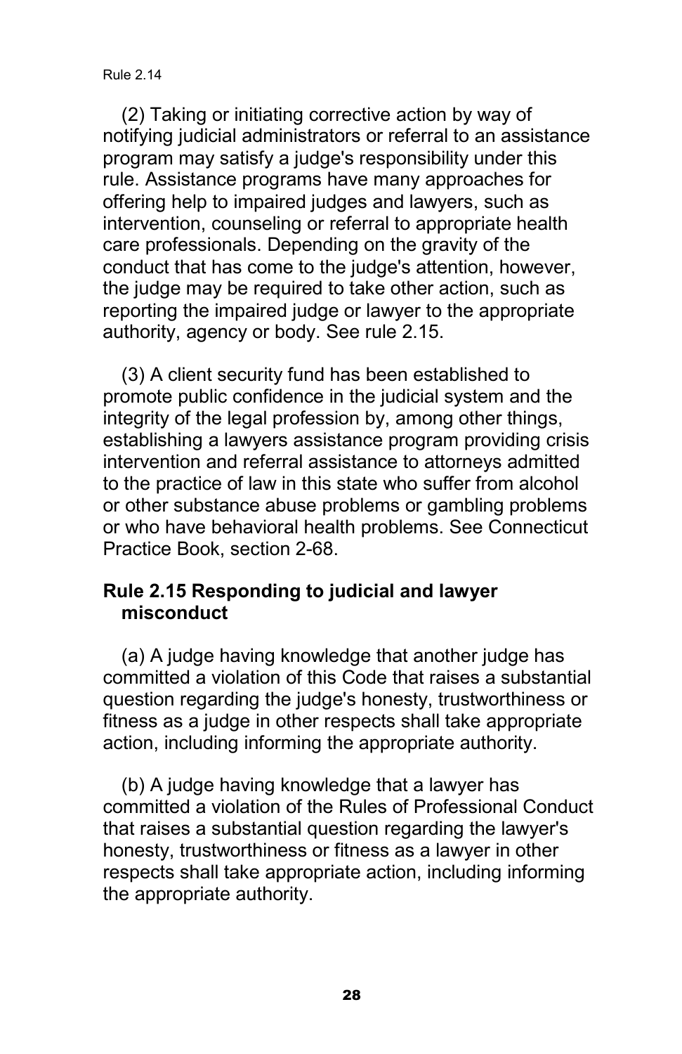(2) Taking or initiating corrective action by way of notifying judicial administrators or referral to an assistance program may satisfy a judge's responsibility under this rule. Assistance programs have many approaches for offering help to impaired judges and lawyers, such as intervention, counseling or referral to appropriate health care professionals. Depending on the gravity of the conduct that has come to the judge's attention, however, the judge may be required to take other action, such as reporting the impaired judge or lawyer to the appropriate authority, agency or body. See rule 2.15.

(3) A client security fund has been established to promote public confidence in the judicial system and the integrity of the legal profession by, among other things, establishing a lawyers assistance program providing crisis intervention and referral assistance to attorneys admitted to the practice of law in this state who suffer from alcohol or other substance abuse problems or gambling problems or who have behavioral health problems. See Connecticut Practice Book, section 2-68.

## Rule 2.15 Responding to judicial and lawyer misconduct

(a) A judge having knowledge that another judge has committed a violation of this Code that raises a substantial question regarding the judge's honesty, trustworthiness or fitness as a judge in other respects shall take appropriate action, including informing the appropriate authority.

(b) A judge having knowledge that a lawyer has committed a violation of the Rules of Professional Conduct that raises a substantial question regarding the lawyer's honesty, trustworthiness or fitness as a lawyer in other respects shall take appropriate action, including informing the appropriate authority.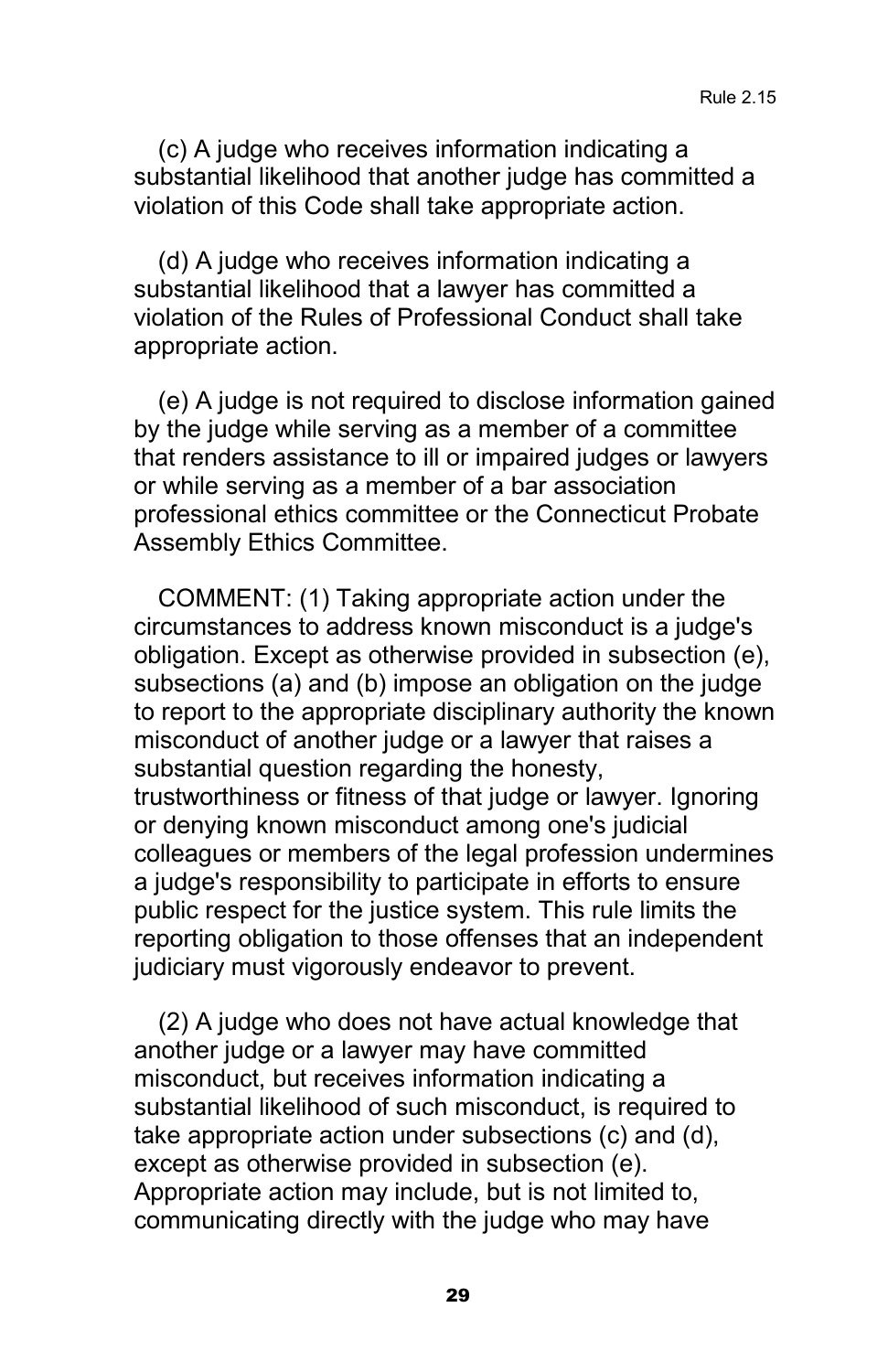(c) A judge who receives information indicating a substantial likelihood that another judge has committed a violation of this Code shall take appropriate action.

(d) A judge who receives information indicating a substantial likelihood that a lawyer has committed a violation of the Rules of Professional Conduct shall take appropriate action.

(e) A judge is not required to disclose information gained by the judge while serving as a member of a committee that renders assistance to ill or impaired judges or lawyers or while serving as a member of a bar association professional ethics committee or the Connecticut Probate Assembly Ethics Committee.

COMMENT: (1) Taking appropriate action under the circumstances to address known misconduct is a judge's obligation. Except as otherwise provided in subsection (e), subsections (a) and (b) impose an obligation on the judge to report to the appropriate disciplinary authority the known misconduct of another judge or a lawyer that raises a substantial question regarding the honesty, trustworthiness or fitness of that judge or lawyer. Ignoring or denying known misconduct among one's judicial colleagues or members of the legal profession undermines a judge's responsibility to participate in efforts to ensure public respect for the justice system. This rule limits the reporting obligation to those offenses that an independent judiciary must vigorously endeavor to prevent.

(2) A judge who does not have actual knowledge that another judge or a lawyer may have committed misconduct, but receives information indicating a substantial likelihood of such misconduct, is required to take appropriate action under subsections (c) and (d), except as otherwise provided in subsection (e). Appropriate action may include, but is not limited to, communicating directly with the judge who may have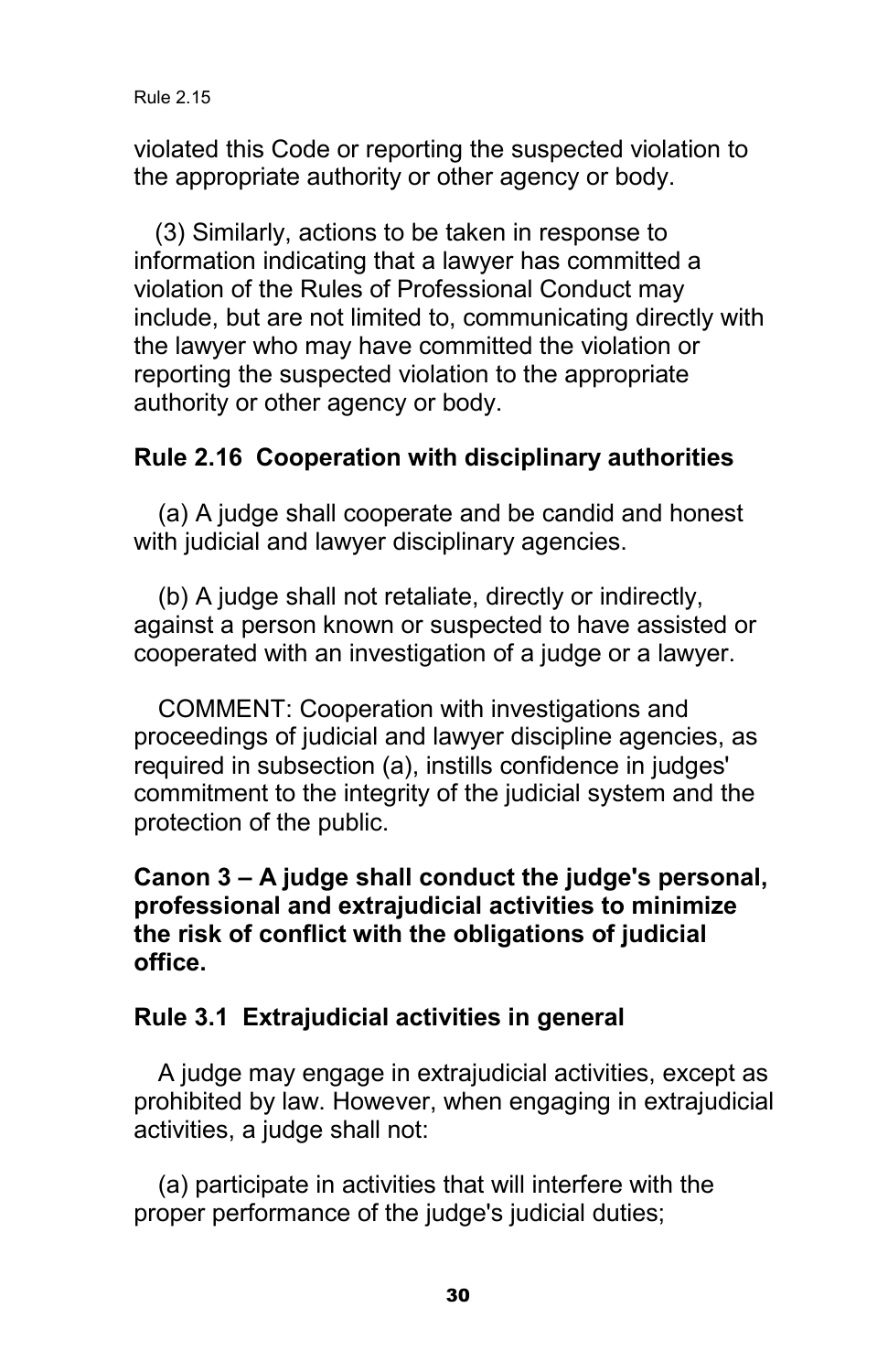violated this Code or reporting the suspected violation to the appropriate authority or other agency or body.

(3) Similarly, actions to be taken in response to information indicating that a lawyer has committed a violation of the Rules of Professional Conduct may include, but are not limited to, communicating directly with the lawyer who may have committed the violation or reporting the suspected violation to the appropriate authority or other agency or body.

### Rule 2.16 Cooperation with disciplinary authorities

(a) A judge shall cooperate and be candid and honest with judicial and lawyer disciplinary agencies.

(b) A judge shall not retaliate, directly or indirectly, against a person known or suspected to have assisted or cooperated with an investigation of a judge or a lawyer.

COMMENT: Cooperation with investigations and proceedings of judicial and lawyer discipline agencies, as required in subsection (a), instills confidence in judges' commitment to the integrity of the judicial system and the protection of the public.

## Canon 3 – A judge shall conduct the judge's personal, professional and extrajudicial activities to minimize the risk of conflict with the obligations of judicial office.

### Rule 3.1 Extrajudicial activities in general

A judge may engage in extrajudicial activities, except as prohibited by law. However, when engaging in extrajudicial activities, a judge shall not:

(a) participate in activities that will interfere with the proper performance of the judge's judicial duties;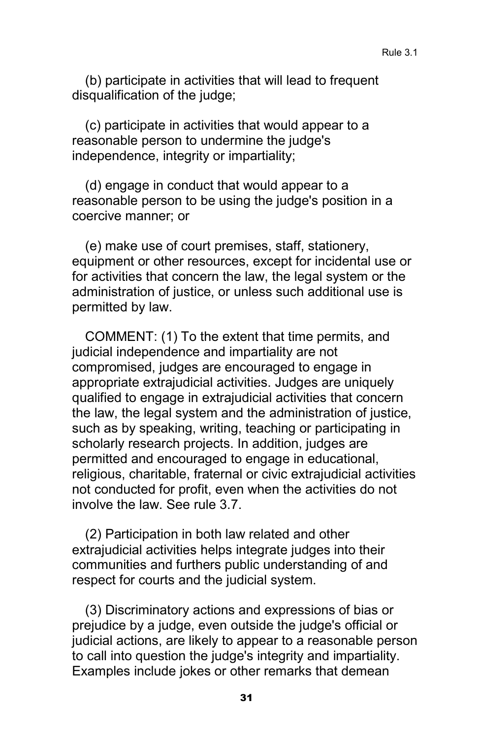(b) participate in activities that will lead to frequent disqualification of the judge;

(c) participate in activities that would appear to a reasonable person to undermine the judge's independence, integrity or impartiality;

(d) engage in conduct that would appear to a reasonable person to be using the judge's position in a coercive manner; or

(e) make use of court premises, staff, stationery, equipment or other resources, except for incidental use or for activities that concern the law, the legal system or the administration of justice, or unless such additional use is permitted by law.

COMMENT: (1) To the extent that time permits, and judicial independence and impartiality are not compromised, judges are encouraged to engage in appropriate extrajudicial activities. Judges are uniquely qualified to engage in extrajudicial activities that concern the law, the legal system and the administration of justice, such as by speaking, writing, teaching or participating in scholarly research projects. In addition, judges are permitted and encouraged to engage in educational, religious, charitable, fraternal or civic extrajudicial activities not conducted for profit, even when the activities do not involve the law. See rule 3.7.

(2) Participation in both law related and other extrajudicial activities helps integrate judges into their communities and furthers public understanding of and respect for courts and the judicial system.

(3) Discriminatory actions and expressions of bias or prejudice by a judge, even outside the judge's official or judicial actions, are likely to appear to a reasonable person to call into question the judge's integrity and impartiality. Examples include jokes or other remarks that demean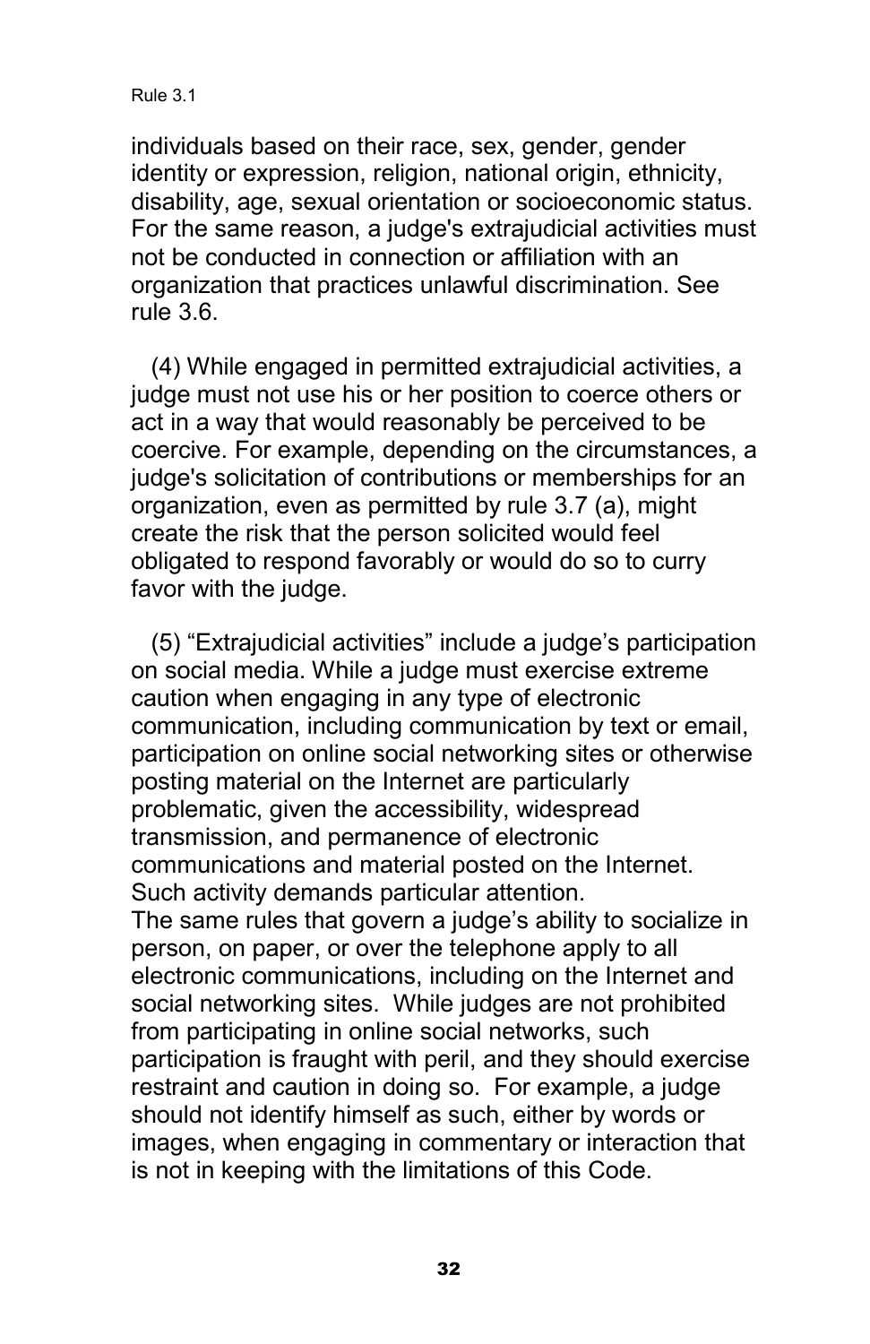individuals based on their race, sex, gender, gender identity or expression, religion, national origin, ethnicity, disability, age, sexual orientation or socioeconomic status. For the same reason, a judge's extrajudicial activities must not be conducted in connection or affiliation with an organization that practices unlawful discrimination. See rule 3.6.

(4) While engaged in permitted extrajudicial activities, a judge must not use his or her position to coerce others or act in a way that would reasonably be perceived to be coercive. For example, depending on the circumstances, a judge's solicitation of contributions or memberships for an organization, even as permitted by rule 3.7 (a), might create the risk that the person solicited would feel obligated to respond favorably or would do so to curry favor with the judge.

(5) “Extrajudicial activities” include a judge’s participation on social media. While a judge must exercise extreme caution when engaging in any type of electronic communication, including communication by text or email, participation on online social networking sites or otherwise posting material on the Internet are particularly problematic, given the accessibility, widespread transmission, and permanence of electronic communications and material posted on the Internet. Such activity demands particular attention.
The same rules that govern a judge’s ability to socialize in person, on paper, or over the telephone apply to all electronic communications, including on the Internet and social networking sites. While judges are not prohibited from participating in online social networks, such participation is fraught with peril, and they should exercise restraint and caution in doing so. For example, a judge should not identify himself as such, either by words or images, when engaging in commentary or interaction that is not in keeping with the limitations of this Code.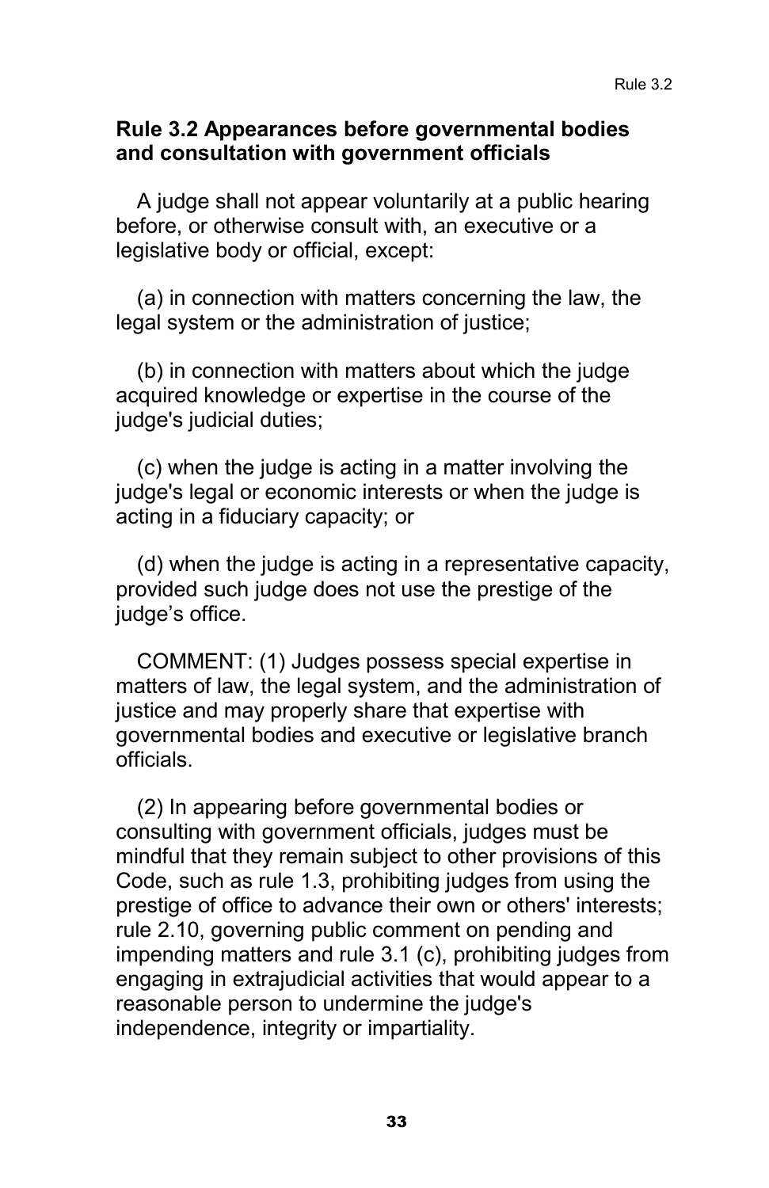### Rule 3.2 Appearances before governmental bodies and consultation with government officials

A judge shall not appear voluntarily at a public hearing before, or otherwise consult with, an executive or a legislative body or official, except:

(a) in connection with matters concerning the law, the legal system or the administration of justice;

(b) in connection with matters about which the judge acquired knowledge or expertise in the course of the judge's judicial duties;

(c) when the judge is acting in a matter involving the judge's legal or economic interests or when the judge is acting in a fiduciary capacity; or

(d) when the judge is acting in a representative capacity, provided such judge does not use the prestige of the judge's office.

COMMENT: (1) Judges possess special expertise in matters of law, the legal system, and the administration of justice and may properly share that expertise with governmental bodies and executive or legislative branch officials.

(2) In appearing before governmental bodies or consulting with government officials, judges must be mindful that they remain subject to other provisions of this Code, such as rule 1.3, prohibiting judges from using the prestige of office to advance their own or others' interests; rule 2.10, governing public comment on pending and impending matters and rule 3.1 (c), prohibiting judges from engaging in extrajudicial activities that would appear to a reasonable person to undermine the judge's independence, integrity or impartiality.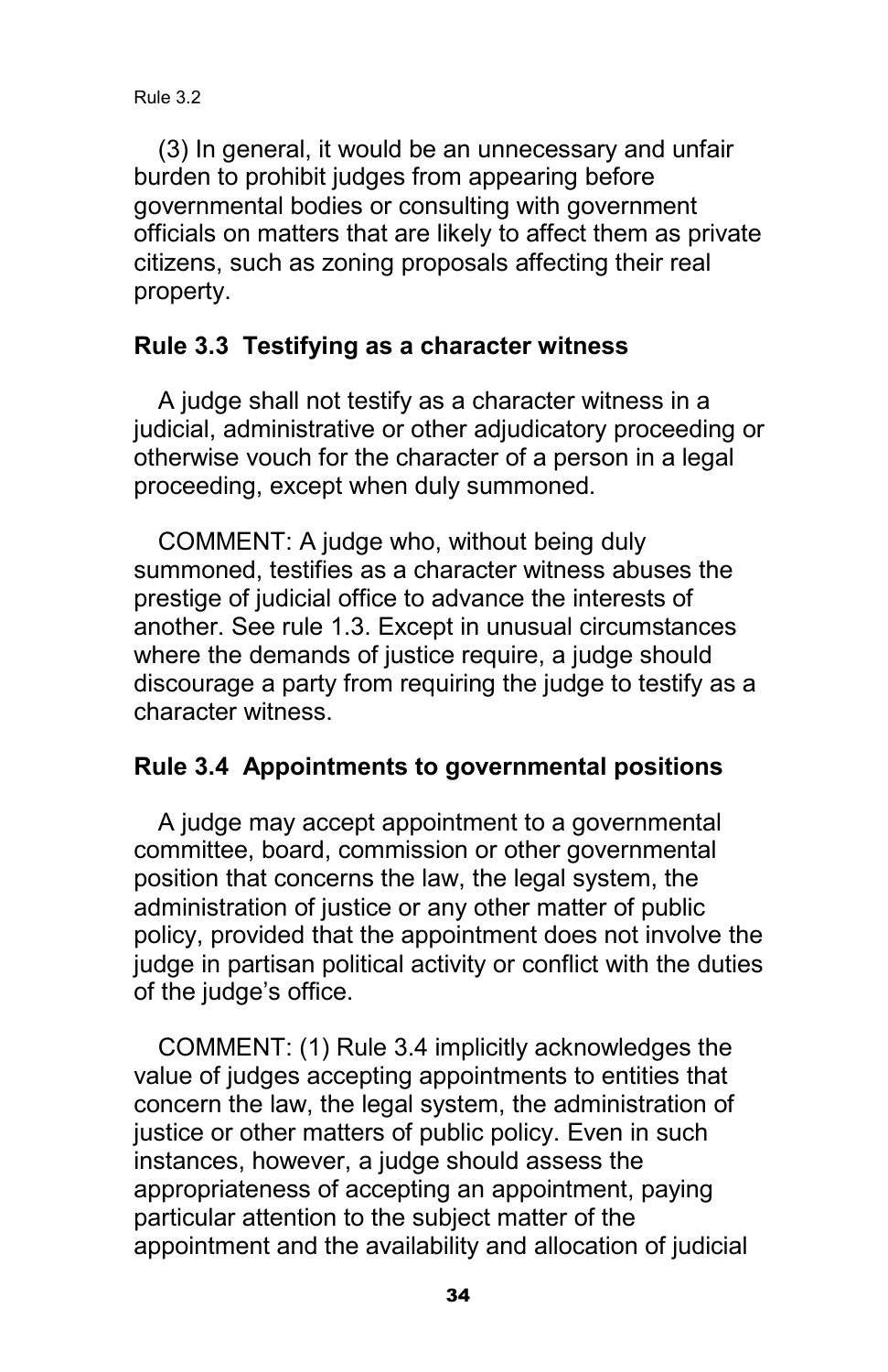(3) In general, it would be an unnecessary and unfair burden to prohibit judges from appearing before governmental bodies or consulting with government officials on matters that are likely to affect them as private citizens, such as zoning proposals affecting their real property.

### Rule 3.3 Testifying as a character witness

A judge shall not testify as a character witness in a judicial, administrative or other adjudicatory proceeding or otherwise vouch for the character of a person in a legal proceeding, except when duly summoned.

COMMENT: A judge who, without being duly summoned, testifies as a character witness abuses the prestige of judicial office to advance the interests of another. See rule 1.3. Except in unusual circumstances where the demands of justice require, a judge should discourage a party from requiring the judge to testify as a character witness.

### Rule 3.4 Appointments to governmental positions

A judge may accept appointment to a governmental committee, board, commission or other governmental position that concerns the law, the legal system, the administration of justice or any other matter of public policy, provided that the appointment does not involve the judge in partisan political activity or conflict with the duties of the judge's office.

COMMENT: (1) Rule 3.4 implicitly acknowledges the value of judges accepting appointments to entities that concern the law, the legal system, the administration of justice or other matters of public policy. Even in such instances, however, a judge should assess the appropriateness of accepting an appointment, paying particular attention to the subject matter of the appointment and the availability and allocation of judicial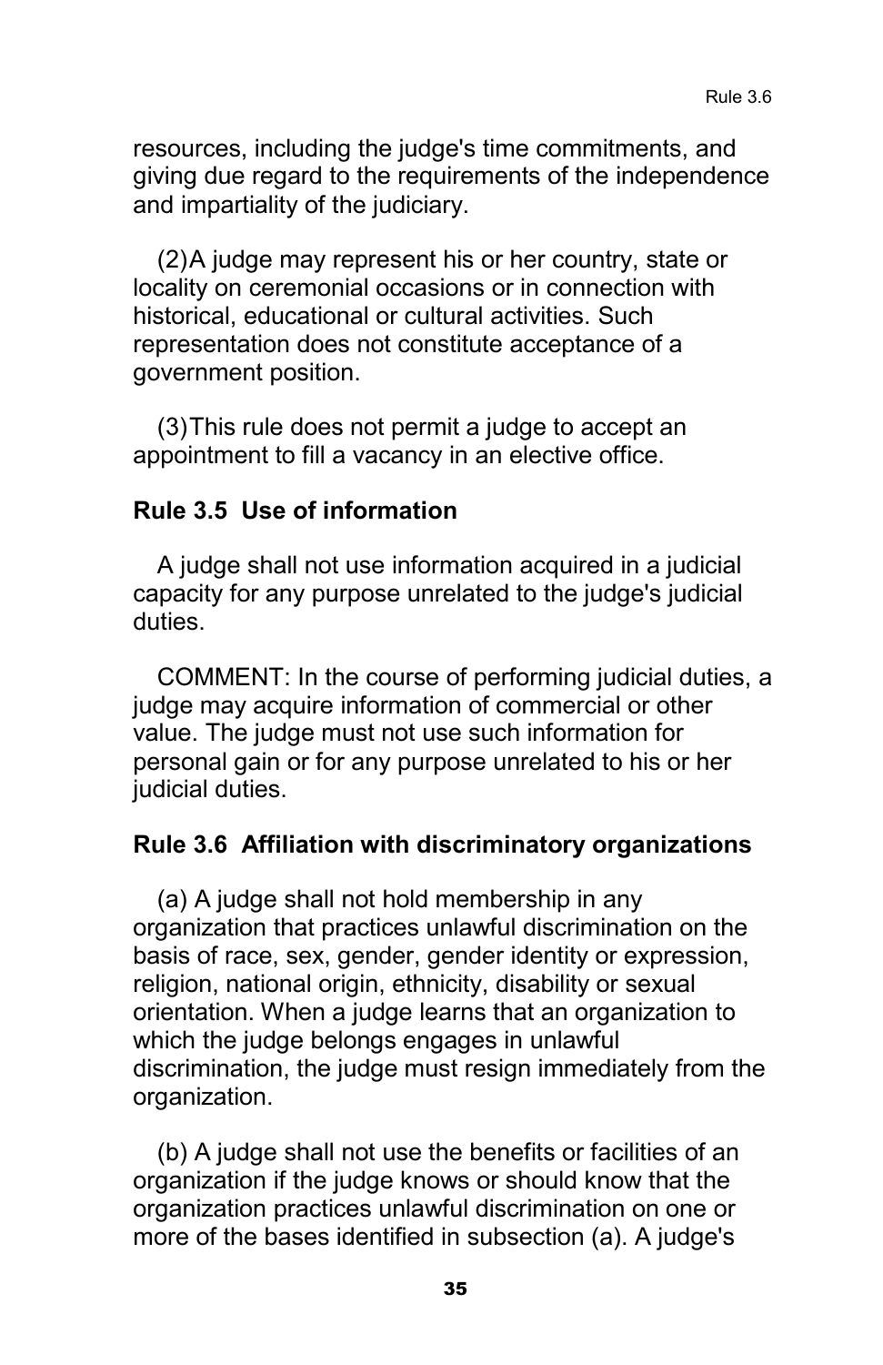resources, including the judge's time commitments, and giving due regard to the requirements of the independence and impartiality of the judiciary.

(2) A judge may represent his or her country, state or locality on ceremonial occasions or in connection with historical, educational or cultural activities. Such representation does not constitute acceptance of a government position.

(3) This rule does not permit a judge to accept an appointment to fill a vacancy in an elective office.

### Rule 3.5 Use of information

A judge shall not use information acquired in a judicial capacity for any purpose unrelated to the judge's judicial duties.

COMMENT: In the course of performing judicial duties, a judge may acquire information of commercial or other value. The judge must not use such information for personal gain or for any purpose unrelated to his or her judicial duties.

### Rule 3.6 Affiliation with discriminatory organizations

(a) A judge shall not hold membership in any organization that practices unlawful discrimination on the basis of race, sex, gender, gender identity or expression, religion, national origin, ethnicity, disability or sexual orientation. When a judge learns that an organization to which the judge belongs engages in unlawful discrimination, the judge must resign immediately from the organization.

(b) A judge shall not use the benefits or facilities of an organization if the judge knows or should know that the organization practices unlawful discrimination on one or more of the bases identified in subsection (a). A judge's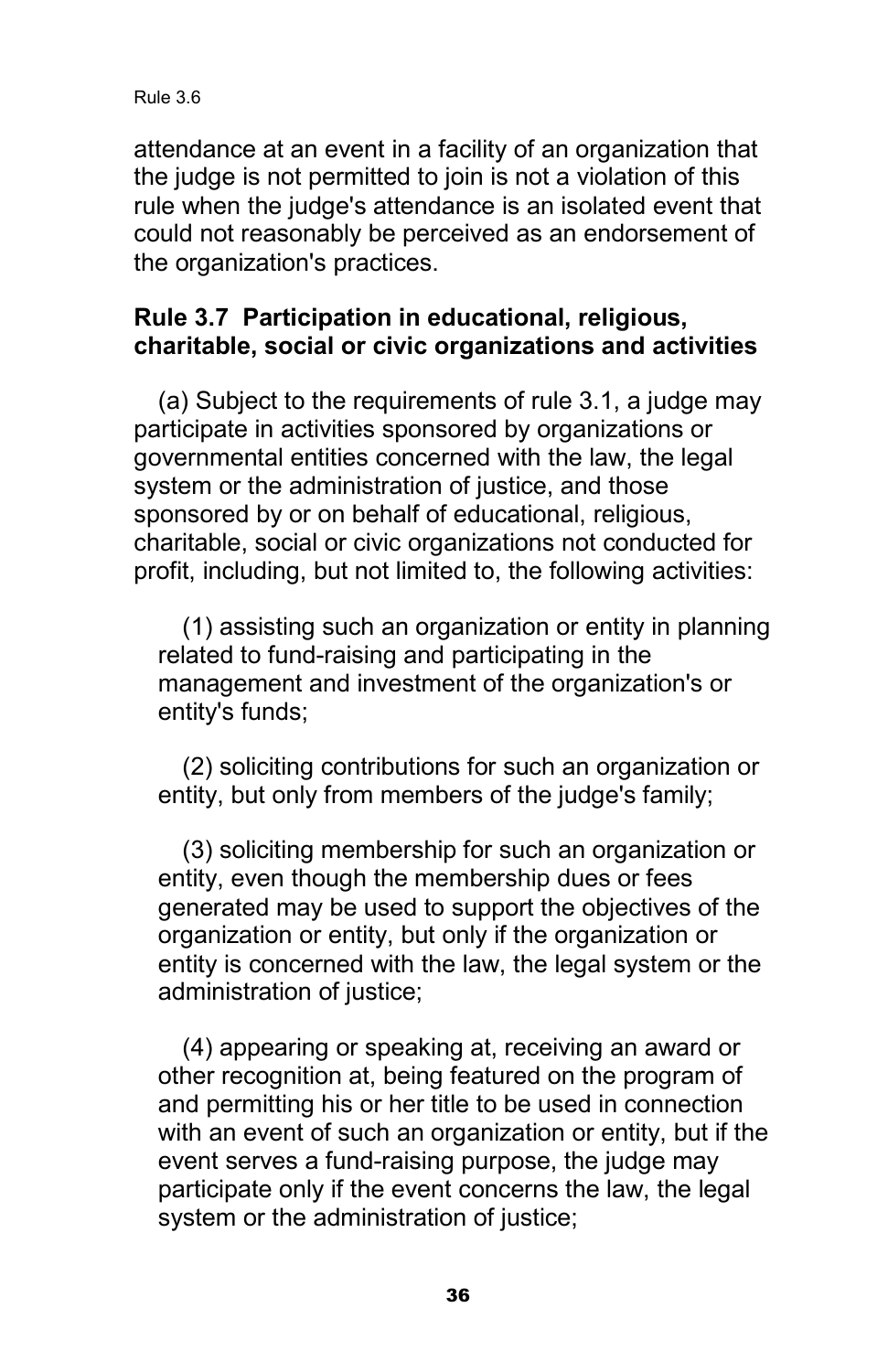attendance at an event in a facility of an organization that the judge is not permitted to join is not a violation of this rule when the judge's attendance is an isolated event that could not reasonably be perceived as an endorsement of the organization's practices.

### Rule 3.7 Participation in educational, religious, charitable, social or civic organizations and activities

(a) Subject to the requirements of rule 3.1, a judge may participate in activities sponsored by organizations or governmental entities concerned with the law, the legal system or the administration of justice, and those sponsored by or on behalf of educational, religious, charitable, social or civic organizations not conducted for profit, including, but not limited to, the following activities:

(1) assisting such an organization or entity in planning related to fund-raising and participating in the management and investment of the organization's or entity's funds;

(2) soliciting contributions for such an organization or entity, but only from members of the judge's family;

(3) soliciting membership for such an organization or entity, even though the membership dues or fees generated may be used to support the objectives of the organization or entity, but only if the organization or entity is concerned with the law, the legal system or the administration of justice;

(4) appearing or speaking at, receiving an award or other recognition at, being featured on the program of and permitting his or her title to be used in connection with an event of such an organization or entity, but if the event serves a fund-raising purpose, the judge may participate only if the event concerns the law, the legal system or the administration of justice;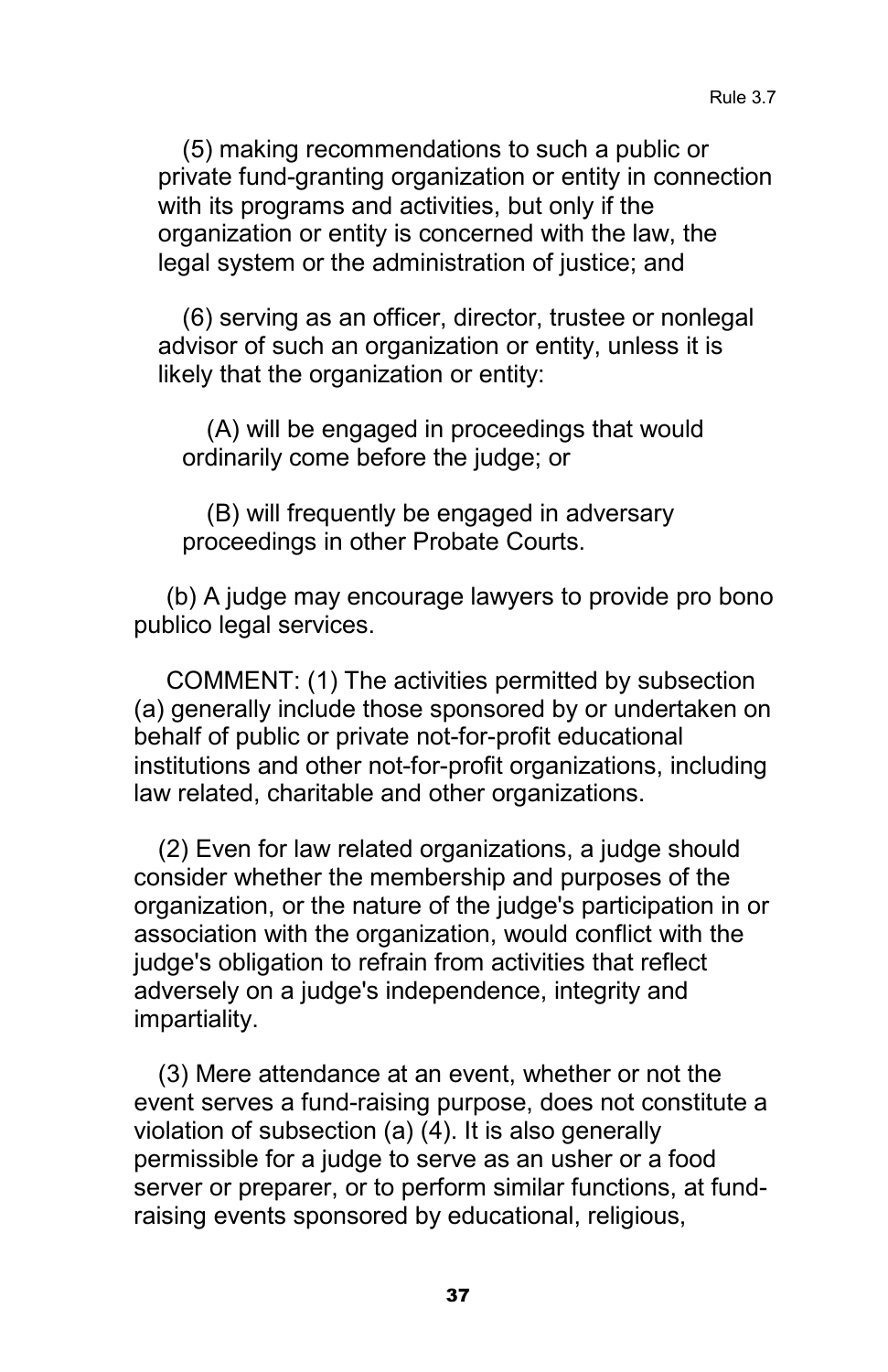(5) making recommendations to such a public or private fund-granting organization or entity in connection with its programs and activities, but only if the organization or entity is concerned with the law, the legal system or the administration of justice; and

(6) serving as an officer, director, trustee or nonlegal advisor of such an organization or entity, unless it is likely that the organization or entity:

(A) will be engaged in proceedings that would ordinarily come before the judge; or

(B) will frequently be engaged in adversary proceedings in other Probate Courts.

(b) A judge may encourage lawyers to provide pro bono publico legal services.

COMMENT: (1) The activities permitted by subsection (a) generally include those sponsored by or undertaken on behalf of public or private not-for-profit educational institutions and other not-for-profit organizations, including law related, charitable and other organizations.

(2) Even for law related organizations, a judge should consider whether the membership and purposes of the organization, or the nature of the judge's participation in or association with the organization, would conflict with the judge's obligation to refrain from activities that reflect adversely on a judge's independence, integrity and impartiality.

(3) Mere attendance at an event, whether or not the event serves a fund-raising purpose, does not constitute a violation of subsection (a) (4). It is also generally permissible for a judge to serve as an usher or a food server or preparer, or to perform similar functions, at fund-raising events sponsored by educational, religious,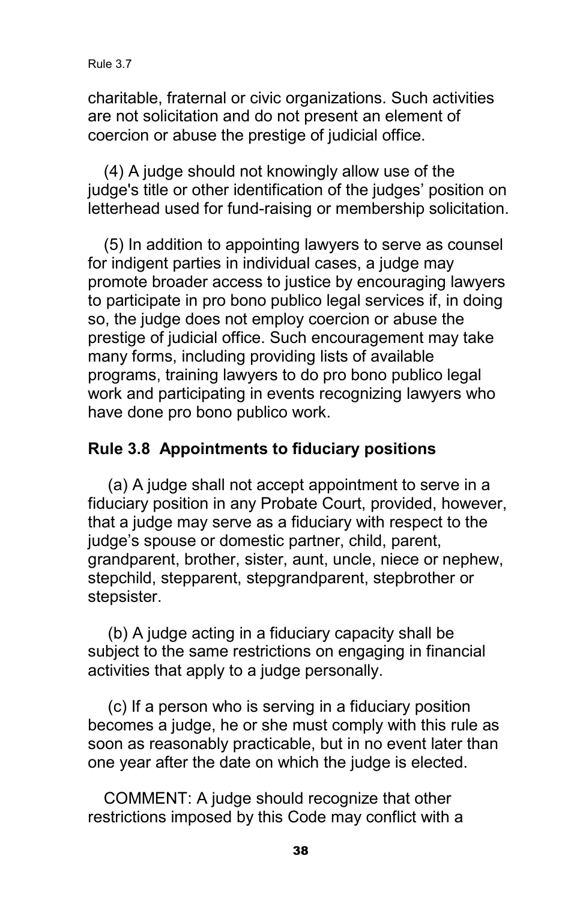charitable, fraternal or civic organizations. Such activities are not solicitation and do not present an element of coercion or abuse the prestige of judicial office.

(4) A judge should not knowingly allow use of the judge's title or other identification of the judges' position on letterhead used for fund-raising or membership solicitation.

(5) In addition to appointing lawyers to serve as counsel for indigent parties in individual cases, a judge may promote broader access to justice by encouraging lawyers to participate in pro bono publico legal services if, in doing so, the judge does not employ coercion or abuse the prestige of judicial office. Such encouragement may take many forms, including providing lists of available programs, training lawyers to do pro bono publico legal work and participating in events recognizing lawyers who have done pro bono publico work.

### Rule 3.8 Appointments to fiduciary positions

(a) A judge shall not accept appointment to serve in a fiduciary position in any Probate Court, provided, however, that a judge may serve as a fiduciary with respect to the judge's spouse or domestic partner, child, parent, grandparent, brother, sister, aunt, uncle, niece or nephew, stepchild, stepparent, stepgrandparent, stepbrother or stepsister.

(b) A judge acting in a fiduciary capacity shall be subject to the same restrictions on engaging in financial activities that apply to a judge personally.

(c) If a person who is serving in a fiduciary position becomes a judge, he or she must comply with this rule as soon as reasonably practicable, but in no event later than one year after the date on which the judge is elected.

COMMENT: A judge should recognize that other restrictions imposed by this Code may conflict with a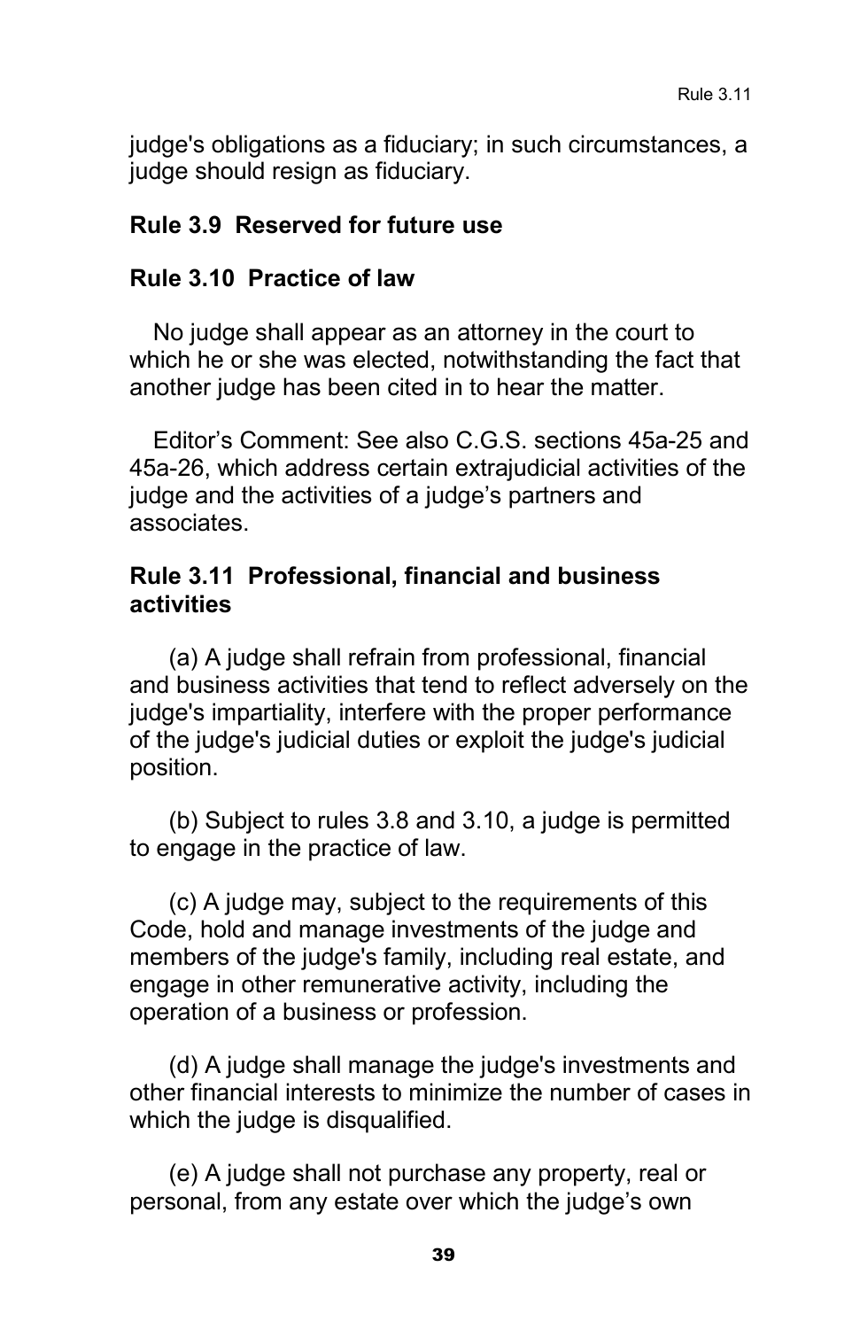judge's obligations as a fiduciary; in such circumstances, a judge should resign as fiduciary.

### Rule 3.9 Reserved for future use

### Rule 3.10 Practice of law

No judge shall appear as an attorney in the court to which he or she was elected, notwithstanding the fact that another judge has been cited in to hear the matter.

Editor's Comment: See also C.G.S. sections 45a-25 and 45a-26, which address certain extrajudicial activities of the judge and the activities of a judge's partners and associates.

### Rule 3.11 Professional, financial and business activities

(a) A judge shall refrain from professional, financial and business activities that tend to reflect adversely on the judge's impartiality, interfere with the proper performance of the judge's judicial duties or exploit the judge's judicial position.

(b) Subject to rules 3.8 and 3.10, a judge is permitted to engage in the practice of law.

(c) A judge may, subject to the requirements of this Code, hold and manage investments of the judge and members of the judge's family, including real estate, and engage in other remunerative activity, including the operation of a business or profession.

(d) A judge shall manage the judge's investments and other financial interests to minimize the number of cases in which the judge is disqualified.

(e) A judge shall not purchase any property, real or personal, from any estate over which the judge's own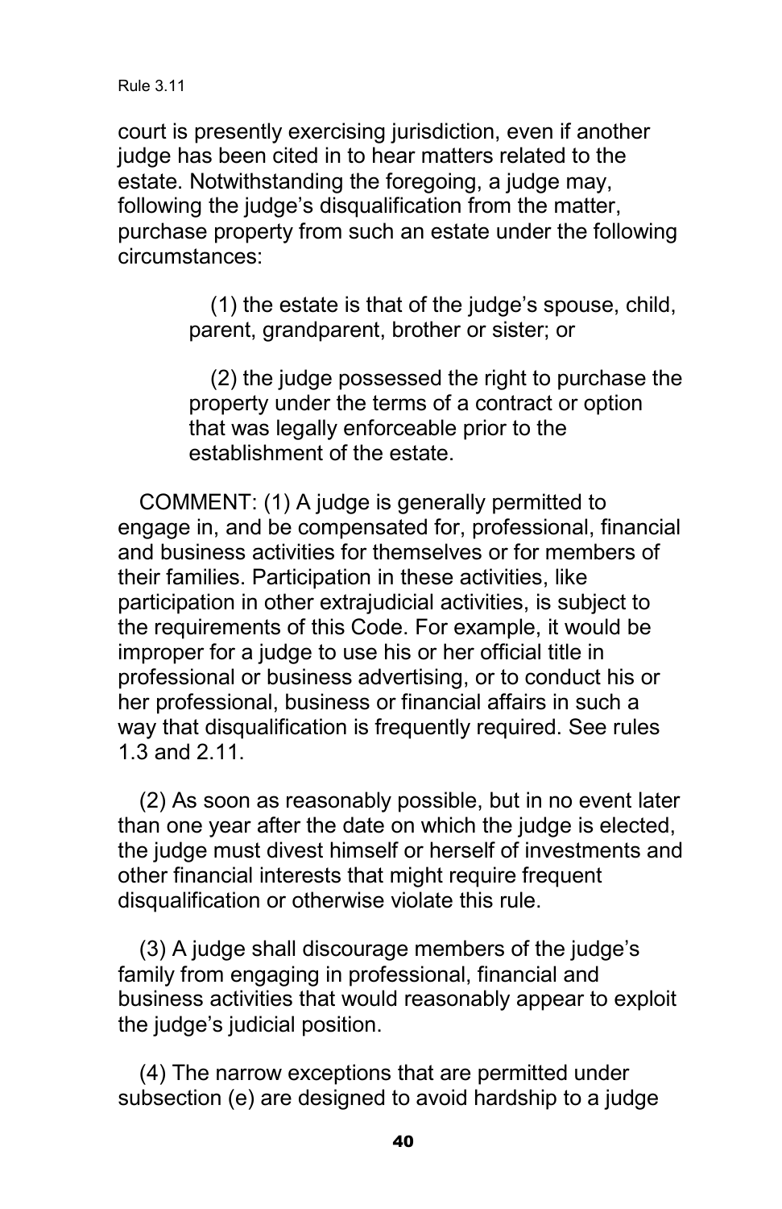court is presently exercising jurisdiction, even if another judge has been cited in to hear matters related to the estate. Notwithstanding the foregoing, a judge may, following the judge's disqualification from the matter, purchase property from such an estate under the following circumstances:

(1) the estate is that of the judge's spouse, child, parent, grandparent, brother or sister; or

(2) the judge possessed the right to purchase the property under the terms of a contract or option that was legally enforceable prior to the establishment of the estate.

COMMENT: (1) A judge is generally permitted to engage in, and be compensated for, professional, financial and business activities for themselves or for members of their families. Participation in these activities, like participation in other extrajudicial activities, is subject to the requirements of this Code. For example, it would be improper for a judge to use his or her official title in professional or business advertising, or to conduct his or her professional, business or financial affairs in such a way that disqualification is frequently required. See rules 1.3 and 2.11.

(2) As soon as reasonably possible, but in no event later than one year after the date on which the judge is elected, the judge must divest himself or herself of investments and other financial interests that might require frequent disqualification or otherwise violate this rule.

(3) A judge shall discourage members of the judge's family from engaging in professional, financial and business activities that would reasonably appear to exploit the judge's judicial position.

(4) The narrow exceptions that are permitted under subsection (e) are designed to avoid hardship to a judge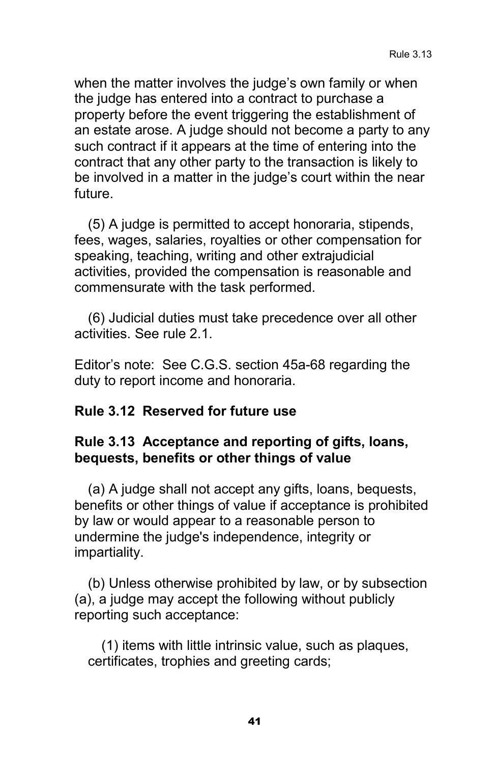when the matter involves the judge's own family or when the judge has entered into a contract to purchase a property before the event triggering the establishment of an estate arose. A judge should not become a party to any such contract if it appears at the time of entering into the contract that any other party to the transaction is likely to be involved in a matter in the judge's court within the near future.

(5) A judge is permitted to accept honoraria, stipends, fees, wages, salaries, royalties or other compensation for speaking, teaching, writing and other extrajudicial activities, provided the compensation is reasonable and commensurate with the task performed.

(6) Judicial duties must take precedence over all other activities. See rule 2.1.

Editor's note: See C.G.S. section 45a-68 regarding the duty to report income and honoraria.

**Rule 3.12 Reserved for future use**

**Rule 3.13 Acceptance and reporting of gifts, loans, bequests, benefits or other things of value**

(a) A judge shall not accept any gifts, loans, bequests, benefits or other things of value if acceptance is prohibited by law or would appear to a reasonable person to undermine the judge's independence, integrity or impartiality.

(b) Unless otherwise prohibited by law, or by subsection (a), a judge may accept the following without publicly reporting such acceptance:

(1) items with little intrinsic value, such as plaques, certificates, trophies and greeting cards;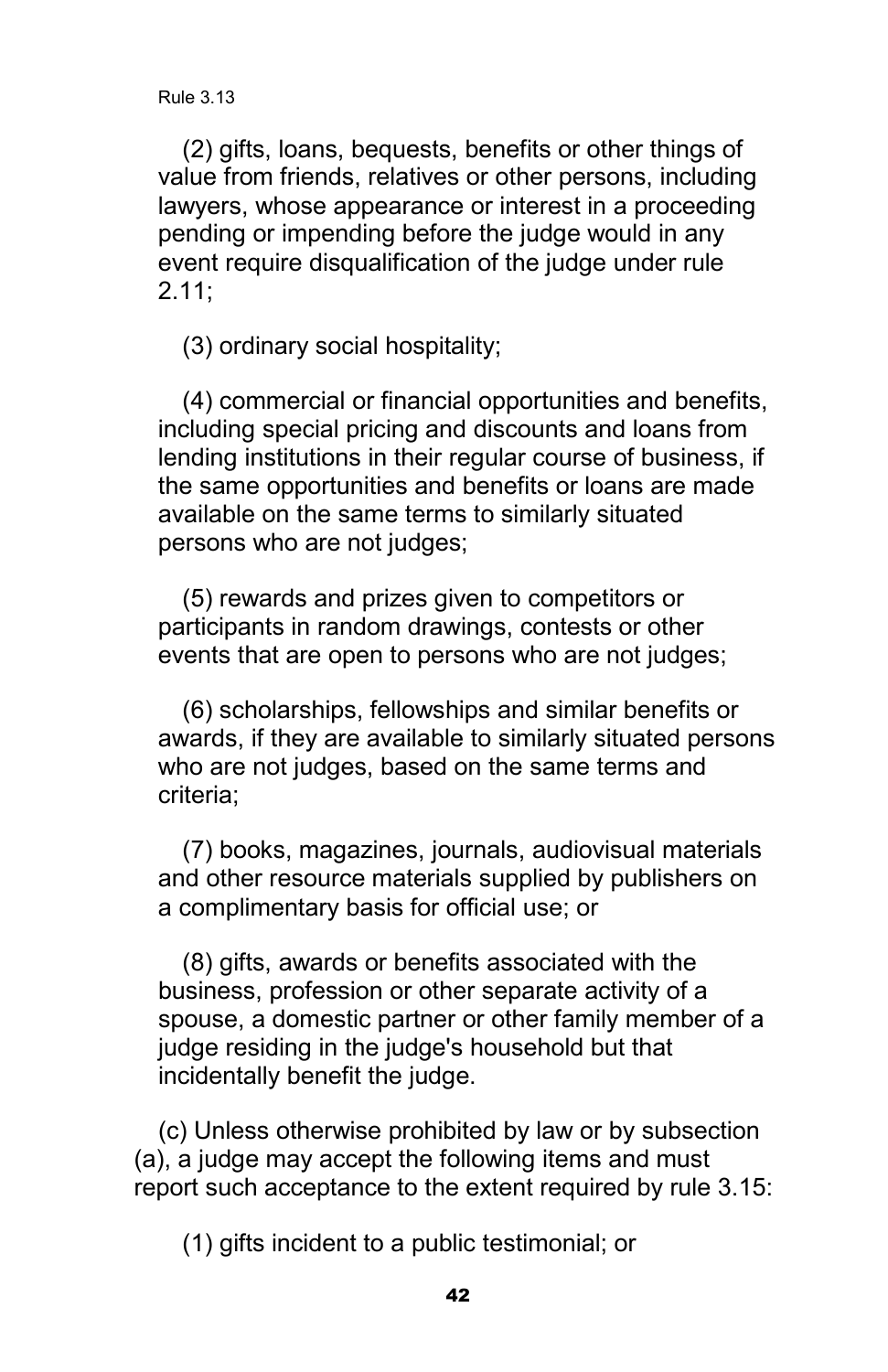(2) gifts, loans, bequests, benefits or other things of value from friends, relatives or other persons, including lawyers, whose appearance or interest in a proceeding pending or impending before the judge would in any event require disqualification of the judge under rule 2.11;

(3) ordinary social hospitality;

(4) commercial or financial opportunities and benefits, including special pricing and discounts and loans from lending institutions in their regular course of business, if the same opportunities and benefits or loans are made available on the same terms to similarly situated persons who are not judges;

(5) rewards and prizes given to competitors or participants in random drawings, contests or other events that are open to persons who are not judges;

(6) scholarships, fellowships and similar benefits or awards, if they are available to similarly situated persons who are not judges, based on the same terms and criteria;

(7) books, magazines, journals, audiovisual materials and other resource materials supplied by publishers on a complimentary basis for official use; or

(8) gifts, awards or benefits associated with the business, profession or other separate activity of a spouse, a domestic partner or other family member of a judge residing in the judge's household but that incidentally benefit the judge.

(c) Unless otherwise prohibited by law or by subsection (a), a judge may accept the following items and must report such acceptance to the extent required by rule 3.15:

(1) gifts incident to a public testimonial; or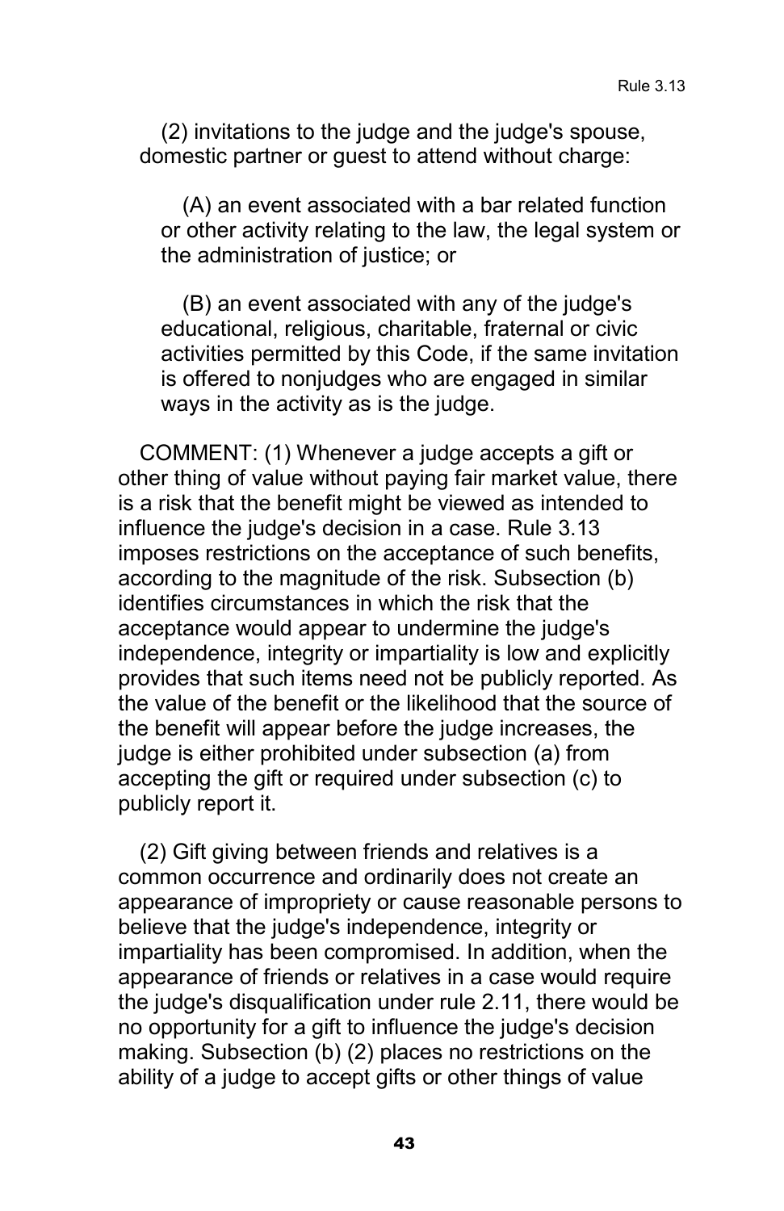(2) invitations to the judge and the judge's spouse, domestic partner or guest to attend without charge:

(A) an event associated with a bar related function or other activity relating to the law, the legal system or the administration of justice; or

(B) an event associated with any of the judge's educational, religious, charitable, fraternal or civic activities permitted by this Code, if the same invitation is offered to nonjudges who are engaged in similar ways in the activity as is the judge.

COMMENT: (1) Whenever a judge accepts a gift or other thing of value without paying fair market value, there is a risk that the benefit might be viewed as intended to influence the judge's decision in a case. Rule 3.13 imposes restrictions on the acceptance of such benefits, according to the magnitude of the risk. Subsection (b) identifies circumstances in which the risk that the acceptance would appear to undermine the judge's independence, integrity or impartiality is low and explicitly provides that such items need not be publicly reported. As the value of the benefit or the likelihood that the source of the benefit will appear before the judge increases, the judge is either prohibited under subsection (a) from accepting the gift or required under subsection (c) to publicly report it.

(2) Gift giving between friends and relatives is a common occurrence and ordinarily does not create an appearance of impropriety or cause reasonable persons to believe that the judge's independence, integrity or impartiality has been compromised. In addition, when the appearance of friends or relatives in a case would require the judge's disqualification under rule 2.11, there would be no opportunity for a gift to influence the judge's decision making. Subsection (b) (2) places no restrictions on the ability of a judge to accept gifts or other things of value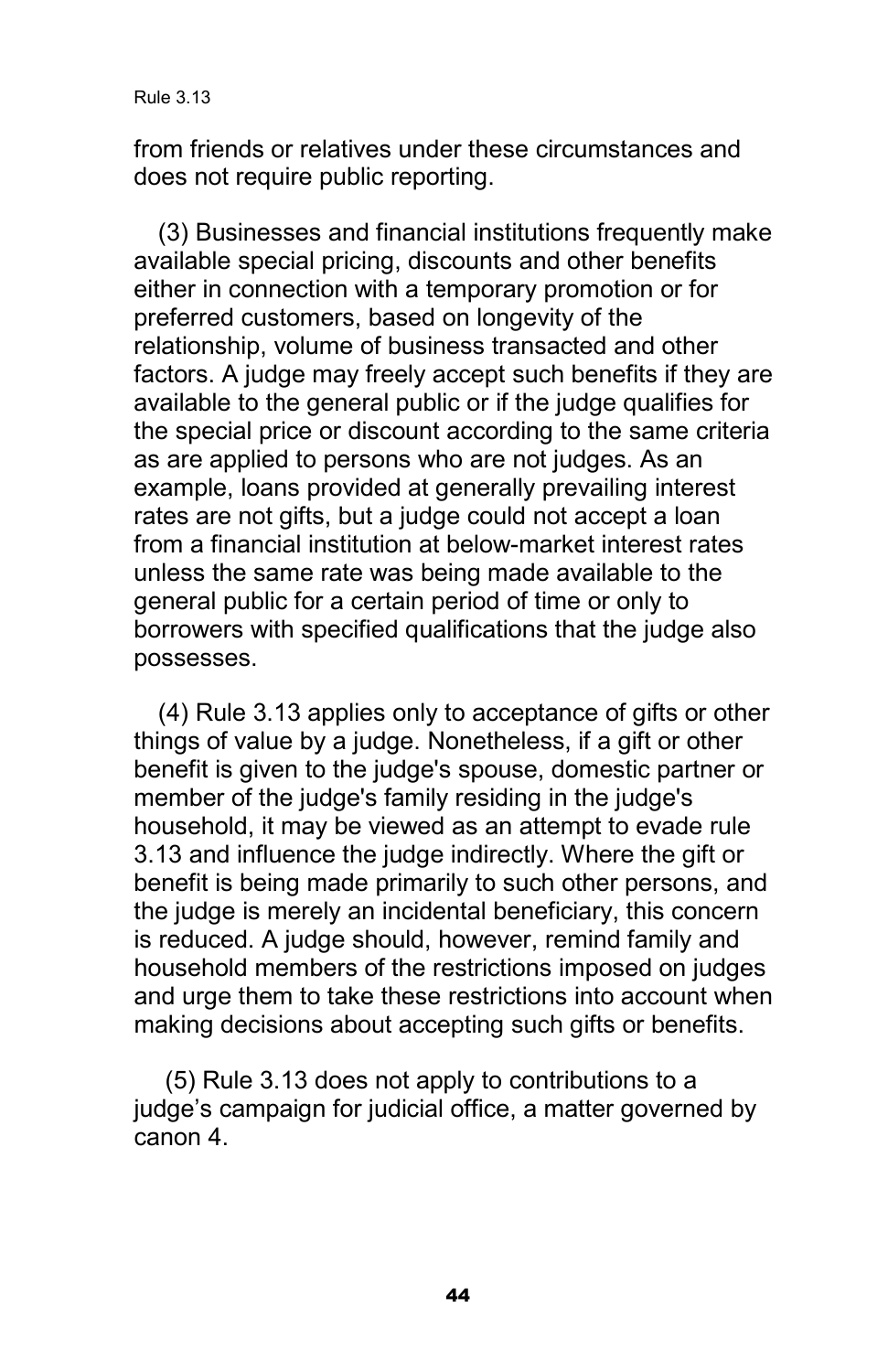from friends or relatives under these circumstances and does not require public reporting.

(3) Businesses and financial institutions frequently make available special pricing, discounts and other benefits either in connection with a temporary promotion or for preferred customers, based on longevity of the relationship, volume of business transacted and other factors. A judge may freely accept such benefits if they are available to the general public or if the judge qualifies for the special price or discount according to the same criteria as are applied to persons who are not judges. As an example, loans provided at generally prevailing interest rates are not gifts, but a judge could not accept a loan from a financial institution at below-market interest rates unless the same rate was being made available to the general public for a certain period of time or only to borrowers with specified qualifications that the judge also possesses.

(4) Rule 3.13 applies only to acceptance of gifts or other things of value by a judge. Nonetheless, if a gift or other benefit is given to the judge's spouse, domestic partner or member of the judge's family residing in the judge's household, it may be viewed as an attempt to evade rule 3.13 and influence the judge indirectly. Where the gift or benefit is being made primarily to such other persons, and the judge is merely an incidental beneficiary, this concern is reduced. A judge should, however, remind family and household members of the restrictions imposed on judges and urge them to take these restrictions into account when making decisions about accepting such gifts or benefits.

(5) Rule 3.13 does not apply to contributions to a judge’s campaign for judicial office, a matter governed by canon 4.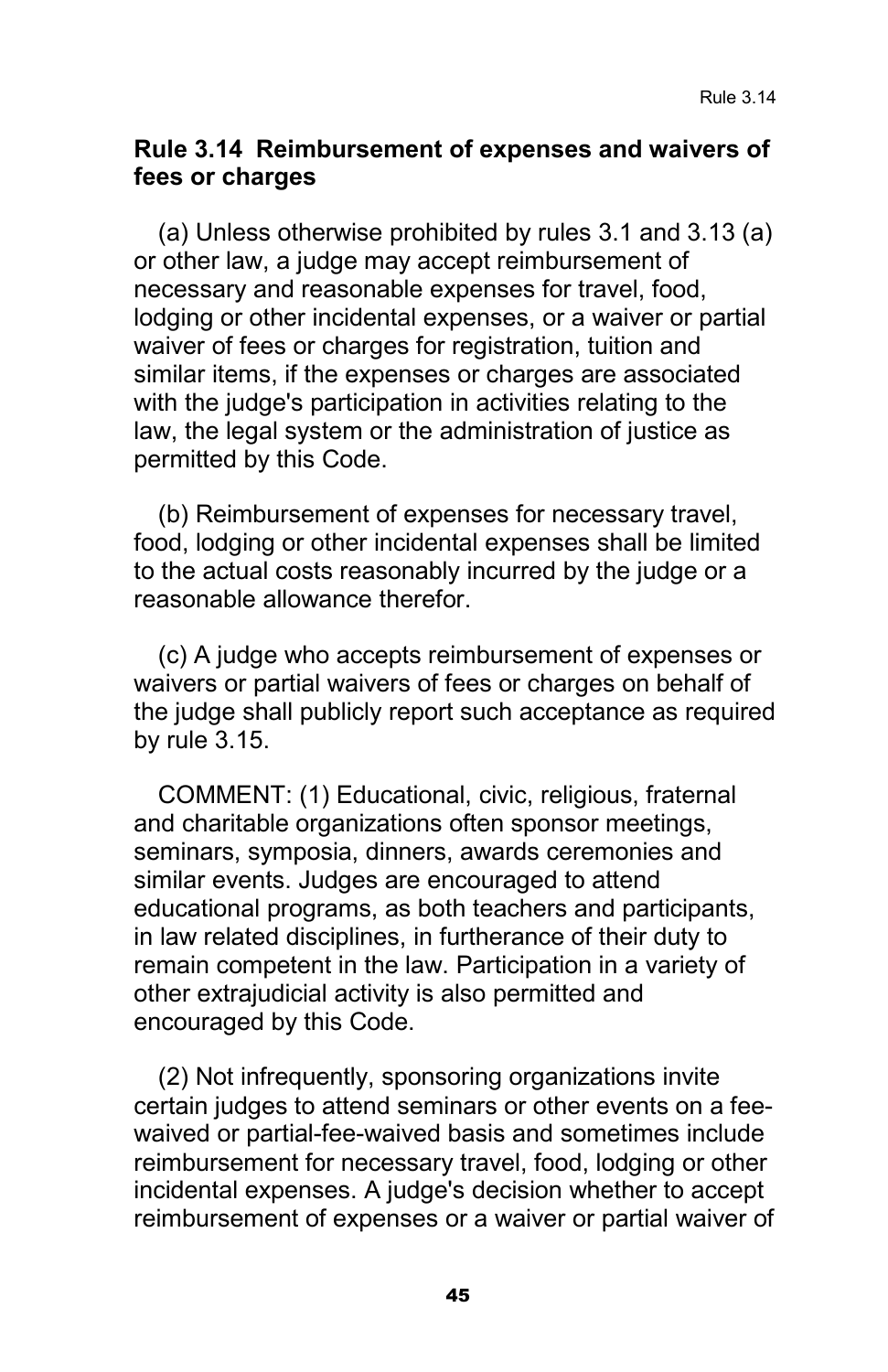## Rule 3.14 Reimbursement of expenses and waivers of fees or charges

(a) Unless otherwise prohibited by rules 3.1 and 3.13 (a) or other law, a judge may accept reimbursement of necessary and reasonable expenses for travel, food, lodging or other incidental expenses, or a waiver or partial waiver of fees or charges for registration, tuition and similar items, if the expenses or charges are associated with the judge's participation in activities relating to the law, the legal system or the administration of justice as permitted by this Code.

(b) Reimbursement of expenses for necessary travel, food, lodging or other incidental expenses shall be limited to the actual costs reasonably incurred by the judge or a reasonable allowance therefor.

(c) A judge who accepts reimbursement of expenses or waivers or partial waivers of fees or charges on behalf of the judge shall publicly report such acceptance as required by rule 3.15.

COMMENT: (1) Educational, civic, religious, fraternal and charitable organizations often sponsor meetings, seminars, symposia, dinners, awards ceremonies and similar events. Judges are encouraged to attend educational programs, as both teachers and participants, in law related disciplines, in furtherance of their duty to remain competent in the law. Participation in a variety of other extrajudicial activity is also permitted and encouraged by this Code.

(2) Not infrequently, sponsoring organizations invite certain judges to attend seminars or other events on a fee-waived or partial-fee-waived basis and sometimes include reimbursement for necessary travel, food, lodging or other incidental expenses. A judge's decision whether to accept reimbursement of expenses or a waiver or partial waiver of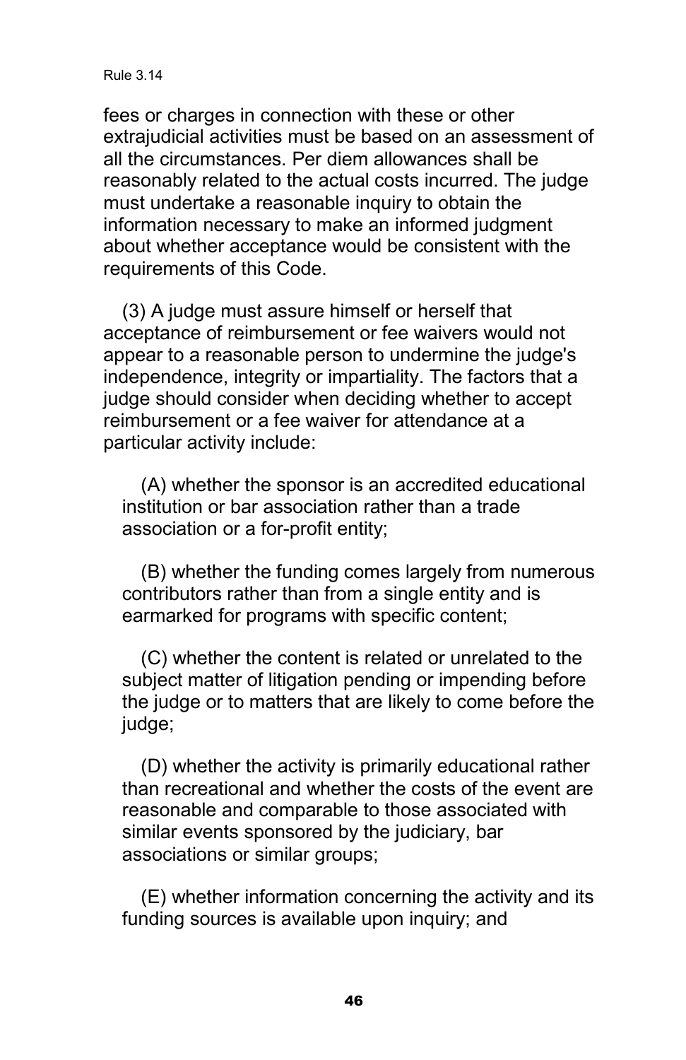fees or charges in connection with these or other extrajudicial activities must be based on an assessment of all the circumstances. Per diem allowances shall be reasonably related to the actual costs incurred. The judge must undertake a reasonable inquiry to obtain the information necessary to make an informed judgment about whether acceptance would be consistent with the requirements of this Code.

(3) A judge must assure himself or herself that acceptance of reimbursement or fee waivers would not appear to a reasonable person to undermine the judge's independence, integrity or impartiality. The factors that a judge should consider when deciding whether to accept reimbursement or a fee waiver for attendance at a particular activity include:

(A) whether the sponsor is an accredited educational institution or bar association rather than a trade association or a for-profit entity;

(B) whether the funding comes largely from numerous contributors rather than from a single entity and is earmarked for programs with specific content;

(C) whether the content is related or unrelated to the subject matter of litigation pending or impending before the judge or to matters that are likely to come before the judge;

(D) whether the activity is primarily educational rather than recreational and whether the costs of the event are reasonable and comparable to those associated with similar events sponsored by the judiciary, bar associations or similar groups;

(E) whether information concerning the activity and its funding sources is available upon inquiry; and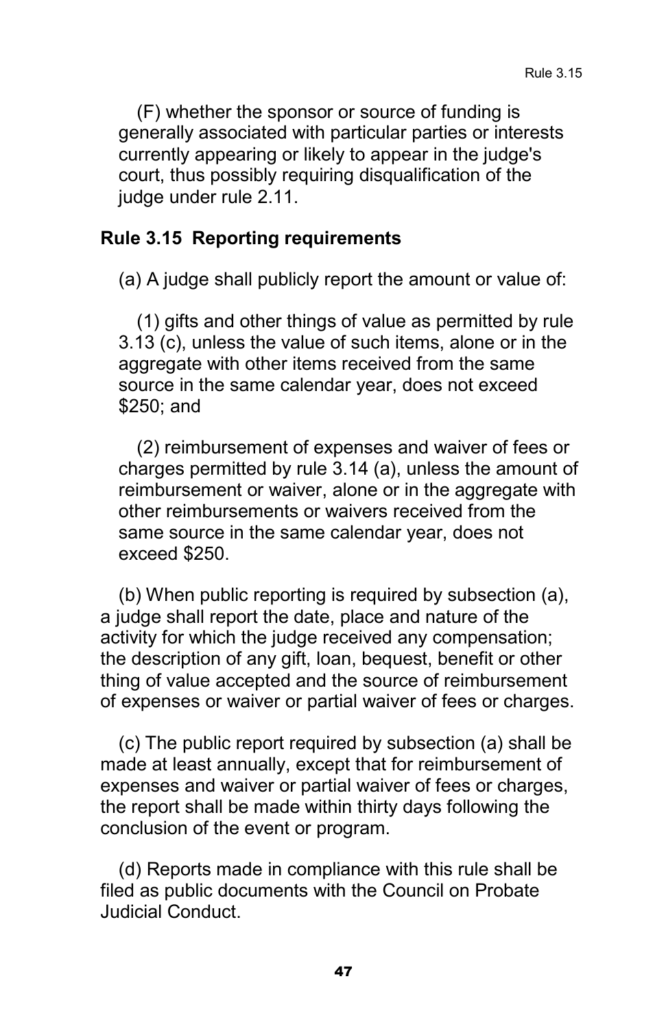(F) whether the sponsor or source of funding is generally associated with particular parties or interests currently appearing or likely to appear in the judge's court, thus possibly requiring disqualification of the judge under rule 2.11.

### Rule 3.15 Reporting requirements

(a) A judge shall publicly report the amount or value of:

(1) gifts and other things of value as permitted by rule 3.13 (c), unless the value of such items, alone or in the aggregate with other items received from the same source in the same calendar year, does not exceed $250; and

(2) reimbursement of expenses and waiver of fees or charges permitted by rule 3.14 (a), unless the amount of reimbursement or waiver, alone or in the aggregate with other reimbursements or waivers received from the same source in the same calendar year, does not exceed $250.

(b) When public reporting is required by subsection (a), a judge shall report the date, place and nature of the activity for which the judge received any compensation; the description of any gift, loan, bequest, benefit or other thing of value accepted and the source of reimbursement of expenses or waiver or partial waiver of fees or charges.

(c) The public report required by subsection (a) shall be made at least annually, except that for reimbursement of expenses and waiver or partial waiver of fees or charges, the report shall be made within thirty days following the conclusion of the event or program.

(d) Reports made in compliance with this rule shall be filed as public documents with the Council on Probate Judicial Conduct.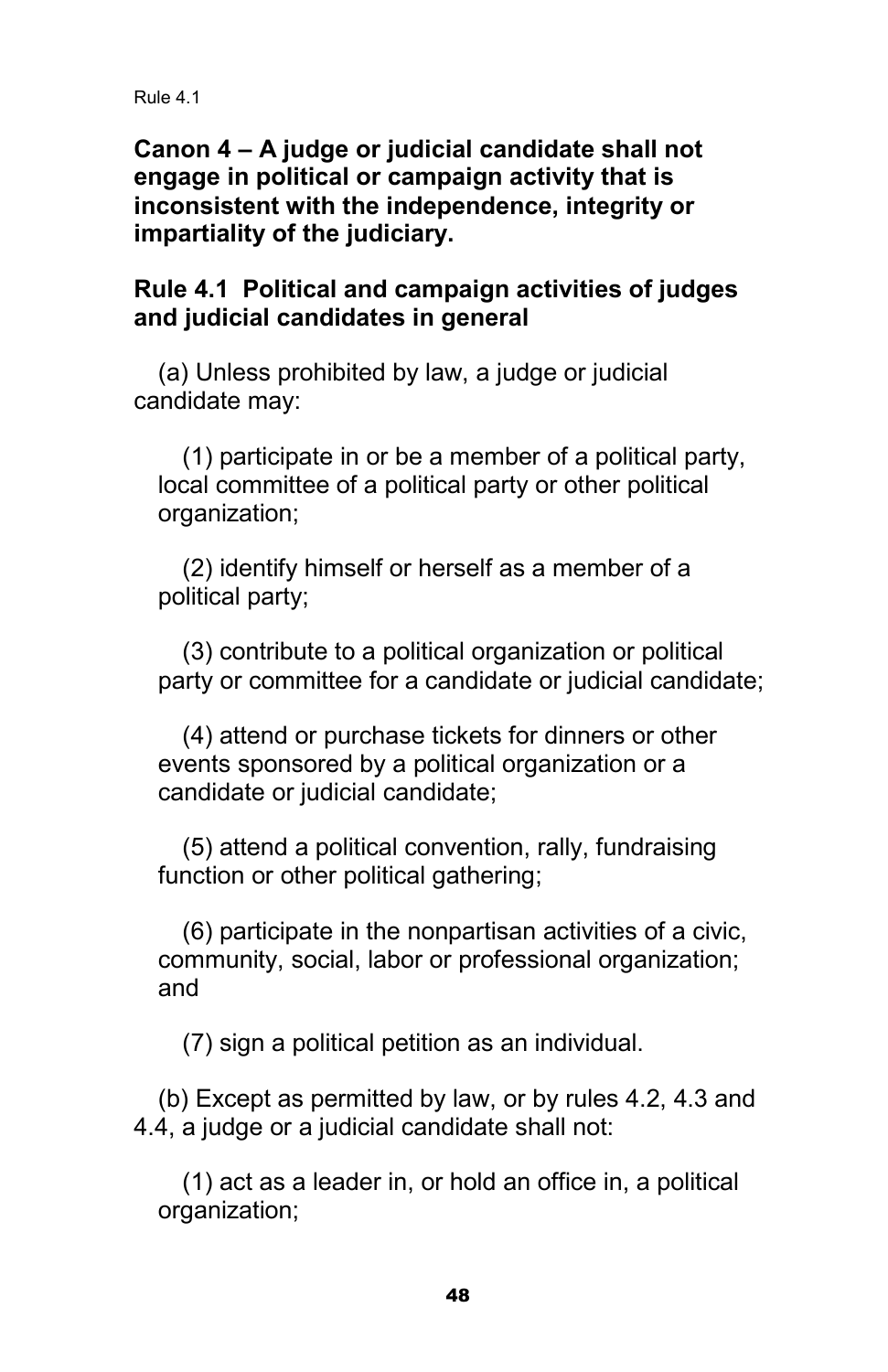**Canon 4 – A judge or judicial candidate shall not engage in political or campaign activity that is inconsistent with the independence, integrity or impartiality of the judiciary.**

**Rule 4.1 Political and campaign activities of judges and judicial candidates in general**

(a) Unless prohibited by law, a judge or judicial candidate may:

(1) participate in or be a member of a political party, local committee of a political party or other political organization;

(2) identify himself or herself as a member of a political party;

(3) contribute to a political organization or political party or committee for a candidate or judicial candidate;

(4) attend or purchase tickets for dinners or other events sponsored by a political organization or a candidate or judicial candidate;

(5) attend a political convention, rally, fundraising function or other political gathering;

(6) participate in the nonpartisan activities of a civic, community, social, labor or professional organization; and

(7) sign a political petition as an individual.

(b) Except as permitted by law, or by rules 4.2, 4.3 and 4.4, a judge or a judicial candidate shall not:

(1) act as a leader in, or hold an office in, a political organization;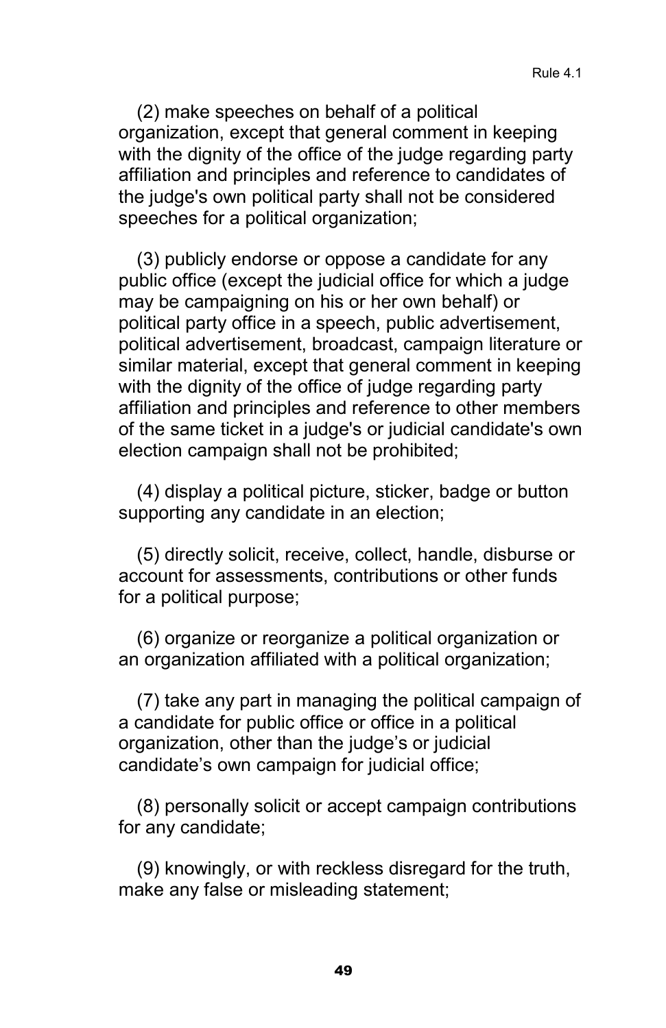(2) make speeches on behalf of a political organization, except that general comment in keeping with the dignity of the office of the judge regarding party affiliation and principles and reference to candidates of the judge's own political party shall not be considered speeches for a political organization;

(3) publicly endorse or oppose a candidate for any public office (except the judicial office for which a judge may be campaigning on his or her own behalf) or political party office in a speech, public advertisement, political advertisement, broadcast, campaign literature or similar material, except that general comment in keeping with the dignity of the office of judge regarding party affiliation and principles and reference to other members of the same ticket in a judge's or judicial candidate's own election campaign shall not be prohibited;

(4) display a political picture, sticker, badge or button supporting any candidate in an election;

(5) directly solicit, receive, collect, handle, disburse or account for assessments, contributions or other funds for a political purpose;

(6) organize or reorganize a political organization or an organization affiliated with a political organization;

(7) take any part in managing the political campaign of a candidate for public office or office in a political organization, other than the judge’s or judicial candidate’s own campaign for judicial office;

(8) personally solicit or accept campaign contributions for any candidate;

(9) knowingly, or with reckless disregard for the truth, make any false or misleading statement;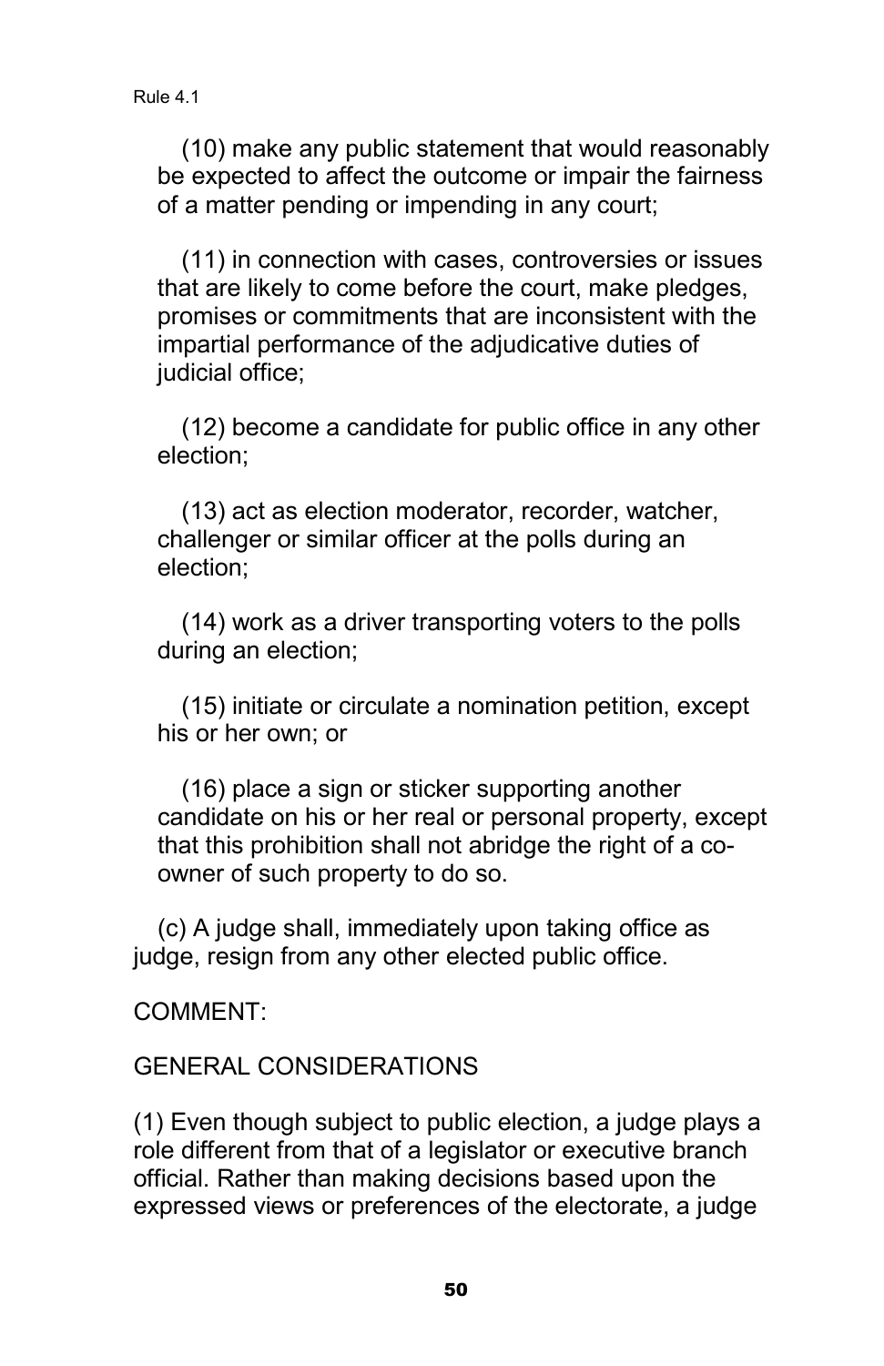(10) make any public statement that would reasonably be expected to affect the outcome or impair the fairness of a matter pending or impending in any court;

(11) in connection with cases, controversies or issues that are likely to come before the court, make pledges, promises or commitments that are inconsistent with the impartial performance of the adjudicative duties of judicial office;

(12) become a candidate for public office in any other election;

(13) act as election moderator, recorder, watcher, challenger or similar officer at the polls during an election;

(14) work as a driver transporting voters to the polls during an election;

(15) initiate or circulate a nomination petition, except his or her own; or

(16) place a sign or sticker supporting another candidate on his or her real or personal property, except that this prohibition shall not abridge the right of a co-owner of such property to do so.

(c) A judge shall, immediately upon taking office as judge, resign from any other elected public office.

COMMENT:

GENERAL CONSIDERATIONS

(1) Even though subject to public election, a judge plays a role different from that of a legislator or executive branch official. Rather than making decisions based upon the expressed views or preferences of the electorate, a judge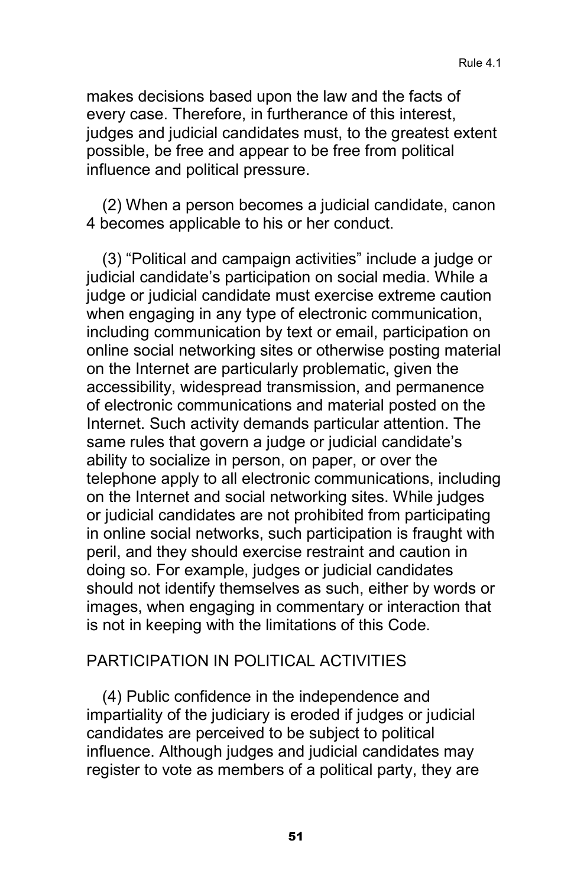makes decisions based upon the law and the facts of every case. Therefore, in furtherance of this interest, judges and judicial candidates must, to the greatest extent possible, be free and appear to be free from political influence and political pressure.

(2) When a person becomes a judicial candidate, canon 4 becomes applicable to his or her conduct.

(3) "Political and campaign activities" include a judge or judicial candidate's participation on social media. While a judge or judicial candidate must exercise extreme caution when engaging in any type of electronic communication, including communication by text or email, participation on online social networking sites or otherwise posting material on the Internet are particularly problematic, given the accessibility, widespread transmission, and permanence of electronic communications and material posted on the Internet. Such activity demands particular attention. The same rules that govern a judge or judicial candidate's ability to socialize in person, on paper, or over the telephone apply to all electronic communications, including on the Internet and social networking sites. While judges or judicial candidates are not prohibited from participating in online social networks, such participation is fraught with peril, and they should exercise restraint and caution in doing so. For example, judges or judicial candidates should not identify themselves as such, either by words or images, when engaging in commentary or interaction that is not in keeping with the limitations of this Code.

## PARTICIPATION IN POLITICAL ACTIVITIES

(4) Public confidence in the independence and impartiality of the judiciary is eroded if judges or judicial candidates are perceived to be subject to political influence. Although judges and judicial candidates may register to vote as members of a political party, they are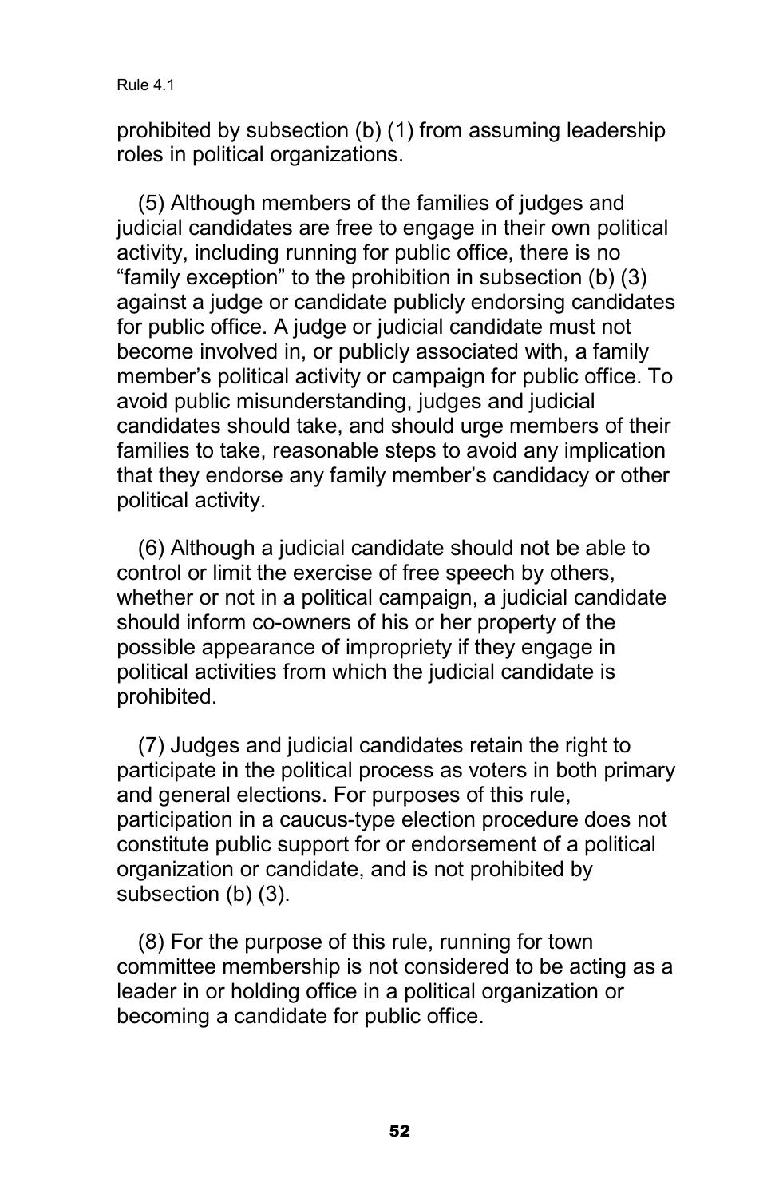prohibited by subsection (b) (1) from assuming leadership roles in political organizations.

(5) Although members of the families of judges and judicial candidates are free to engage in their own political activity, including running for public office, there is no “family exception” to the prohibition in subsection (b) (3) against a judge or candidate publicly endorsing candidates for public office. A judge or judicial candidate must not become involved in, or publicly associated with, a family member’s political activity or campaign for public office. To avoid public misunderstanding, judges and judicial candidates should take, and should urge members of their families to take, reasonable steps to avoid any implication that they endorse any family member’s candidacy or other political activity.

(6) Although a judicial candidate should not be able to control or limit the exercise of free speech by others, whether or not in a political campaign, a judicial candidate should inform co-owners of his or her property of the possible appearance of impropriety if they engage in political activities from which the judicial candidate is prohibited.

(7) Judges and judicial candidates retain the right to participate in the political process as voters in both primary and general elections. For purposes of this rule, participation in a caucus-type election procedure does not constitute public support for or endorsement of a political organization or candidate, and is not prohibited by subsection (b) (3).

(8) For the purpose of this rule, running for town committee membership is not considered to be acting as a leader in or holding office in a political organization or becoming a candidate for public office.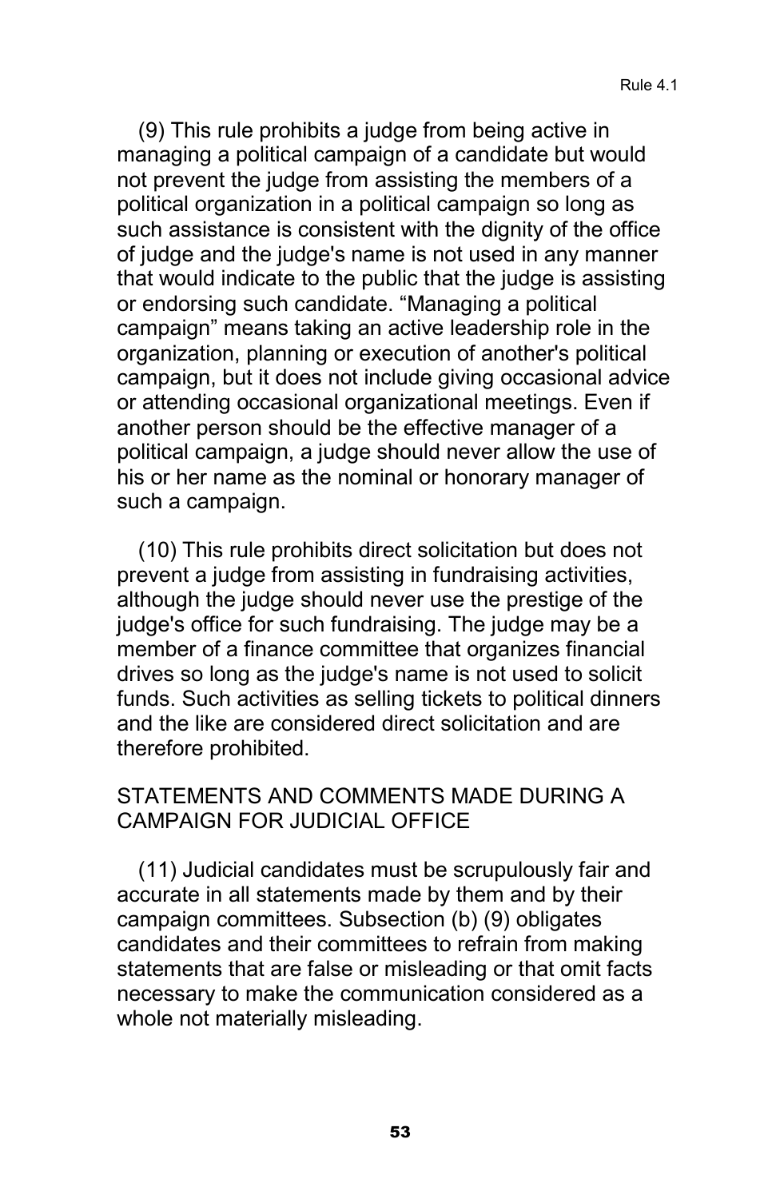(9) This rule prohibits a judge from being active in managing a political campaign of a candidate but would not prevent the judge from assisting the members of a political organization in a political campaign so long as such assistance is consistent with the dignity of the office of judge and the judge's name is not used in any manner that would indicate to the public that the judge is assisting or endorsing such candidate. “Managing a political campaign” means taking an active leadership role in the organization, planning or execution of another's political campaign, but it does not include giving occasional advice or attending occasional organizational meetings. Even if another person should be the effective manager of a political campaign, a judge should never allow the use of his or her name as the nominal or honorary manager of such a campaign.

(10) This rule prohibits direct solicitation but does not prevent a judge from assisting in fundraising activities, although the judge should never use the prestige of the judge's office for such fundraising. The judge may be a member of a finance committee that organizes financial drives so long as the judge's name is not used to solicit funds. Such activities as selling tickets to political dinners and the like are considered direct solicitation and are therefore prohibited.

## STATEMENTS AND COMMENTS MADE DURING A CAMPAIGN FOR JUDICIAL OFFICE

(11) Judicial candidates must be scrupulously fair and accurate in all statements made by them and by their campaign committees. Subsection (b) (9) obligates candidates and their committees to refrain from making statements that are false or misleading or that omit facts necessary to make the communication considered as a whole not materially misleading.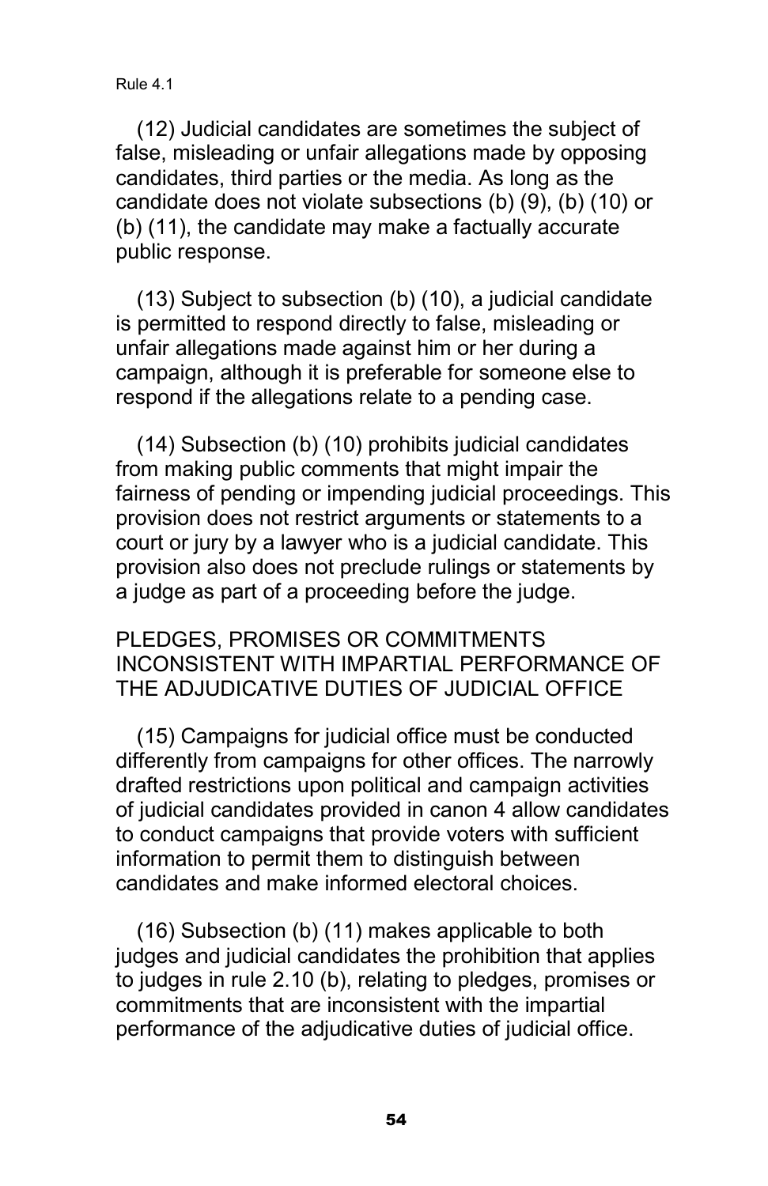(12) Judicial candidates are sometimes the subject of false, misleading or unfair allegations made by opposing candidates, third parties or the media. As long as the candidate does not violate subsections (b) (9), (b) (10) or (b) (11), the candidate may make a factually accurate public response.

(13) Subject to subsection (b) (10), a judicial candidate is permitted to respond directly to false, misleading or unfair allegations made against him or her during a campaign, although it is preferable for someone else to respond if the allegations relate to a pending case.

(14) Subsection (b) (10) prohibits judicial candidates from making public comments that might impair the fairness of pending or impending judicial proceedings. This provision does not restrict arguments or statements to a court or jury by a lawyer who is a judicial candidate. This provision also does not preclude rulings or statements by a judge as part of a proceeding before the judge.

PLEDGES, PROMISES OR COMMITMENTS INCONSISTENT WITH IMPARTIAL PERFORMANCE OF THE ADJUDICATIVE DUTIES OF JUDICIAL OFFICE

(15) Campaigns for judicial office must be conducted differently from campaigns for other offices. The narrowly drafted restrictions upon political and campaign activities of judicial candidates provided in canon 4 allow candidates to conduct campaigns that provide voters with sufficient information to permit them to distinguish between candidates and make informed electoral choices.

(16) Subsection (b) (11) makes applicable to both judges and judicial candidates the prohibition that applies to judges in rule 2.10 (b), relating to pledges, promises or commitments that are inconsistent with the impartial performance of the adjudicative duties of judicial office.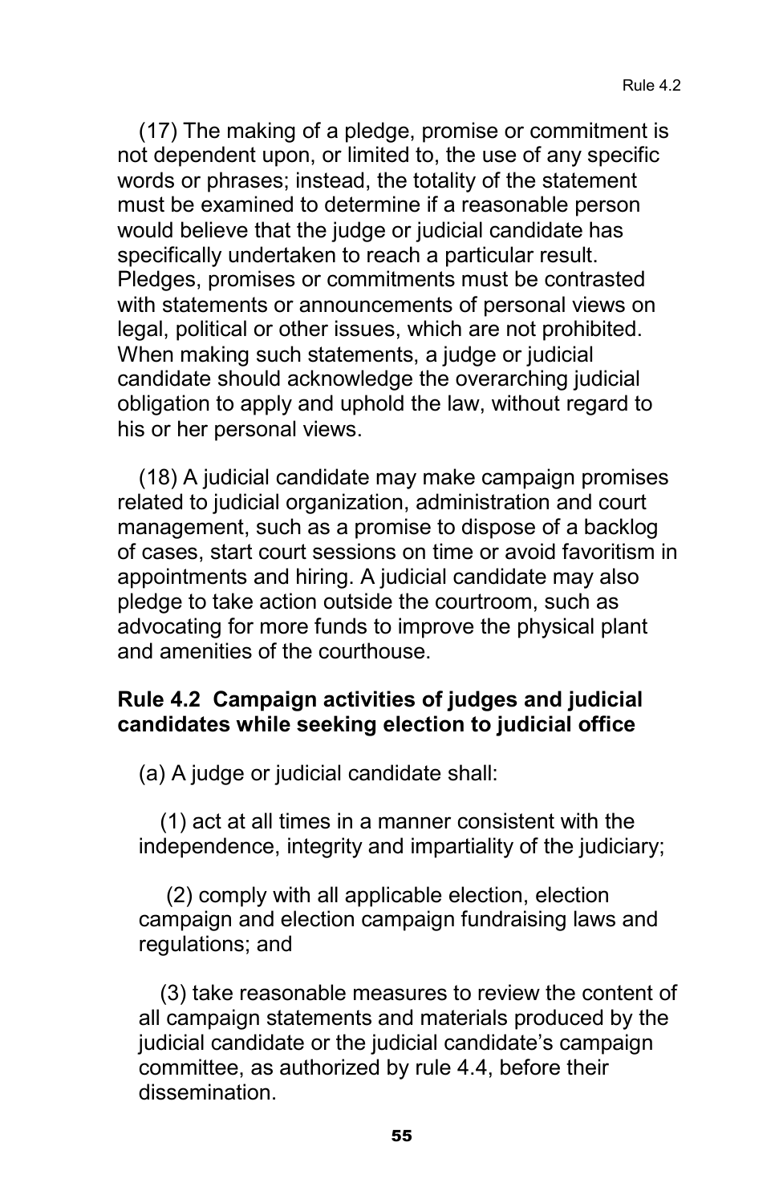(17) The making of a pledge, promise or commitment is not dependent upon, or limited to, the use of any specific words or phrases; instead, the totality of the statement must be examined to determine if a reasonable person would believe that the judge or judicial candidate has specifically undertaken to reach a particular result. Pledges, promises or commitments must be contrasted with statements or announcements of personal views on legal, political or other issues, which are not prohibited. When making such statements, a judge or judicial candidate should acknowledge the overarching judicial obligation to apply and uphold the law, without regard to his or her personal views.

(18) A judicial candidate may make campaign promises related to judicial organization, administration and court management, such as a promise to dispose of a backlog of cases, start court sessions on time or avoid favoritism in appointments and hiring. A judicial candidate may also pledge to take action outside the courtroom, such as advocating for more funds to improve the physical plant and amenities of the courthouse.

**Rule 4.2 Campaign activities of judges and judicial candidates while seeking election to judicial office**

(a) A judge or judicial candidate shall:

(1) act at all times in a manner consistent with the independence, integrity and impartiality of the judiciary;

(2) comply with all applicable election, election campaign and election campaign fundraising laws and regulations; and

(3) take reasonable measures to review the content of all campaign statements and materials produced by the judicial candidate or the judicial candidate's campaign committee, as authorized by rule 4.4, before their dissemination.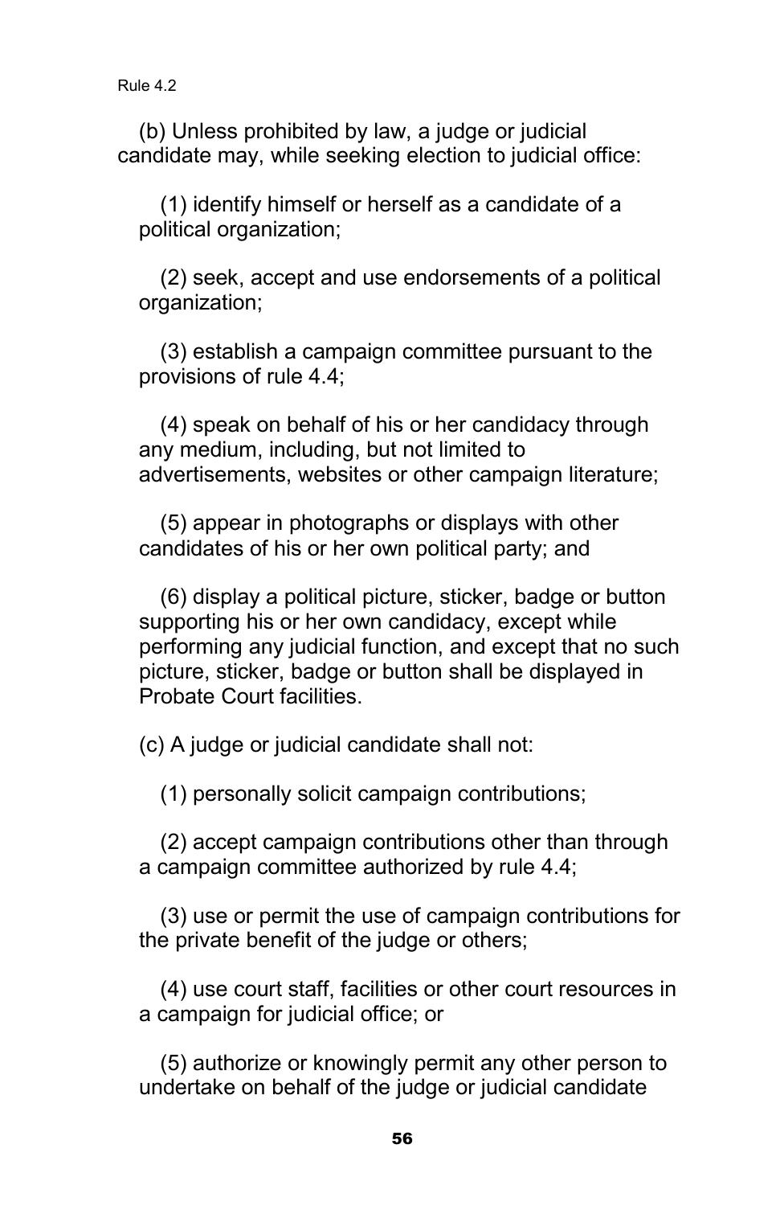(b) Unless prohibited by law, a judge or judicial candidate may, while seeking election to judicial office:

(1) identify himself or herself as a candidate of a political organization;

(2) seek, accept and use endorsements of a political organization;

(3) establish a campaign committee pursuant to the provisions of rule 4.4;

(4) speak on behalf of his or her candidacy through any medium, including, but not limited to advertisements, websites or other campaign literature;

(5) appear in photographs or displays with other candidates of his or her own political party; and

(6) display a political picture, sticker, badge or button supporting his or her own candidacy, except while performing any judicial function, and except that no such picture, sticker, badge or button shall be displayed in Probate Court facilities.

(c) A judge or judicial candidate shall not:

(1) personally solicit campaign contributions;

(2) accept campaign contributions other than through a campaign committee authorized by rule 4.4;

(3) use or permit the use of campaign contributions for the private benefit of the judge or others;

(4) use court staff, facilities or other court resources in a campaign for judicial office; or

(5) authorize or knowingly permit any other person to undertake on behalf of the judge or judicial candidate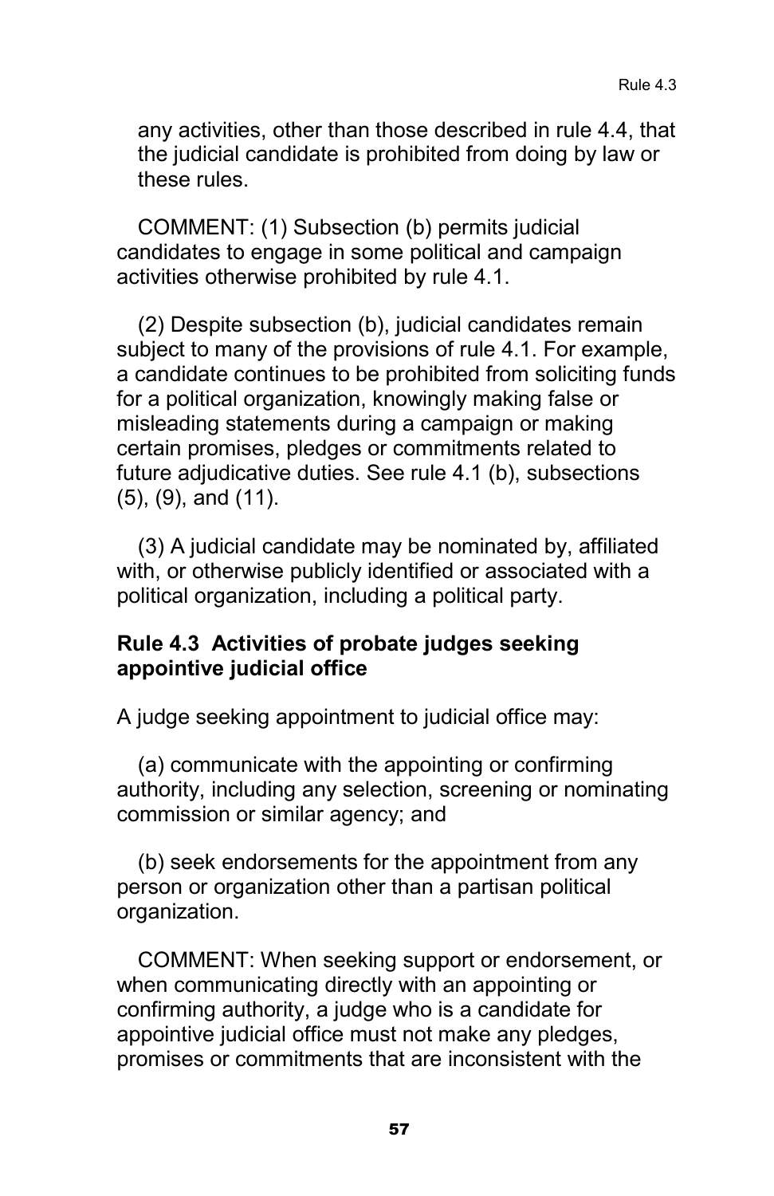any activities, other than those described in rule 4.4, that the judicial candidate is prohibited from doing by law or these rules.

COMMENT: (1) Subsection (b) permits judicial candidates to engage in some political and campaign activities otherwise prohibited by rule 4.1.

(2) Despite subsection (b), judicial candidates remain subject to many of the provisions of rule 4.1. For example, a candidate continues to be prohibited from soliciting funds for a political organization, knowingly making false or misleading statements during a campaign or making certain promises, pledges or commitments related to future adjudicative duties. See rule 4.1 (b), subsections (5), (9), and (11).

(3) A judicial candidate may be nominated by, affiliated with, or otherwise publicly identified or associated with a political organization, including a political party.

**Rule 4.3 Activities of probate judges seeking appointive judicial office**

A judge seeking appointment to judicial office may:

(a) communicate with the appointing or confirming authority, including any selection, screening or nominating commission or similar agency; and

(b) seek endorsements for the appointment from any person or organization other than a partisan political organization.

COMMENT: When seeking support or endorsement, or when communicating directly with an appointing or confirming authority, a judge who is a candidate for appointive judicial office must not make any pledges, promises or commitments that are inconsistent with the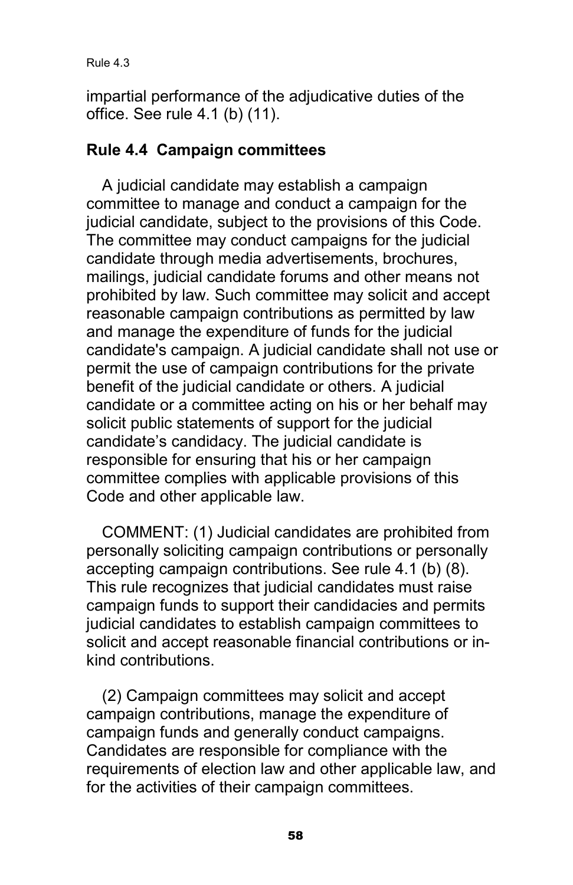impartial performance of the adjudicative duties of the office. See rule 4.1 (b) (11).

## Rule 4.4 Campaign committees

A judicial candidate may establish a campaign committee to manage and conduct a campaign for the judicial candidate, subject to the provisions of this Code. The committee may conduct campaigns for the judicial candidate through media advertisements, brochures, mailings, judicial candidate forums and other means not prohibited by law. Such committee may solicit and accept reasonable campaign contributions as permitted by law and manage the expenditure of funds for the judicial candidate's campaign. A judicial candidate shall not use or permit the use of campaign contributions for the private benefit of the judicial candidate or others. A judicial candidate or a committee acting on his or her behalf may solicit public statements of support for the judicial candidate's candidacy. The judicial candidate is responsible for ensuring that his or her campaign committee complies with applicable provisions of this Code and other applicable law.

COMMENT: (1) Judicial candidates are prohibited from personally soliciting campaign contributions or personally accepting campaign contributions. See rule 4.1 (b) (8). This rule recognizes that judicial candidates must raise campaign funds to support their candidacies and permits judicial candidates to establish campaign committees to solicit and accept reasonable financial contributions or in-kind contributions.

(2) Campaign committees may solicit and accept campaign contributions, manage the expenditure of campaign funds and generally conduct campaigns. Candidates are responsible for compliance with the requirements of election law and other applicable law, and for the activities of their campaign committees.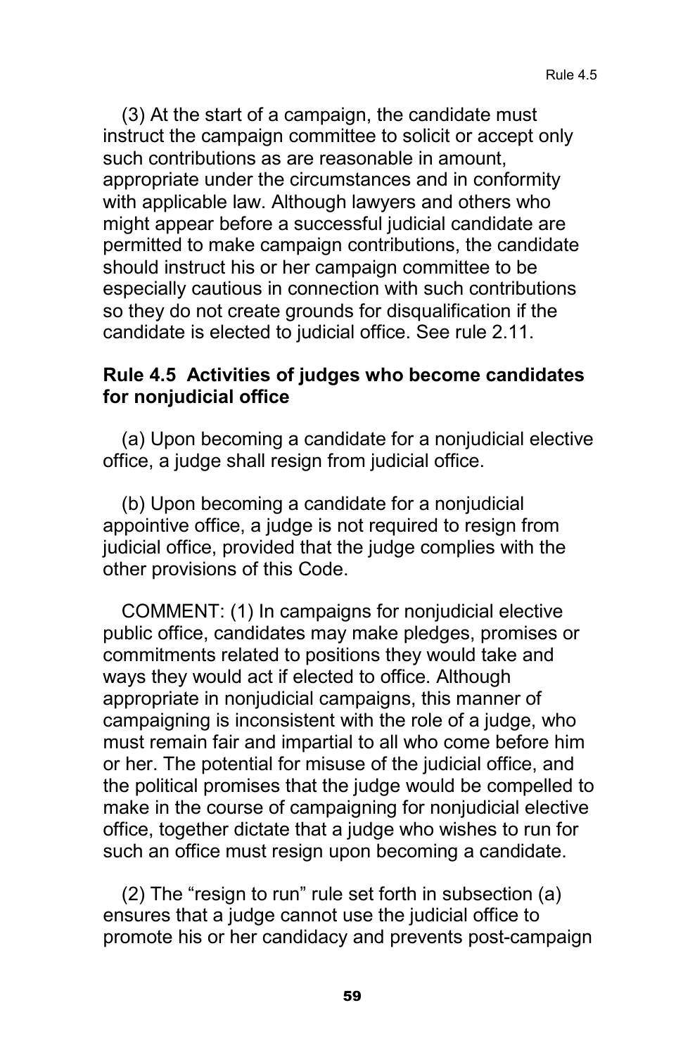(3) At the start of a campaign, the candidate must instruct the campaign committee to solicit or accept only such contributions as are reasonable in amount, appropriate under the circumstances and in conformity with applicable law. Although lawyers and others who might appear before a successful judicial candidate are permitted to make campaign contributions, the candidate should instruct his or her campaign committee to be especially cautious in connection with such contributions so they do not create grounds for disqualification if the candidate is elected to judicial office. See rule 2.11.

### Rule 4.5 Activities of judges who become candidates for nonjudicial office

(a) Upon becoming a candidate for a nonjudicial elective office, a judge shall resign from judicial office.

(b) Upon becoming a candidate for a nonjudicial appointive office, a judge is not required to resign from judicial office, provided that the judge complies with the other provisions of this Code.

COMMENT: (1) In campaigns for nonjudicial elective public office, candidates may make pledges, promises or commitments related to positions they would take and ways they would act if elected to office. Although appropriate in nonjudicial campaigns, this manner of campaigning is inconsistent with the role of a judge, who must remain fair and impartial to all who come before him or her. The potential for misuse of the judicial office, and the political promises that the judge would be compelled to make in the course of campaigning for nonjudicial elective office, together dictate that a judge who wishes to run for such an office must resign upon becoming a candidate.

(2) The "resign to run" rule set forth in subsection (a) ensures that a judge cannot use the judicial office to promote his or her candidacy and prevents post-campaign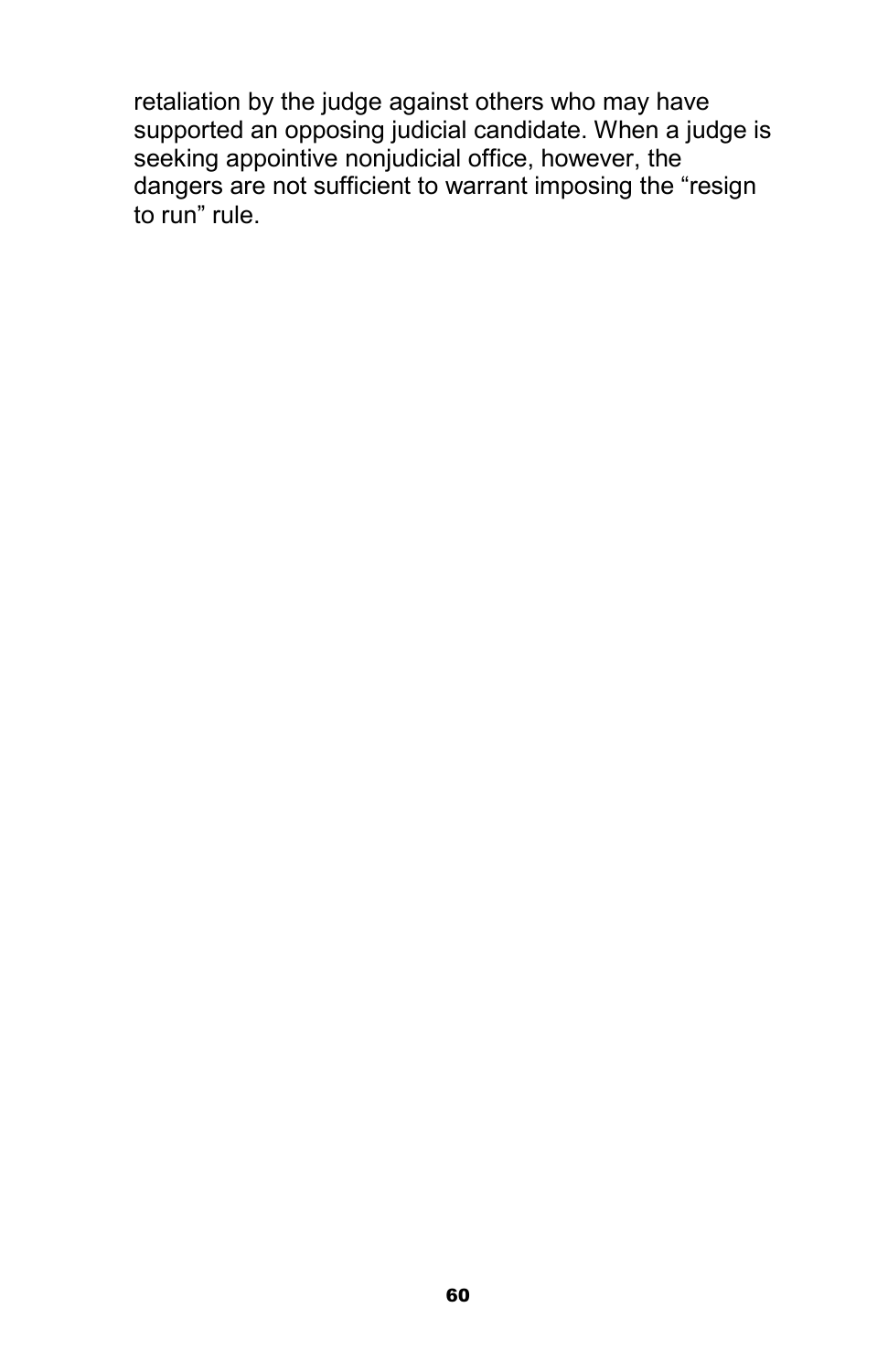retaliation by the judge against others who may have supported an opposing judicial candidate. When a judge is seeking appointive nonjudicial office, however, the dangers are not sufficient to warrant imposing the “resign to run” rule.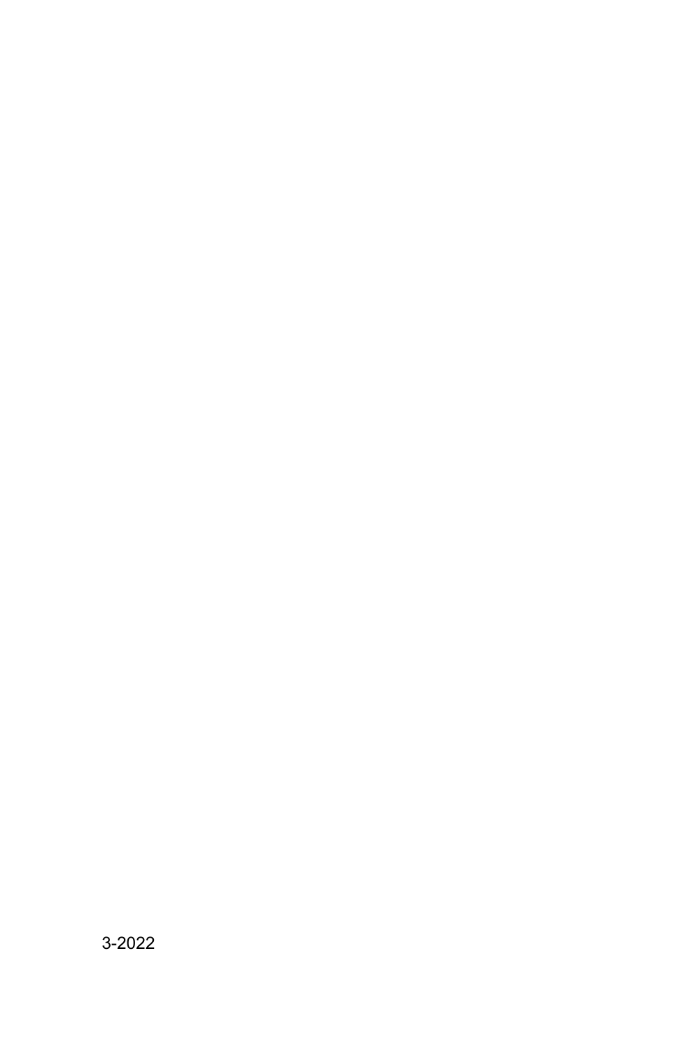3-2022